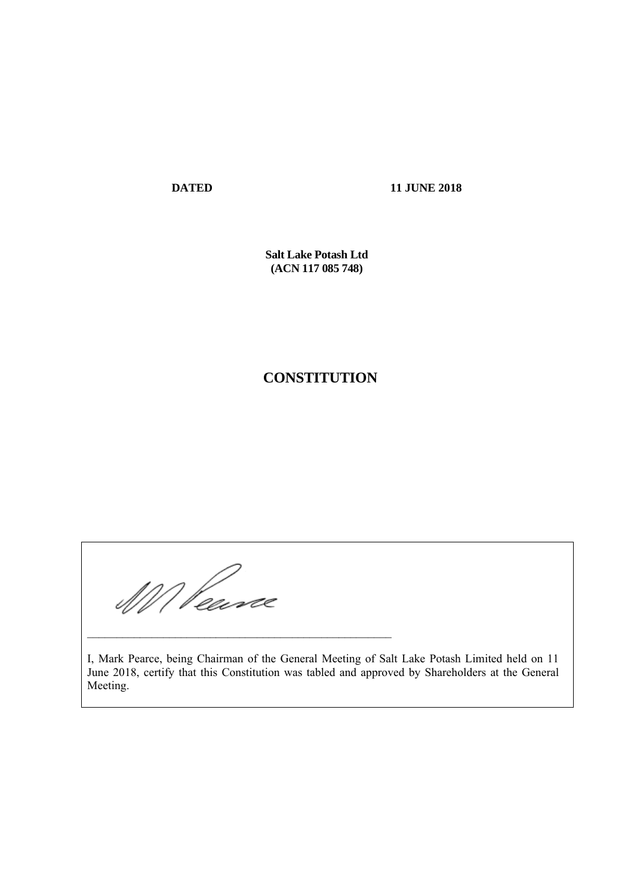**DATED** **11 JUNE 2018**

**Salt Lake Potash Ltd**
**(ACN 117 085 748)**

# CONSTITUTION

_______________________________________________

I, Mark Pearce, being Chairman of the General Meeting of Salt Lake Potash Limited held on 11 June 2018, certify that this Constitution was tabled and approved by Shareholders at the General Meeting.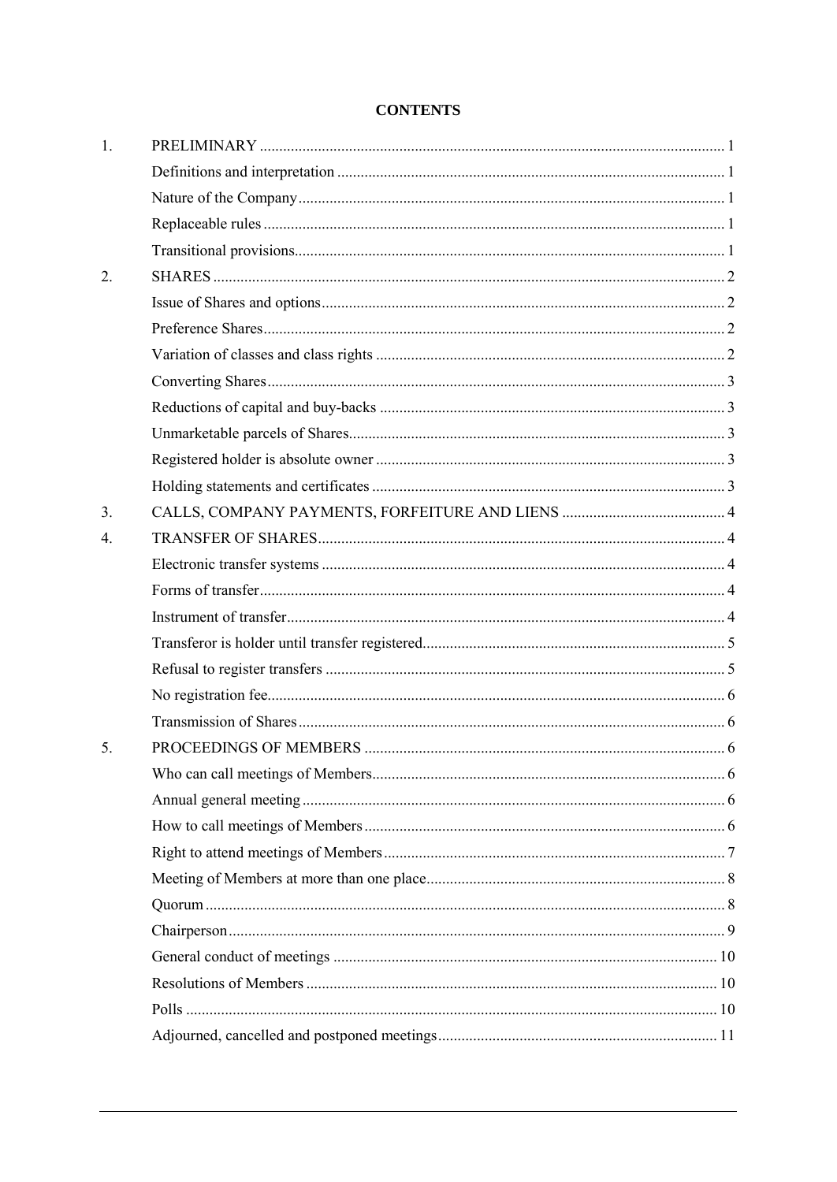# CONTENTS

| | | |
|---|---|---|
| 1. | PRELIMINARY | 1 |
| | Definitions and interpretation | 1 |
| | Nature of the Company | 1 |
| | Replaceable rules | 1 |
| | Transitional provisions | 1 |
| 2. | SHARES | 2 |
| | Issue of Shares and options | 2 |
| | Preference Shares | 2 |
| | Variation of classes and class rights | 2 |
| | Converting Shares | 3 |
| | Reductions of capital and buy-backs | 3 |
| | Unmarketable parcels of Shares | 3 |
| | Registered holder is absolute owner | 3 |
| | Holding statements and certificates | 3 |
| 3. | CALLS, COMPANY PAYMENTS, FORFEITURE AND LIENS | 4 |
| 4. | TRANSFER OF SHARES | 4 |
| | Electronic transfer systems | 4 |
| | Forms of transfer | 4 |
| | Instrument of transfer | 4 |
| | Transferor is holder until transfer registered | 5 |
| | Refusal to register transfers | 5 |
| | No registration fee | 6 |
| | Transmission of Shares | 6 |
| 5. | PROCEEDINGS OF MEMBERS | 6 |
| | Who can call meetings of Members | 6 |
| | Annual general meeting | 6 |
| | How to call meetings of Members | 6 |
| | Right to attend meetings of Members | 7 |
| | Meeting of Members at more than one place | 8 |
| | Quorum | 8 |
| | Chairperson | 9 |
| | General conduct of meetings | 10 |
| | Resolutions of Members | 10 |
| | Polls | 10 |
| | Adjourned, cancelled and postponed meetings | 11 |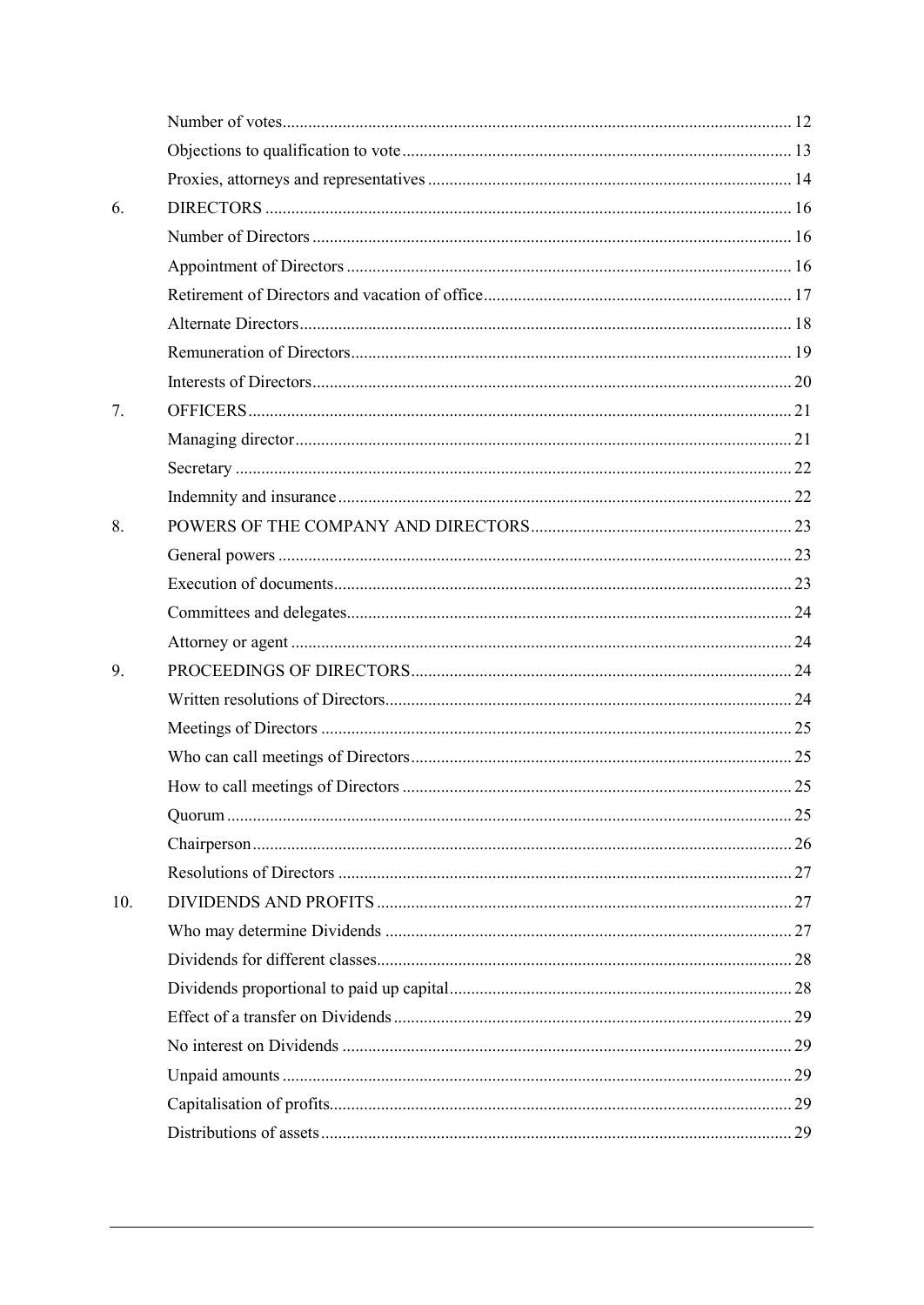| | | |
|---|---|---|
| | Number of votes | 12 |
| | Objections to qualification to vote | 13 |
| | Proxies, attorneys and representatives | 14 |
| 6. | DIRECTORS | 16 |
| | Number of Directors | 16 |
| | Appointment of Directors | 16 |
| | Retirement of Directors and vacation of office | 17 |
| | Alternate Directors | 18 |
| | Remuneration of Directors | 19 |
| | Interests of Directors | 20 |
| 7. | OFFICERS | 21 |
| | Managing director | 21 |
| | Secretary | 22 |
| | Indemnity and insurance | 22 |
| 8. | POWERS OF THE COMPANY AND DIRECTORS | 23 |
| | General powers | 23 |
| | Execution of documents | 23 |
| | Committees and delegates | 24 |
| | Attorney or agent | 24 |
| 9. | PROCEEDINGS OF DIRECTORS | 24 |
| | Written resolutions of Directors | 24 |
| | Meetings of Directors | 25 |
| | Who can call meetings of Directors | 25 |
| | How to call meetings of Directors | 25 |
| | Quorum | 25 |
| | Chairperson | 26 |
| | Resolutions of Directors | 27 |
| 10. | DIVIDENDS AND PROFITS | 27 |
| | Who may determine Dividends | 27 |
| | Dividends for different classes | 28 |
| | Dividends proportional to paid up capital | 28 |
| | Effect of a transfer on Dividends | 29 |
| | No interest on Dividends | 29 |
| | Unpaid amounts | 29 |
| | Capitalisation of profits | 29 |
| | Distributions of assets | 29 |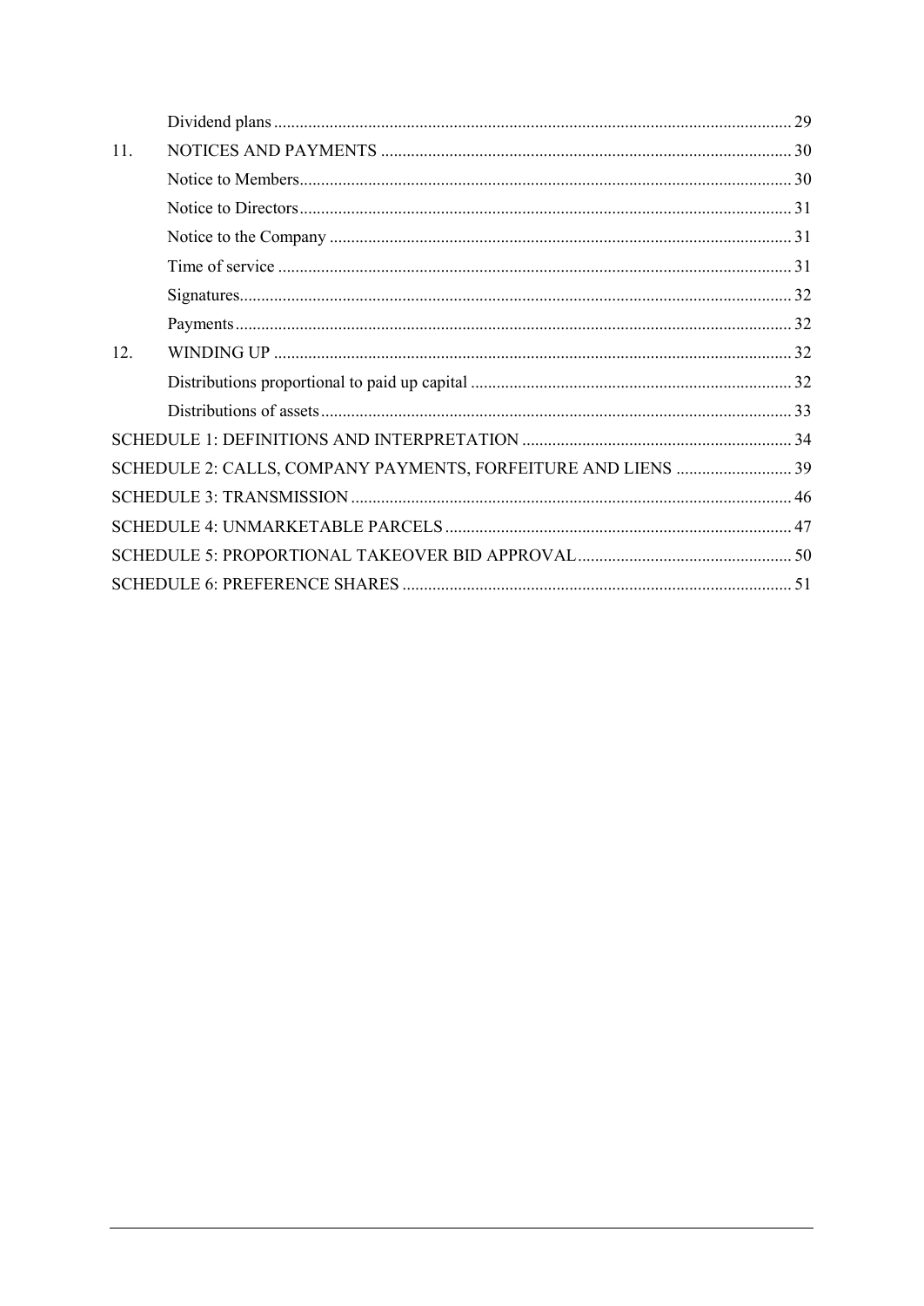| | | |
|---|---|---|
| | Dividend plans | 29 |
| 11. | NOTICES AND PAYMENTS | 30 |
| | Notice to Members | 30 |
| | Notice to Directors | 31 |
| | Notice to the Company | 31 |
| | Time of service | 31 |
| | Signatures | 32 |
| | Payments | 32 |
| 12. | WINDING UP | 32 |
| | Distributions proportional to paid up capital | 32 |
| | Distributions of assets | 33 |
| SCHEDULE 1: DEFINITIONS AND INTERPRETATION | | 34 |
| SCHEDULE 2: CALLS, COMPANY PAYMENTS, FORFEITURE AND LIENS | | 39 |
| SCHEDULE 3: TRANSMISSION | | 46 |
| SCHEDULE 4: UNMARKETABLE PARCELS | | 47 |
| SCHEDULE 5: PROPORTIONAL TAKEOVER BID APPROVAL | | 50 |
| SCHEDULE 6: PREFERENCE SHARES | | 51 |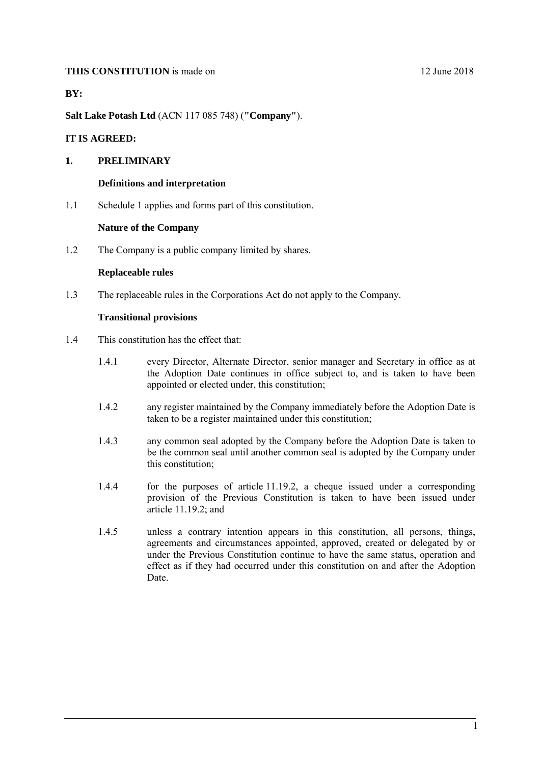**THIS CONSTITUTION** is made on 12 June 2018

**BY:**

**Salt Lake Potash Ltd** (ACN 117 085 748) (**"Company"**).

**IT IS AGREED:**

## 1. PRELIMINARY

### Definitions and interpretation

1.1 Schedule 1 applies and forms part of this constitution.

### Nature of the Company

1.2 The Company is a public company limited by shares.

### Replaceable rules

1.3 The replaceable rules in the Corporations Act do not apply to the Company.

### Transitional provisions

1.4 This constitution has the effect that:

1.4.1 every Director, Alternate Director, senior manager and Secretary in office as at the Adoption Date continues in office subject to, and is taken to have been appointed or elected under, this constitution;

1.4.2 any register maintained by the Company immediately before the Adoption Date is taken to be a register maintained under this constitution;

1.4.3 any common seal adopted by the Company before the Adoption Date is taken to be the common seal until another common seal is adopted by the Company under this constitution;

1.4.4 for the purposes of article 11.19.2, a cheque issued under a corresponding provision of the Previous Constitution is taken to have been issued under article 11.19.2; and

1.4.5 unless a contrary intention appears in this constitution, all persons, things, agreements and circumstances appointed, approved, created or delegated by or under the Previous Constitution continue to have the same status, operation and effect as if they had occurred under this constitution on and after the Adoption Date.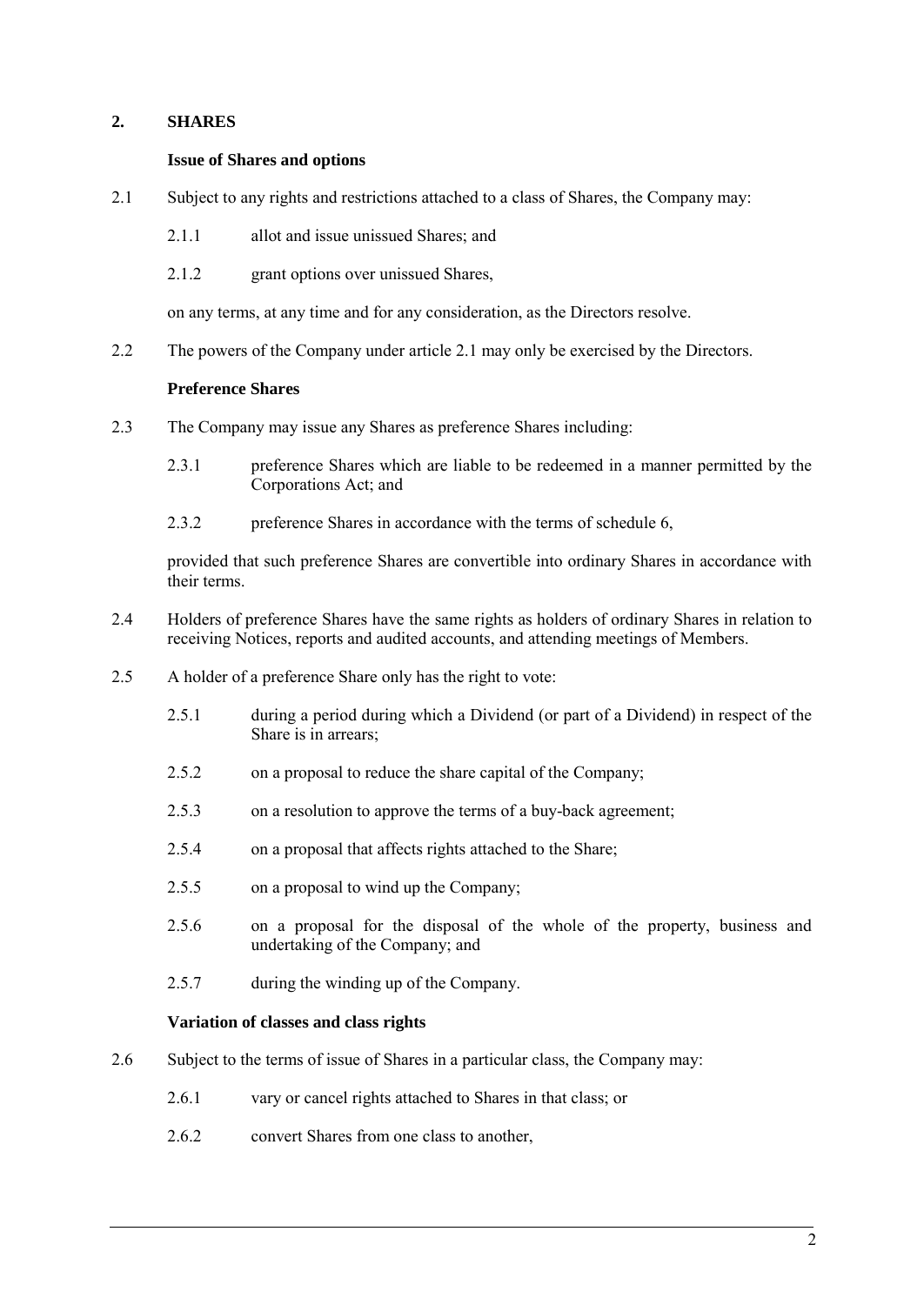## 2. SHARES

### Issue of Shares and options

2.1 Subject to any rights and restrictions attached to a class of Shares, the Company may:

2.1.1 allot and issue unissued Shares; and

2.1.2 grant options over unissued Shares,

on any terms, at any time and for any consideration, as the Directors resolve.

2.2 The powers of the Company under article 2.1 may only be exercised by the Directors.

### Preference Shares

2.3 The Company may issue any Shares as preference Shares including:

2.3.1 preference Shares which are liable to be redeemed in a manner permitted by the Corporations Act; and

2.3.2 preference Shares in accordance with the terms of schedule 6,

provided that such preference Shares are convertible into ordinary Shares in accordance with their terms.

2.4 Holders of preference Shares have the same rights as holders of ordinary Shares in relation to receiving Notices, reports and audited accounts, and attending meetings of Members.

2.5 A holder of a preference Share only has the right to vote:

2.5.1 during a period during which a Dividend (or part of a Dividend) in respect of the Share is in arrears;

2.5.2 on a proposal to reduce the share capital of the Company;

2.5.3 on a resolution to approve the terms of a buy-back agreement;

2.5.4 on a proposal that affects rights attached to the Share;

2.5.5 on a proposal to wind up the Company;

2.5.6 on a proposal for the disposal of the whole of the property, business and undertaking of the Company; and

2.5.7 during the winding up of the Company.

### Variation of classes and class rights

2.6 Subject to the terms of issue of Shares in a particular class, the Company may:

2.6.1 vary or cancel rights attached to Shares in that class; or

2.6.2 convert Shares from one class to another,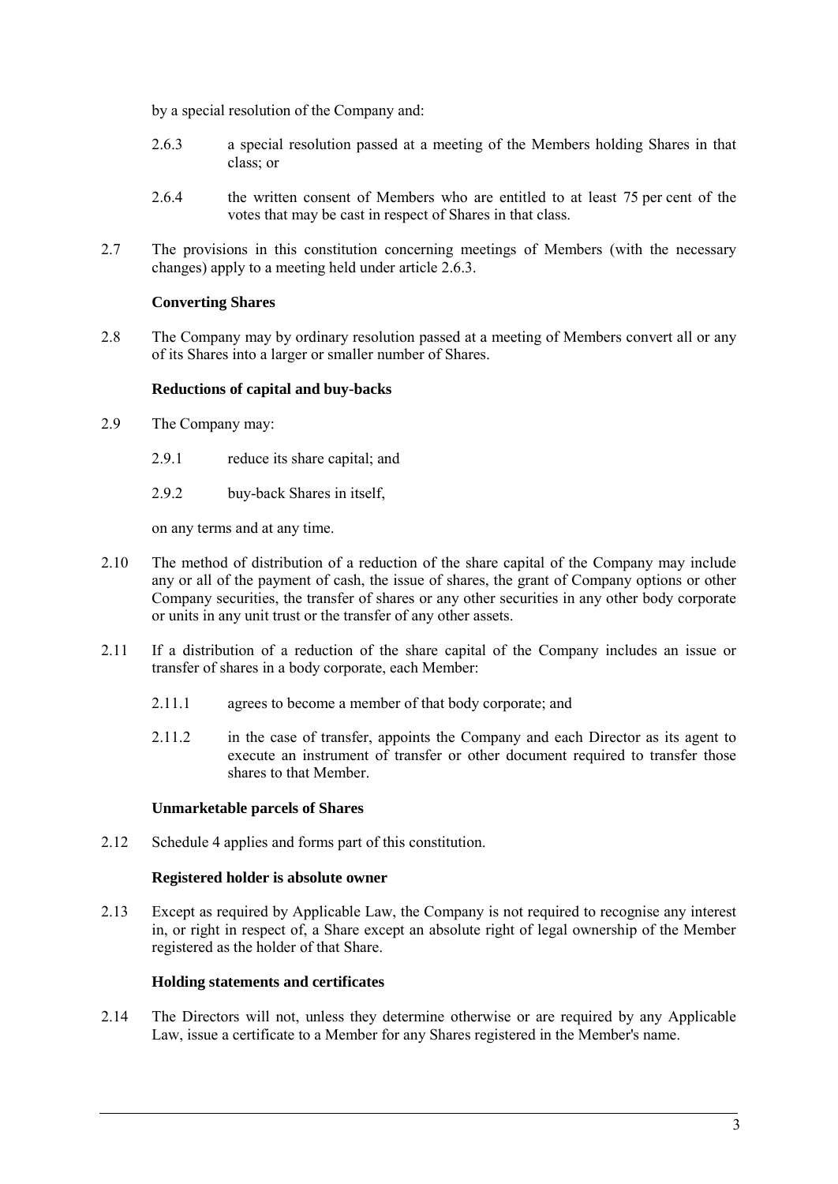by a special resolution of the Company and:

2.6.3 a special resolution passed at a meeting of the Members holding Shares in that class; or

2.6.4 the written consent of Members who are entitled to at least 75 per cent of the votes that may be cast in respect of Shares in that class.

2.7 The provisions in this constitution concerning meetings of Members (with the necessary changes) apply to a meeting held under article 2.6.3.

**Converting Shares**

2.8 The Company may by ordinary resolution passed at a meeting of Members convert all or any of its Shares into a larger or smaller number of Shares.

**Reductions of capital and buy-backs**

2.9 The Company may:

2.9.1 reduce its share capital; and

2.9.2 buy-back Shares in itself,

on any terms and at any time.

2.10 The method of distribution of a reduction of the share capital of the Company may include any or all of the payment of cash, the issue of shares, the grant of Company options or other Company securities, the transfer of shares or any other securities in any other body corporate or units in any unit trust or the transfer of any other assets.

2.11 If a distribution of a reduction of the share capital of the Company includes an issue or transfer of shares in a body corporate, each Member:

2.11.1 agrees to become a member of that body corporate; and

2.11.2 in the case of transfer, appoints the Company and each Director as its agent to execute an instrument of transfer or other document required to transfer those shares to that Member.

**Unmarketable parcels of Shares**

2.12 Schedule 4 applies and forms part of this constitution.

**Registered holder is absolute owner**

2.13 Except as required by Applicable Law, the Company is not required to recognise any interest in, or right in respect of, a Share except an absolute right of legal ownership of the Member registered as the holder of that Share.

**Holding statements and certificates**

2.14 The Directors will not, unless they determine otherwise or are required by any Applicable Law, issue a certificate to a Member for any Shares registered in the Member's name.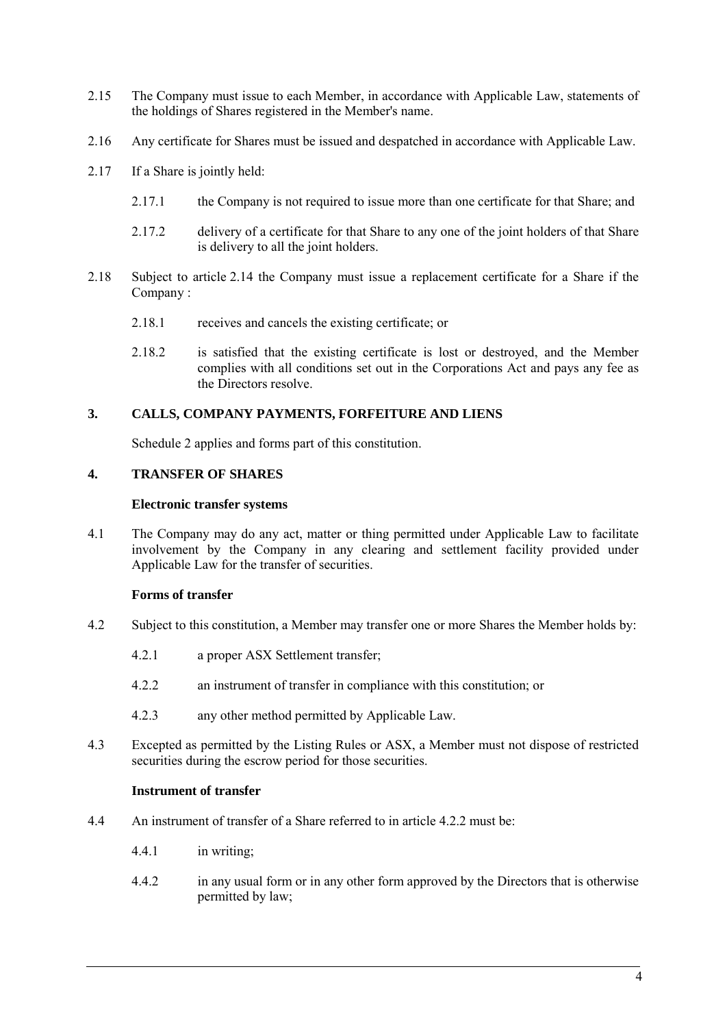2.15 The Company must issue to each Member, in accordance with Applicable Law, statements of the holdings of Shares registered in the Member's name.

2.16 Any certificate for Shares must be issued and despatched in accordance with Applicable Law.

2.17 If a Share is jointly held:

2.17.1 the Company is not required to issue more than one certificate for that Share; and

2.17.2 delivery of a certificate for that Share to any one of the joint holders of that Share is delivery to all the joint holders.

2.18 Subject to article 2.14 the Company must issue a replacement certificate for a Share if the Company :

2.18.1 receives and cancels the existing certificate; or

2.18.2 is satisfied that the existing certificate is lost or destroyed, and the Member complies with all conditions set out in the Corporations Act and pays any fee as the Directors resolve.

## 3. CALLS, COMPANY PAYMENTS, FORFEITURE AND LIENS

Schedule 2 applies and forms part of this constitution.

## 4. TRANSFER OF SHARES

**Electronic transfer systems**

4.1 The Company may do any act, matter or thing permitted under Applicable Law to facilitate involvement by the Company in any clearing and settlement facility provided under Applicable Law for the transfer of securities.

**Forms of transfer**

4.2 Subject to this constitution, a Member may transfer one or more Shares the Member holds by:

4.2.1 a proper ASX Settlement transfer;

4.2.2 an instrument of transfer in compliance with this constitution; or

4.2.3 any other method permitted by Applicable Law.

4.3 Excepted as permitted by the Listing Rules or ASX, a Member must not dispose of restricted securities during the escrow period for those securities.

**Instrument of transfer**

4.4 An instrument of transfer of a Share referred to in article 4.2.2 must be:

4.4.1 in writing;

4.4.2 in any usual form or in any other form approved by the Directors that is otherwise permitted by law;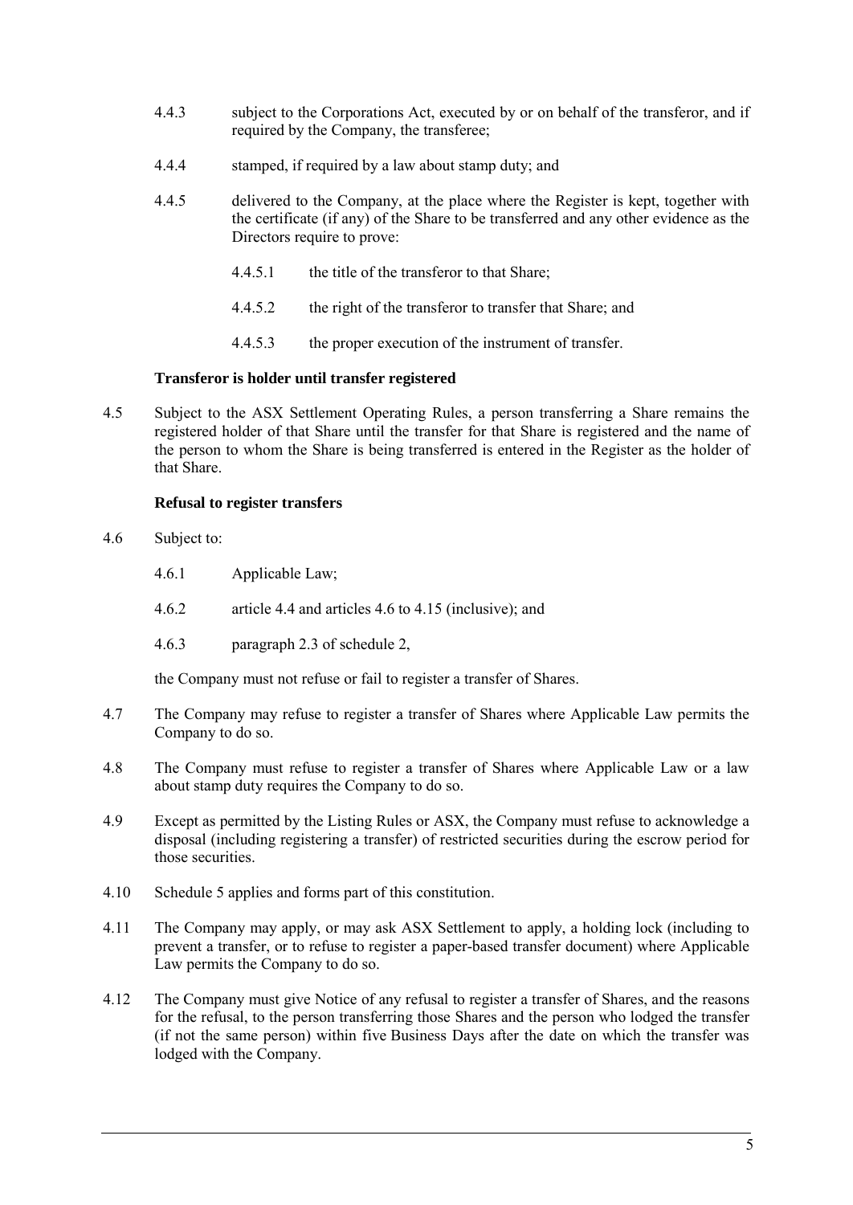4.4.3 subject to the Corporations Act, executed by or on behalf of the transferor, and if required by the Company, the transferee;

4.4.4 stamped, if required by a law about stamp duty; and

4.4.5 delivered to the Company, at the place where the Register is kept, together with the certificate (if any) of the Share to be transferred and any other evidence as the Directors require to prove:

4.4.5.1 the title of the transferor to that Share;

4.4.5.2 the right of the transferor to transfer that Share; and

4.4.5.3 the proper execution of the instrument of transfer.

**Transferor is holder until transfer registered**

4.5 Subject to the ASX Settlement Operating Rules, a person transferring a Share remains the registered holder of that Share until the transfer for that Share is registered and the name of the person to whom the Share is being transferred is entered in the Register as the holder of that Share.

**Refusal to register transfers**

4.6 Subject to:

4.6.1 Applicable Law;

4.6.2 article 4.4 and articles 4.6 to 4.15 (inclusive); and

4.6.3 paragraph 2.3 of schedule 2,

the Company must not refuse or fail to register a transfer of Shares.

4.7 The Company may refuse to register a transfer of Shares where Applicable Law permits the Company to do so.

4.8 The Company must refuse to register a transfer of Shares where Applicable Law or a law about stamp duty requires the Company to do so.

4.9 Except as permitted by the Listing Rules or ASX, the Company must refuse to acknowledge a disposal (including registering a transfer) of restricted securities during the escrow period for those securities.

4.10 Schedule 5 applies and forms part of this constitution.

4.11 The Company may apply, or may ask ASX Settlement to apply, a holding lock (including to prevent a transfer, or to refuse to register a paper-based transfer document) where Applicable Law permits the Company to do so.

4.12 The Company must give Notice of any refusal to register a transfer of Shares, and the reasons for the refusal, to the person transferring those Shares and the person who lodged the transfer (if not the same person) within five Business Days after the date on which the transfer was lodged with the Company.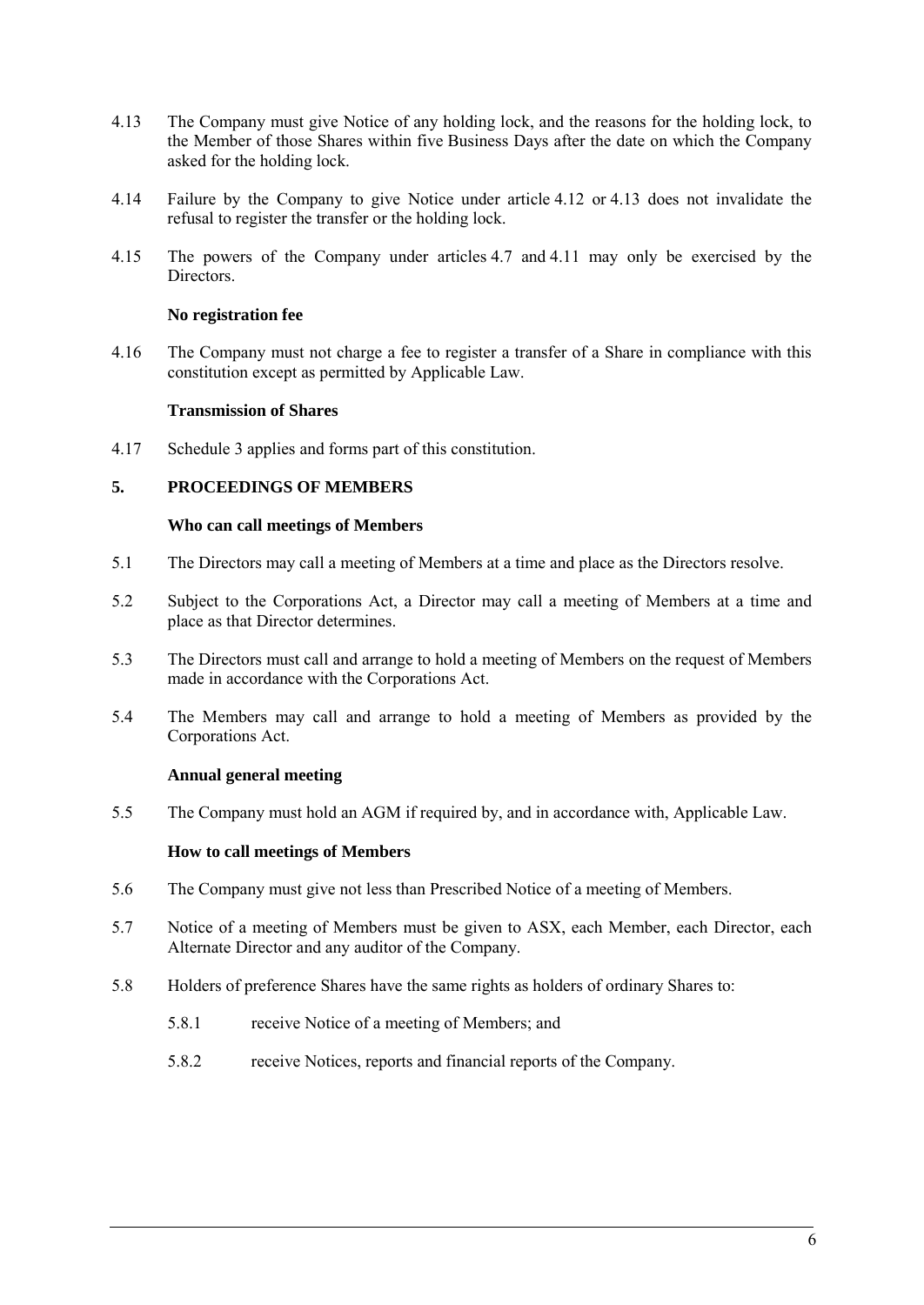4.13 The Company must give Notice of any holding lock, and the reasons for the holding lock, to the Member of those Shares within five Business Days after the date on which the Company asked for the holding lock.

4.14 Failure by the Company to give Notice under article 4.12 or 4.13 does not invalidate the refusal to register the transfer or the holding lock.

4.15 The powers of the Company under articles 4.7 and 4.11 may only be exercised by the Directors.

**No registration fee**

4.16 The Company must not charge a fee to register a transfer of a Share in compliance with this constitution except as permitted by Applicable Law.

**Transmission of Shares**

4.17 Schedule 3 applies and forms part of this constitution.

## 5. PROCEEDINGS OF MEMBERS

**Who can call meetings of Members**

5.1 The Directors may call a meeting of Members at a time and place as the Directors resolve.

5.2 Subject to the Corporations Act, a Director may call a meeting of Members at a time and place as that Director determines.

5.3 The Directors must call and arrange to hold a meeting of Members on the request of Members made in accordance with the Corporations Act.

5.4 The Members may call and arrange to hold a meeting of Members as provided by the Corporations Act.

**Annual general meeting**

5.5 The Company must hold an AGM if required by, and in accordance with, Applicable Law.

**How to call meetings of Members**

5.6 The Company must give not less than Prescribed Notice of a meeting of Members.

5.7 Notice of a meeting of Members must be given to ASX, each Member, each Director, each Alternate Director and any auditor of the Company.

5.8 Holders of preference Shares have the same rights as holders of ordinary Shares to:

5.8.1 receive Notice of a meeting of Members; and

5.8.2 receive Notices, reports and financial reports of the Company.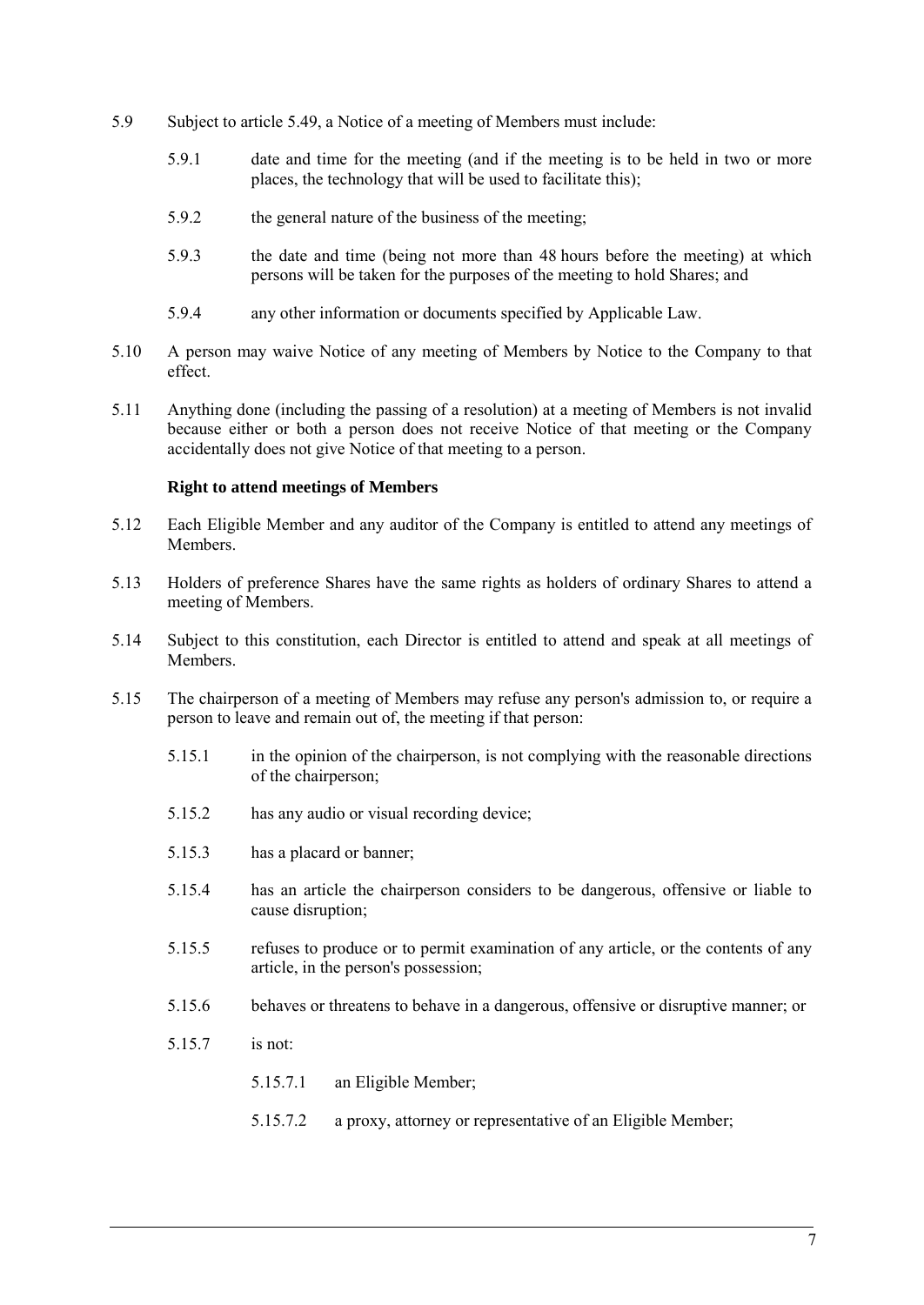5.9 Subject to article 5.49, a Notice of a meeting of Members must include:

5.9.1 date and time for the meeting (and if the meeting is to be held in two or more places, the technology that will be used to facilitate this);

5.9.2 the general nature of the business of the meeting;

5.9.3 the date and time (being not more than 48 hours before the meeting) at which persons will be taken for the purposes of the meeting to hold Shares; and

5.9.4 any other information or documents specified by Applicable Law.

5.10 A person may waive Notice of any meeting of Members by Notice to the Company to that effect.

5.11 Anything done (including the passing of a resolution) at a meeting of Members is not invalid because either or both a person does not receive Notice of that meeting or the Company accidentally does not give Notice of that meeting to a person.

**Right to attend meetings of Members**

5.12 Each Eligible Member and any auditor of the Company is entitled to attend any meetings of Members.

5.13 Holders of preference Shares have the same rights as holders of ordinary Shares to attend a meeting of Members.

5.14 Subject to this constitution, each Director is entitled to attend and speak at all meetings of Members.

5.15 The chairperson of a meeting of Members may refuse any person's admission to, or require a person to leave and remain out of, the meeting if that person:

5.15.1 in the opinion of the chairperson, is not complying with the reasonable directions of the chairperson;

5.15.2 has any audio or visual recording device;

5.15.3 has a placard or banner;

5.15.4 has an article the chairperson considers to be dangerous, offensive or liable to cause disruption;

5.15.5 refuses to produce or to permit examination of any article, or the contents of any article, in the person's possession;

5.15.6 behaves or threatens to behave in a dangerous, offensive or disruptive manner; or

5.15.7 is not:

5.15.7.1 an Eligible Member;

5.15.7.2 a proxy, attorney or representative of an Eligible Member;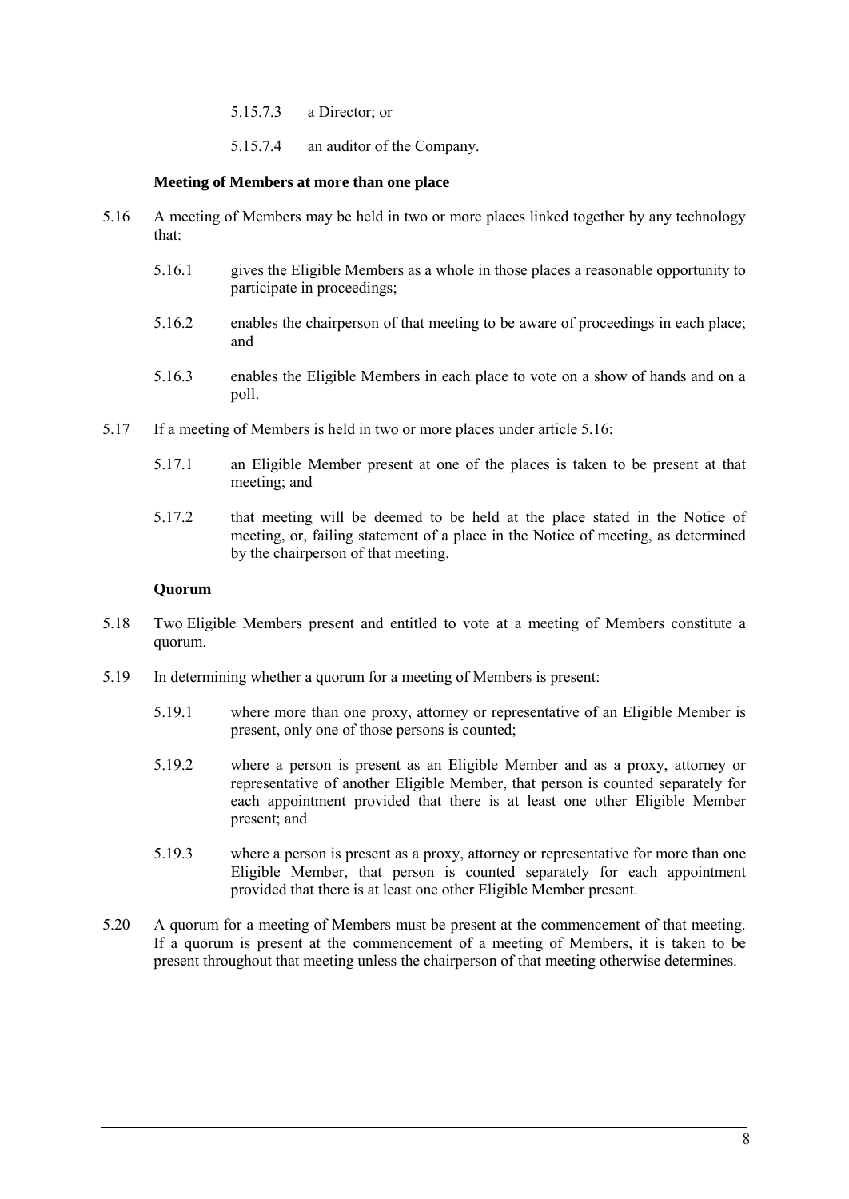5.15.7.3 a Director; or

5.15.7.4 an auditor of the Company.

**Meeting of Members at more than one place**

5.16 A meeting of Members may be held in two or more places linked together by any technology that:

5.16.1 gives the Eligible Members as a whole in those places a reasonable opportunity to participate in proceedings;

5.16.2 enables the chairperson of that meeting to be aware of proceedings in each place; and

5.16.3 enables the Eligible Members in each place to vote on a show of hands and on a poll.

5.17 If a meeting of Members is held in two or more places under article 5.16:

5.17.1 an Eligible Member present at one of the places is taken to be present at that meeting; and

5.17.2 that meeting will be deemed to be held at the place stated in the Notice of meeting, or, failing statement of a place in the Notice of meeting, as determined by the chairperson of that meeting.

**Quorum**

5.18 Two Eligible Members present and entitled to vote at a meeting of Members constitute a quorum.

5.19 In determining whether a quorum for a meeting of Members is present:

5.19.1 where more than one proxy, attorney or representative of an Eligible Member is present, only one of those persons is counted;

5.19.2 where a person is present as an Eligible Member and as a proxy, attorney or representative of another Eligible Member, that person is counted separately for each appointment provided that there is at least one other Eligible Member present; and

5.19.3 where a person is present as a proxy, attorney or representative for more than one Eligible Member, that person is counted separately for each appointment provided that there is at least one other Eligible Member present.

5.20 A quorum for a meeting of Members must be present at the commencement of that meeting. If a quorum is present at the commencement of a meeting of Members, it is taken to be present throughout that meeting unless the chairperson of that meeting otherwise determines.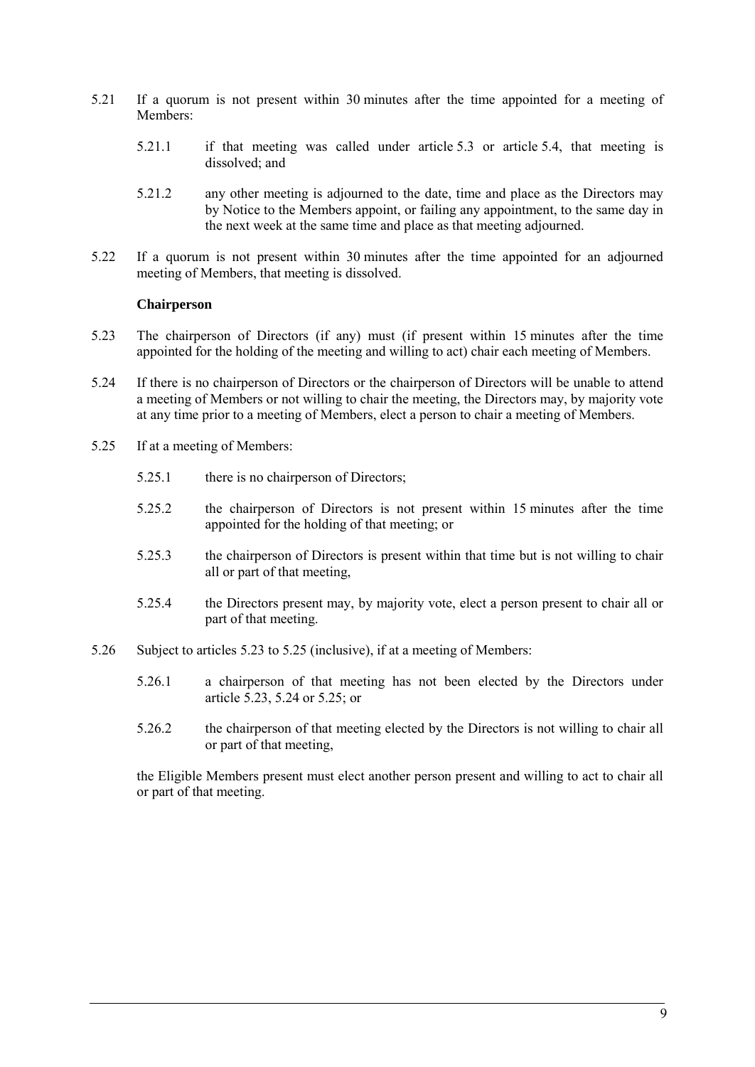5.21 If a quorum is not present within 30 minutes after the time appointed for a meeting of Members:

5.21.1 if that meeting was called under article 5.3 or article 5.4, that meeting is dissolved; and

5.21.2 any other meeting is adjourned to the date, time and place as the Directors may by Notice to the Members appoint, or failing any appointment, to the same day in the next week at the same time and place as that meeting adjourned.

5.22 If a quorum is not present within 30 minutes after the time appointed for an adjourned meeting of Members, that meeting is dissolved.

**Chairperson**

5.23 The chairperson of Directors (if any) must (if present within 15 minutes after the time appointed for the holding of the meeting and willing to act) chair each meeting of Members.

5.24 If there is no chairperson of Directors or the chairperson of Directors will be unable to attend a meeting of Members or not willing to chair the meeting, the Directors may, by majority vote at any time prior to a meeting of Members, elect a person to chair a meeting of Members.

5.25 If at a meeting of Members:

5.25.1 there is no chairperson of Directors;

5.25.2 the chairperson of Directors is not present within 15 minutes after the time appointed for the holding of that meeting; or

5.25.3 the chairperson of Directors is present within that time but is not willing to chair all or part of that meeting,

5.25.4 the Directors present may, by majority vote, elect a person present to chair all or part of that meeting.

5.26 Subject to articles 5.23 to 5.25 (inclusive), if at a meeting of Members:

5.26.1 a chairperson of that meeting has not been elected by the Directors under article 5.23, 5.24 or 5.25; or

5.26.2 the chairperson of that meeting elected by the Directors is not willing to chair all or part of that meeting,

the Eligible Members present must elect another person present and willing to act to chair all or part of that meeting.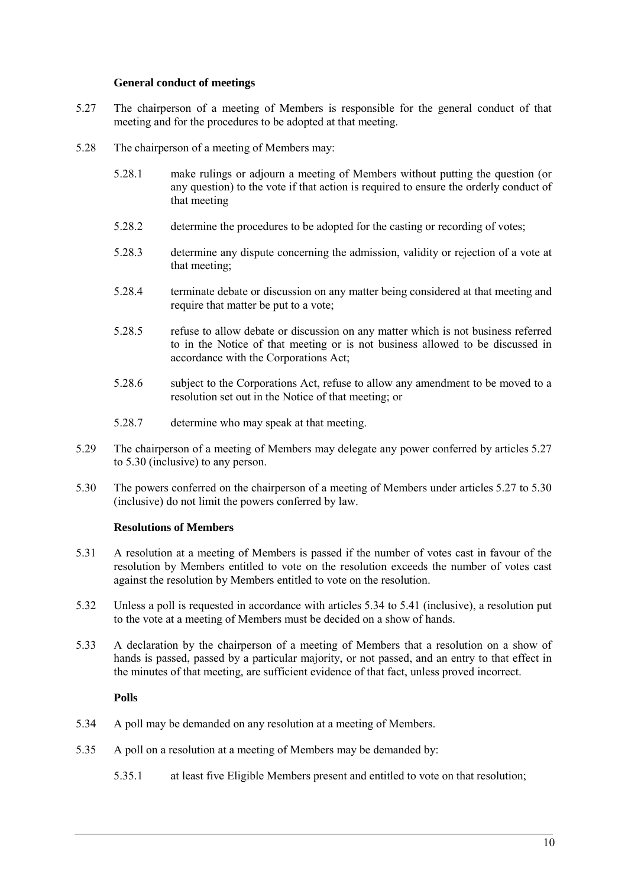**General conduct of meetings**

5.27 The chairperson of a meeting of Members is responsible for the general conduct of that meeting and for the procedures to be adopted at that meeting.

5.28 The chairperson of a meeting of Members may:

5.28.1 make rulings or adjourn a meeting of Members without putting the question (or any question) to the vote if that action is required to ensure the orderly conduct of that meeting

5.28.2 determine the procedures to be adopted for the casting or recording of votes;

5.28.3 determine any dispute concerning the admission, validity or rejection of a vote at that meeting;

5.28.4 terminate debate or discussion on any matter being considered at that meeting and require that matter be put to a vote;

5.28.5 refuse to allow debate or discussion on any matter which is not business referred to in the Notice of that meeting or is not business allowed to be discussed in accordance with the Corporations Act;

5.28.6 subject to the Corporations Act, refuse to allow any amendment to be moved to a resolution set out in the Notice of that meeting; or

5.28.7 determine who may speak at that meeting.

5.29 The chairperson of a meeting of Members may delegate any power conferred by articles 5.27 to 5.30 (inclusive) to any person.

5.30 The powers conferred on the chairperson of a meeting of Members under articles 5.27 to 5.30 (inclusive) do not limit the powers conferred by law.

**Resolutions of Members**

5.31 A resolution at a meeting of Members is passed if the number of votes cast in favour of the resolution by Members entitled to vote on the resolution exceeds the number of votes cast against the resolution by Members entitled to vote on the resolution.

5.32 Unless a poll is requested in accordance with articles 5.34 to 5.41 (inclusive), a resolution put to the vote at a meeting of Members must be decided on a show of hands.

5.33 A declaration by the chairperson of a meeting of Members that a resolution on a show of hands is passed, passed by a particular majority, or not passed, and an entry to that effect in the minutes of that meeting, are sufficient evidence of that fact, unless proved incorrect.

**Polls**

5.34 A poll may be demanded on any resolution at a meeting of Members.

5.35 A poll on a resolution at a meeting of Members may be demanded by:

5.35.1 at least five Eligible Members present and entitled to vote on that resolution;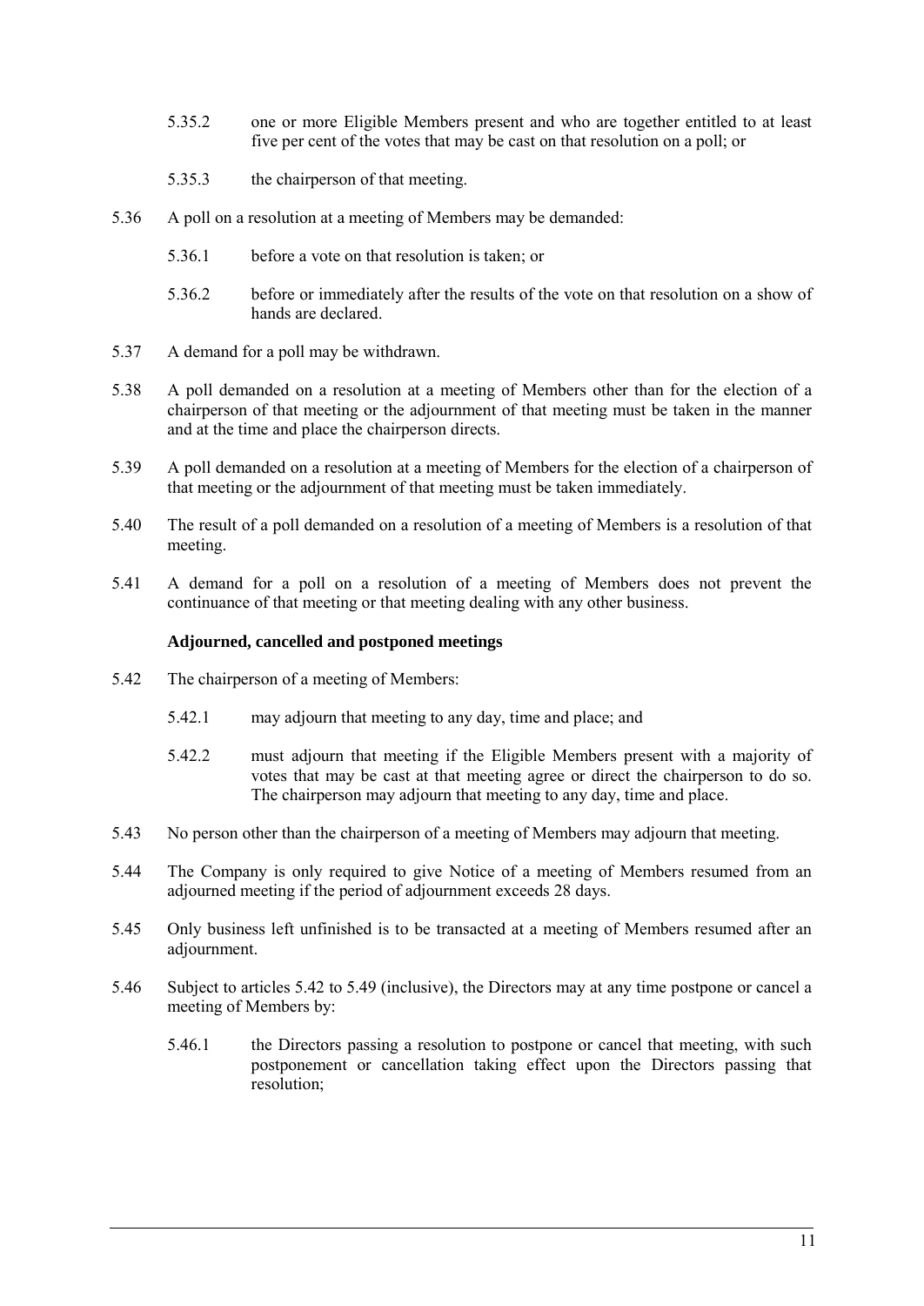5.35.2 one or more Eligible Members present and who are together entitled to at least five per cent of the votes that may be cast on that resolution on a poll; or

5.35.3 the chairperson of that meeting.

5.36 A poll on a resolution at a meeting of Members may be demanded:

5.36.1 before a vote on that resolution is taken; or

5.36.2 before or immediately after the results of the vote on that resolution on a show of hands are declared.

5.37 A demand for a poll may be withdrawn.

5.38 A poll demanded on a resolution at a meeting of Members other than for the election of a chairperson of that meeting or the adjournment of that meeting must be taken in the manner and at the time and place the chairperson directs.

5.39 A poll demanded on a resolution at a meeting of Members for the election of a chairperson of that meeting or the adjournment of that meeting must be taken immediately.

5.40 The result of a poll demanded on a resolution of a meeting of Members is a resolution of that meeting.

5.41 A demand for a poll on a resolution of a meeting of Members does not prevent the continuance of that meeting or that meeting dealing with any other business.

**Adjourned, cancelled and postponed meetings**

5.42 The chairperson of a meeting of Members:

5.42.1 may adjourn that meeting to any day, time and place; and

5.42.2 must adjourn that meeting if the Eligible Members present with a majority of votes that may be cast at that meeting agree or direct the chairperson to do so. The chairperson may adjourn that meeting to any day, time and place.

5.43 No person other than the chairperson of a meeting of Members may adjourn that meeting.

5.44 The Company is only required to give Notice of a meeting of Members resumed from an adjourned meeting if the period of adjournment exceeds 28 days.

5.45 Only business left unfinished is to be transacted at a meeting of Members resumed after an adjournment.

5.46 Subject to articles 5.42 to 5.49 (inclusive), the Directors may at any time postpone or cancel a meeting of Members by:

5.46.1 the Directors passing a resolution to postpone or cancel that meeting, with such postponement or cancellation taking effect upon the Directors passing that resolution;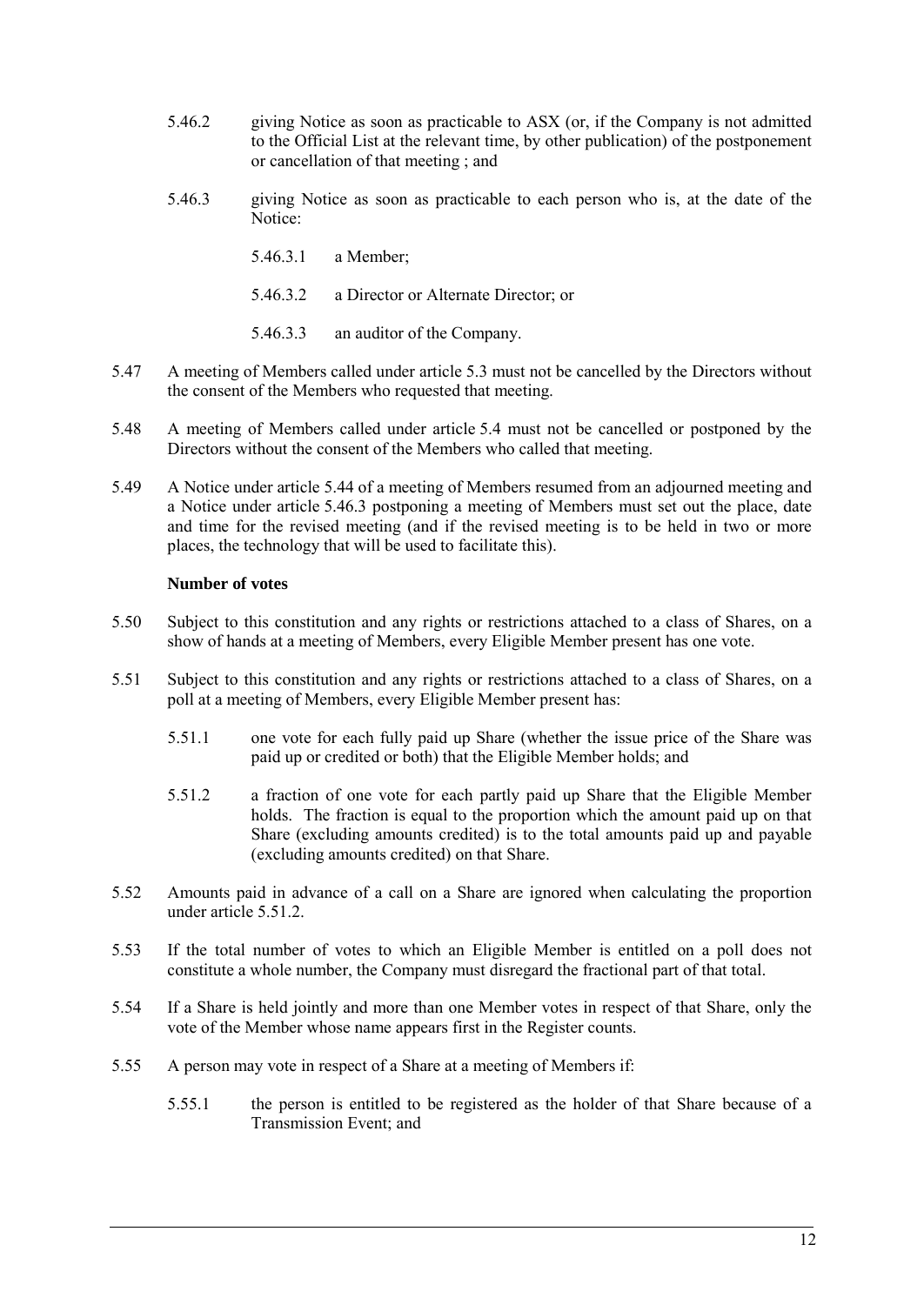5.46.2 giving Notice as soon as practicable to ASX (or, if the Company is not admitted to the Official List at the relevant time, by other publication) of the postponement or cancellation of that meeting ; and

5.46.3 giving Notice as soon as practicable to each person who is, at the date of the Notice:

5.46.3.1 a Member;

5.46.3.2 a Director or Alternate Director; or

5.46.3.3 an auditor of the Company.

5.47 A meeting of Members called under article 5.3 must not be cancelled by the Directors without the consent of the Members who requested that meeting.

5.48 A meeting of Members called under article 5.4 must not be cancelled or postponed by the Directors without the consent of the Members who called that meeting.

5.49 A Notice under article 5.44 of a meeting of Members resumed from an adjourned meeting and a Notice under article 5.46.3 postponing a meeting of Members must set out the place, date and time for the revised meeting (and if the revised meeting is to be held in two or more places, the technology that will be used to facilitate this).

**Number of votes**

5.50 Subject to this constitution and any rights or restrictions attached to a class of Shares, on a show of hands at a meeting of Members, every Eligible Member present has one vote.

5.51 Subject to this constitution and any rights or restrictions attached to a class of Shares, on a poll at a meeting of Members, every Eligible Member present has:

5.51.1 one vote for each fully paid up Share (whether the issue price of the Share was paid up or credited or both) that the Eligible Member holds; and

5.51.2 a fraction of one vote for each partly paid up Share that the Eligible Member holds. The fraction is equal to the proportion which the amount paid up on that Share (excluding amounts credited) is to the total amounts paid up and payable (excluding amounts credited) on that Share.

5.52 Amounts paid in advance of a call on a Share are ignored when calculating the proportion under article 5.51.2.

5.53 If the total number of votes to which an Eligible Member is entitled on a poll does not constitute a whole number, the Company must disregard the fractional part of that total.

5.54 If a Share is held jointly and more than one Member votes in respect of that Share, only the vote of the Member whose name appears first in the Register counts.

5.55 A person may vote in respect of a Share at a meeting of Members if:

5.55.1 the person is entitled to be registered as the holder of that Share because of a Transmission Event; and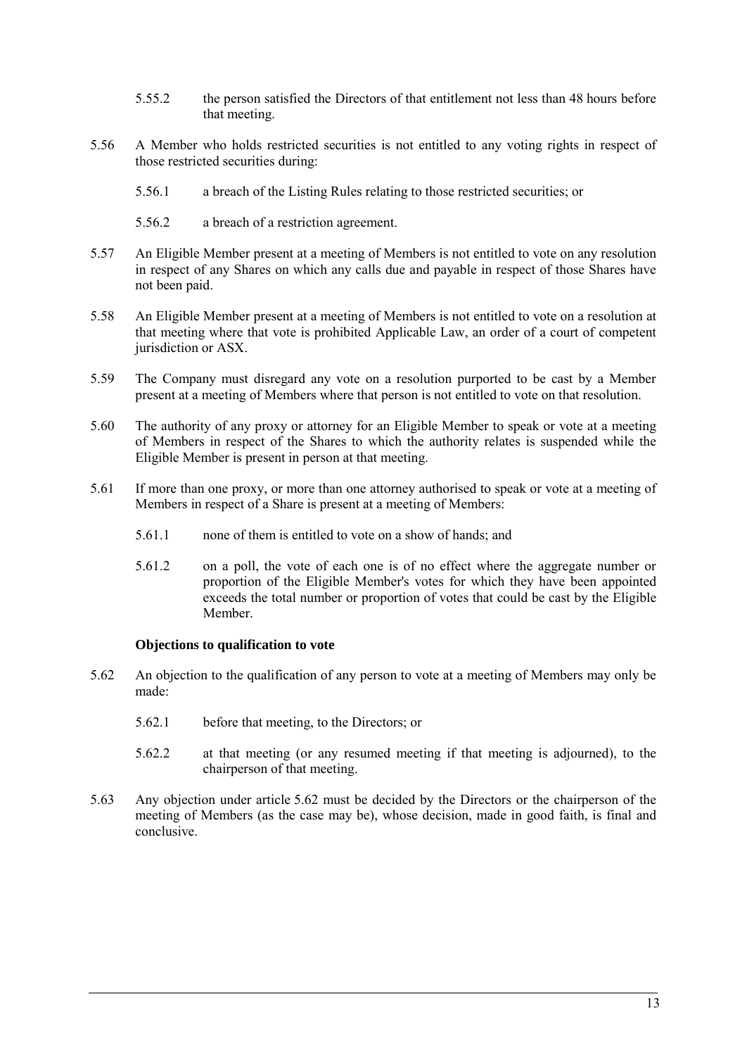5.55.2 the person satisfied the Directors of that entitlement not less than 48 hours before that meeting.

5.56 A Member who holds restricted securities is not entitled to any voting rights in respect of those restricted securities during:

5.56.1 a breach of the Listing Rules relating to those restricted securities; or

5.56.2 a breach of a restriction agreement.

5.57 An Eligible Member present at a meeting of Members is not entitled to vote on any resolution in respect of any Shares on which any calls due and payable in respect of those Shares have not been paid.

5.58 An Eligible Member present at a meeting of Members is not entitled to vote on a resolution at that meeting where that vote is prohibited Applicable Law, an order of a court of competent jurisdiction or ASX.

5.59 The Company must disregard any vote on a resolution purported to be cast by a Member present at a meeting of Members where that person is not entitled to vote on that resolution.

5.60 The authority of any proxy or attorney for an Eligible Member to speak or vote at a meeting of Members in respect of the Shares to which the authority relates is suspended while the Eligible Member is present in person at that meeting.

5.61 If more than one proxy, or more than one attorney authorised to speak or vote at a meeting of Members in respect of a Share is present at a meeting of Members:

5.61.1 none of them is entitled to vote on a show of hands; and

5.61.2 on a poll, the vote of each one is of no effect where the aggregate number or proportion of the Eligible Member's votes for which they have been appointed exceeds the total number or proportion of votes that could be cast by the Eligible Member.

**Objections to qualification to vote**

5.62 An objection to the qualification of any person to vote at a meeting of Members may only be made:

5.62.1 before that meeting, to the Directors; or

5.62.2 at that meeting (or any resumed meeting if that meeting is adjourned), to the chairperson of that meeting.

5.63 Any objection under article 5.62 must be decided by the Directors or the chairperson of the meeting of Members (as the case may be), whose decision, made in good faith, is final and conclusive.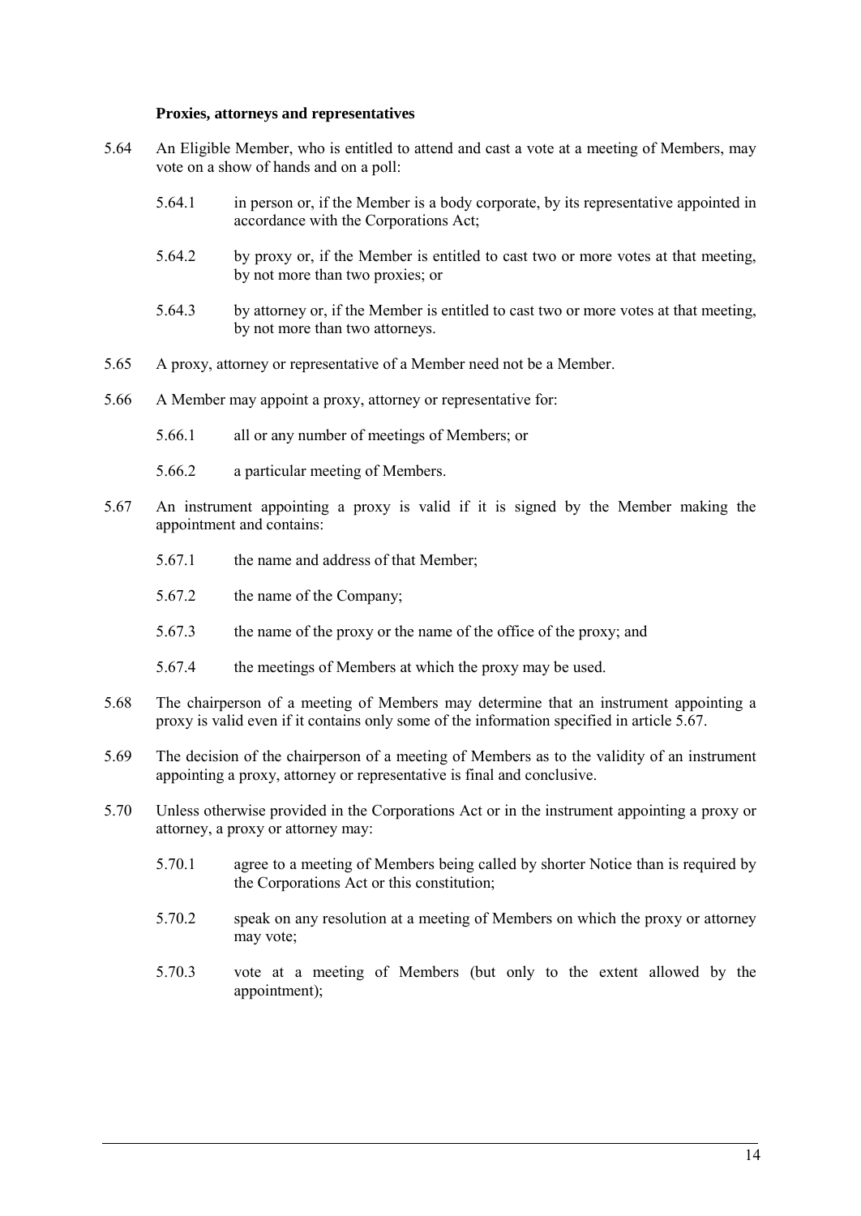**Proxies, attorneys and representatives**

5.64 An Eligible Member, who is entitled to attend and cast a vote at a meeting of Members, may vote on a show of hands and on a poll:

- 5.64.1 in person or, if the Member is a body corporate, by its representative appointed in accordance with the Corporations Act;
- 5.64.2 by proxy or, if the Member is entitled to cast two or more votes at that meeting, by not more than two proxies; or
- 5.64.3 by attorney or, if the Member is entitled to cast two or more votes at that meeting, by not more than two attorneys.

5.65 A proxy, attorney or representative of a Member need not be a Member.

5.66 A Member may appoint a proxy, attorney or representative for:

- 5.66.1 all or any number of meetings of Members; or
- 5.66.2 a particular meeting of Members.

5.67 An instrument appointing a proxy is valid if it is signed by the Member making the appointment and contains:

- 5.67.1 the name and address of that Member;
- 5.67.2 the name of the Company;
- 5.67.3 the name of the proxy or the name of the office of the proxy; and
- 5.67.4 the meetings of Members at which the proxy may be used.

5.68 The chairperson of a meeting of Members may determine that an instrument appointing a proxy is valid even if it contains only some of the information specified in article 5.67.

5.69 The decision of the chairperson of a meeting of Members as to the validity of an instrument appointing a proxy, attorney or representative is final and conclusive.

5.70 Unless otherwise provided in the Corporations Act or in the instrument appointing a proxy or attorney, a proxy or attorney may:

- 5.70.1 agree to a meeting of Members being called by shorter Notice than is required by the Corporations Act or this constitution;
- 5.70.2 speak on any resolution at a meeting of Members on which the proxy or attorney may vote;
- 5.70.3 vote at a meeting of Members (but only to the extent allowed by the appointment);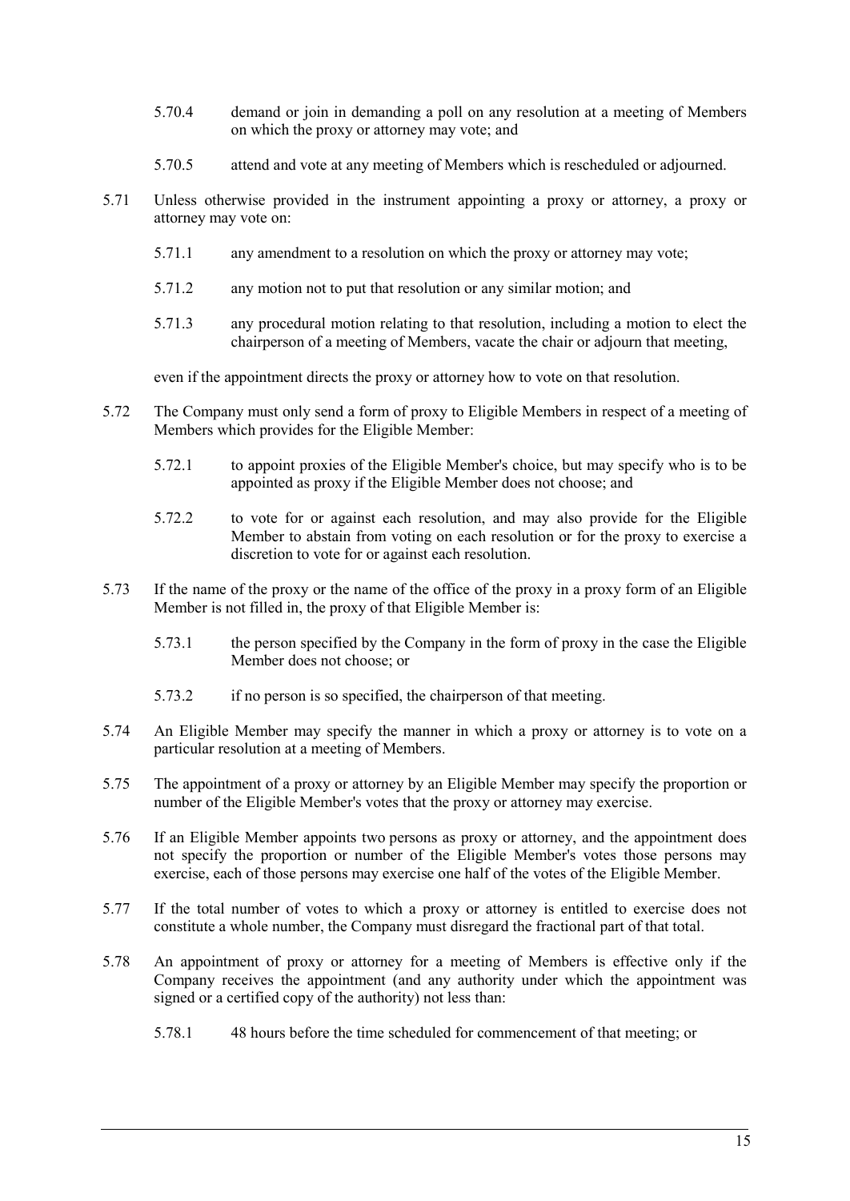5.70.4 demand or join in demanding a poll on any resolution at a meeting of Members on which the proxy or attorney may vote; and

5.70.5 attend and vote at any meeting of Members which is rescheduled or adjourned.

5.71 Unless otherwise provided in the instrument appointing a proxy or attorney, a proxy or attorney may vote on:

5.71.1 any amendment to a resolution on which the proxy or attorney may vote;

5.71.2 any motion not to put that resolution or any similar motion; and

5.71.3 any procedural motion relating to that resolution, including a motion to elect the chairperson of a meeting of Members, vacate the chair or adjourn that meeting,

even if the appointment directs the proxy or attorney how to vote on that resolution.

5.72 The Company must only send a form of proxy to Eligible Members in respect of a meeting of Members which provides for the Eligible Member:

5.72.1 to appoint proxies of the Eligible Member's choice, but may specify who is to be appointed as proxy if the Eligible Member does not choose; and

5.72.2 to vote for or against each resolution, and may also provide for the Eligible Member to abstain from voting on each resolution or for the proxy to exercise a discretion to vote for or against each resolution.

5.73 If the name of the proxy or the name of the office of the proxy in a proxy form of an Eligible Member is not filled in, the proxy of that Eligible Member is:

5.73.1 the person specified by the Company in the form of proxy in the case the Eligible Member does not choose; or

5.73.2 if no person is so specified, the chairperson of that meeting.

5.74 An Eligible Member may specify the manner in which a proxy or attorney is to vote on a particular resolution at a meeting of Members.

5.75 The appointment of a proxy or attorney by an Eligible Member may specify the proportion or number of the Eligible Member's votes that the proxy or attorney may exercise.

5.76 If an Eligible Member appoints two persons as proxy or attorney, and the appointment does not specify the proportion or number of the Eligible Member's votes those persons may exercise, each of those persons may exercise one half of the votes of the Eligible Member.

5.77 If the total number of votes to which a proxy or attorney is entitled to exercise does not constitute a whole number, the Company must disregard the fractional part of that total.

5.78 An appointment of proxy or attorney for a meeting of Members is effective only if the Company receives the appointment (and any authority under which the appointment was signed or a certified copy of the authority) not less than:

5.78.1 48 hours before the time scheduled for commencement of that meeting; or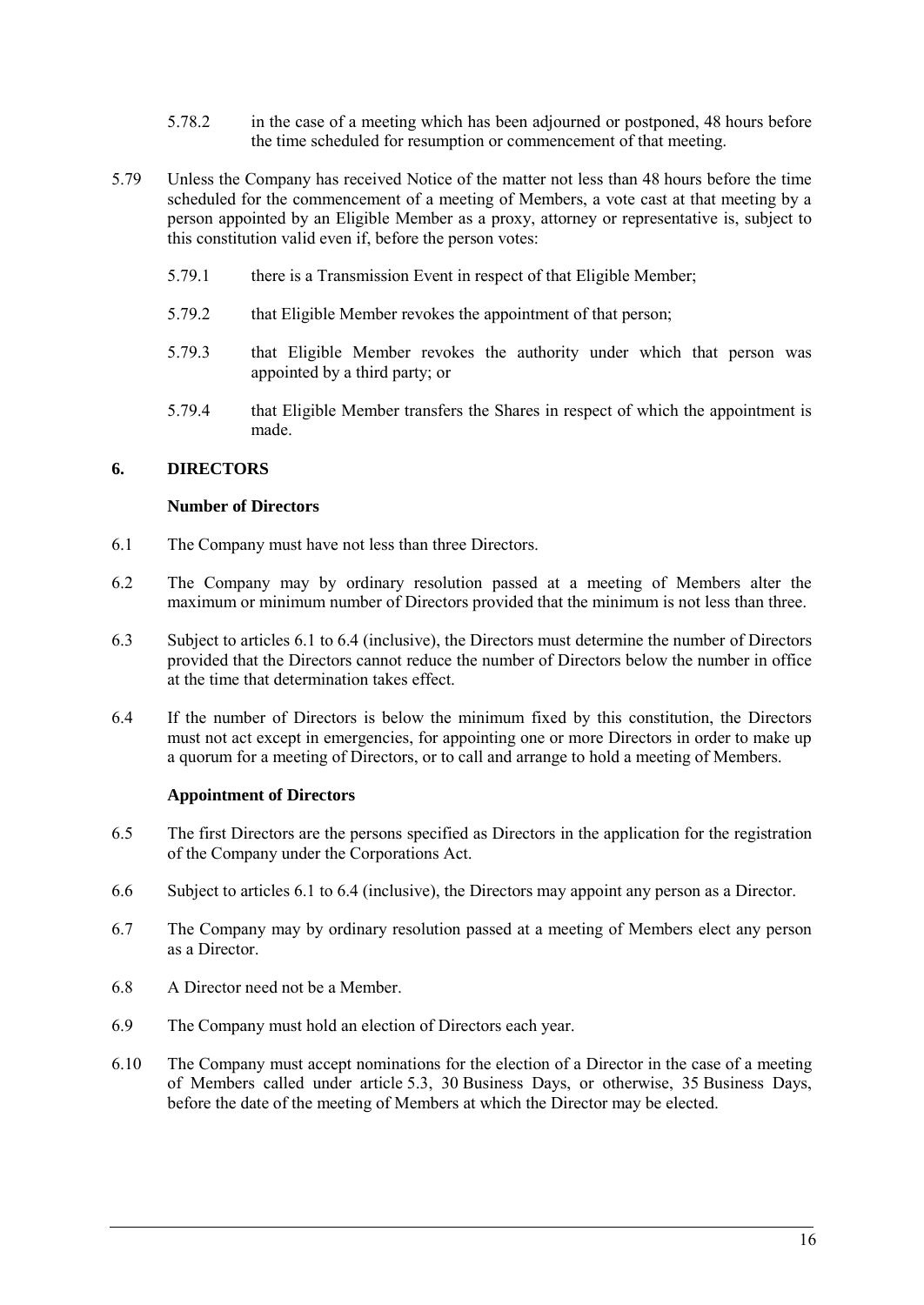5.78.2 in the case of a meeting which has been adjourned or postponed, 48 hours before the time scheduled for resumption or commencement of that meeting.

5.79 Unless the Company has received Notice of the matter not less than 48 hours before the time scheduled for the commencement of a meeting of Members, a vote cast at that meeting by a person appointed by an Eligible Member as a proxy, attorney or representative is, subject to this constitution valid even if, before the person votes:

5.79.1 there is a Transmission Event in respect of that Eligible Member;

5.79.2 that Eligible Member revokes the appointment of that person;

5.79.3 that Eligible Member revokes the authority under which that person was appointed by a third party; or

5.79.4 that Eligible Member transfers the Shares in respect of which the appointment is made.

## 6. DIRECTORS

### Number of Directors

6.1 The Company must have not less than three Directors.

6.2 The Company may by ordinary resolution passed at a meeting of Members alter the maximum or minimum number of Directors provided that the minimum is not less than three.

6.3 Subject to articles 6.1 to 6.4 (inclusive), the Directors must determine the number of Directors provided that the Directors cannot reduce the number of Directors below the number in office at the time that determination takes effect.

6.4 If the number of Directors is below the minimum fixed by this constitution, the Directors must not act except in emergencies, for appointing one or more Directors in order to make up a quorum for a meeting of Directors, or to call and arrange to hold a meeting of Members.

### Appointment of Directors

6.5 The first Directors are the persons specified as Directors in the application for the registration of the Company under the Corporations Act.

6.6 Subject to articles 6.1 to 6.4 (inclusive), the Directors may appoint any person as a Director.

6.7 The Company may by ordinary resolution passed at a meeting of Members elect any person as a Director.

6.8 A Director need not be a Member.

6.9 The Company must hold an election of Directors each year.

6.10 The Company must accept nominations for the election of a Director in the case of a meeting of Members called under article 5.3, 30 Business Days, or otherwise, 35 Business Days, before the date of the meeting of Members at which the Director may be elected.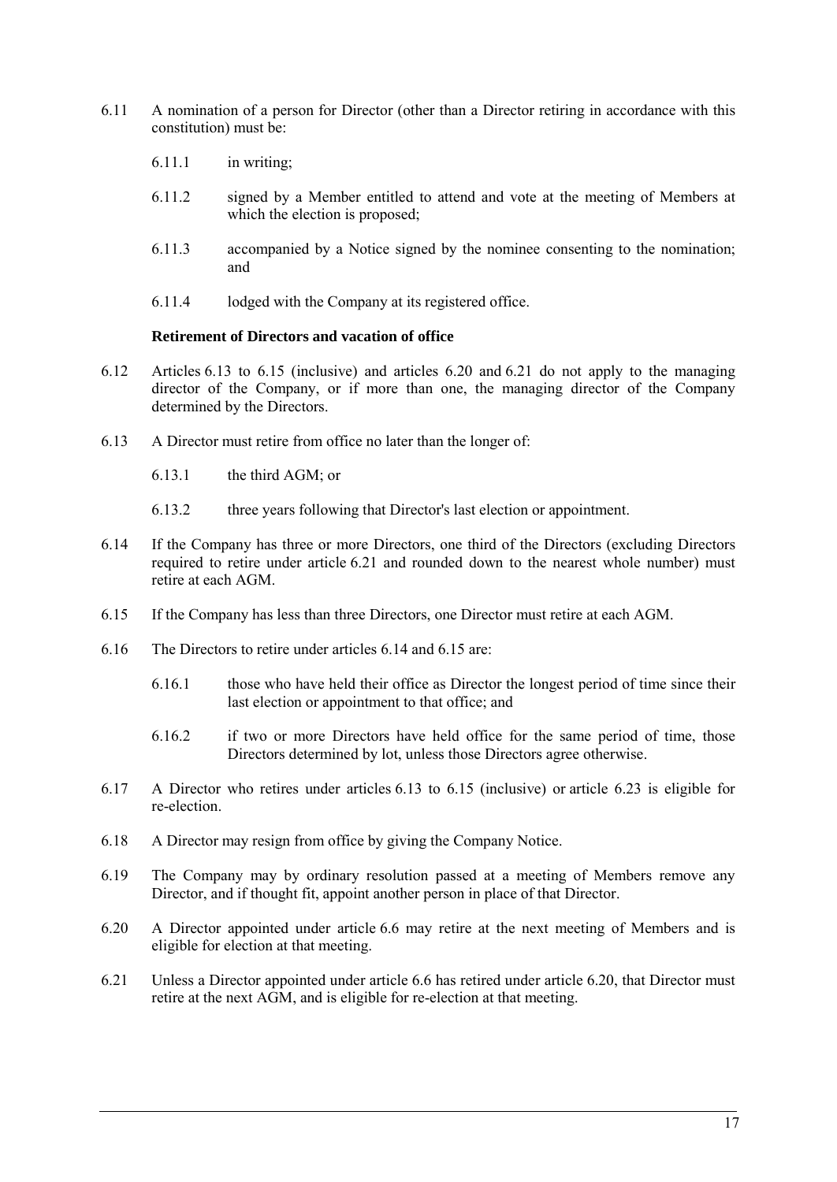6.11 A nomination of a person for Director (other than a Director retiring in accordance with this constitution) must be:

6.11.1 in writing;

6.11.2 signed by a Member entitled to attend and vote at the meeting of Members at which the election is proposed;

6.11.3 accompanied by a Notice signed by the nominee consenting to the nomination; and

6.11.4 lodged with the Company at its registered office.

**Retirement of Directors and vacation of office**

6.12 Articles 6.13 to 6.15 (inclusive) and articles 6.20 and 6.21 do not apply to the managing director of the Company, or if more than one, the managing director of the Company determined by the Directors.

6.13 A Director must retire from office no later than the longer of:

6.13.1 the third AGM; or

6.13.2 three years following that Director's last election or appointment.

6.14 If the Company has three or more Directors, one third of the Directors (excluding Directors required to retire under article 6.21 and rounded down to the nearest whole number) must retire at each AGM.

6.15 If the Company has less than three Directors, one Director must retire at each AGM.

6.16 The Directors to retire under articles 6.14 and 6.15 are:

6.16.1 those who have held their office as Director the longest period of time since their last election or appointment to that office; and

6.16.2 if two or more Directors have held office for the same period of time, those Directors determined by lot, unless those Directors agree otherwise.

6.17 A Director who retires under articles 6.13 to 6.15 (inclusive) or article 6.23 is eligible for re-election.

6.18 A Director may resign from office by giving the Company Notice.

6.19 The Company may by ordinary resolution passed at a meeting of Members remove any Director, and if thought fit, appoint another person in place of that Director.

6.20 A Director appointed under article 6.6 may retire at the next meeting of Members and is eligible for election at that meeting.

6.21 Unless a Director appointed under article 6.6 has retired under article 6.20, that Director must retire at the next AGM, and is eligible for re-election at that meeting.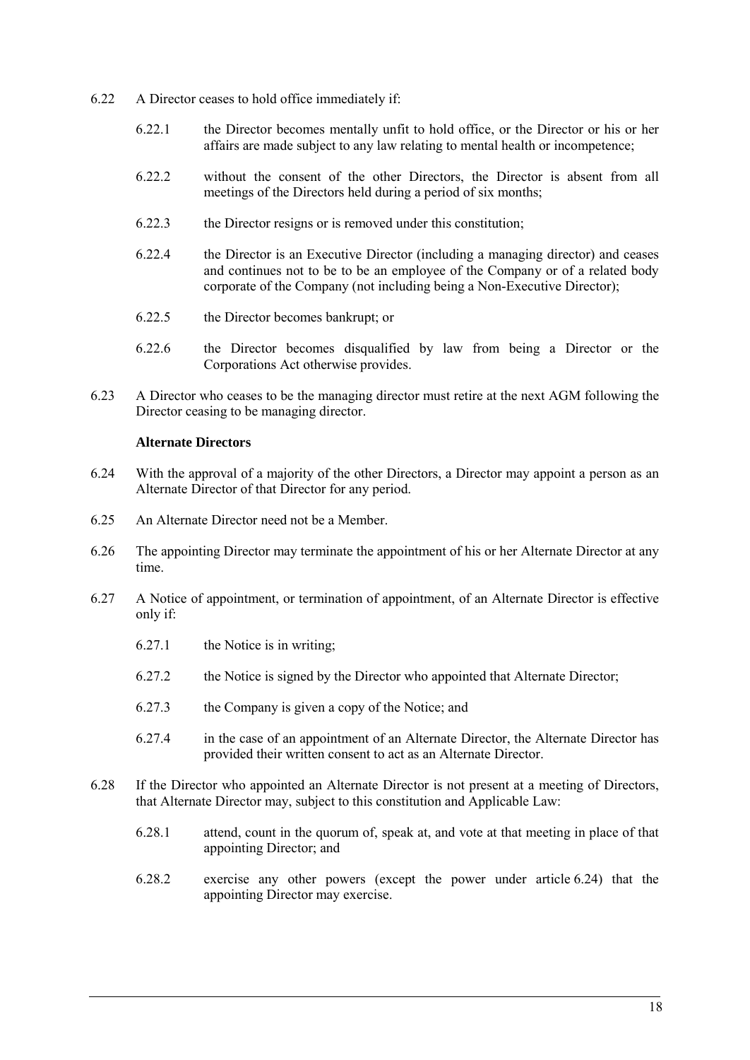6.22 A Director ceases to hold office immediately if:

6.22.1 the Director becomes mentally unfit to hold office, or the Director or his or her affairs are made subject to any law relating to mental health or incompetence;

6.22.2 without the consent of the other Directors, the Director is absent from all meetings of the Directors held during a period of six months;

6.22.3 the Director resigns or is removed under this constitution;

6.22.4 the Director is an Executive Director (including a managing director) and ceases and continues not to be to be an employee of the Company or of a related body corporate of the Company (not including being a Non-Executive Director);

6.22.5 the Director becomes bankrupt; or

6.22.6 the Director becomes disqualified by law from being a Director or the Corporations Act otherwise provides.

6.23 A Director who ceases to be the managing director must retire at the next AGM following the Director ceasing to be managing director.

**Alternate Directors**

6.24 With the approval of a majority of the other Directors, a Director may appoint a person as an Alternate Director of that Director for any period.

6.25 An Alternate Director need not be a Member.

6.26 The appointing Director may terminate the appointment of his or her Alternate Director at any time.

6.27 A Notice of appointment, or termination of appointment, of an Alternate Director is effective only if:

6.27.1 the Notice is in writing;

6.27.2 the Notice is signed by the Director who appointed that Alternate Director;

6.27.3 the Company is given a copy of the Notice; and

6.27.4 in the case of an appointment of an Alternate Director, the Alternate Director has provided their written consent to act as an Alternate Director.

6.28 If the Director who appointed an Alternate Director is not present at a meeting of Directors, that Alternate Director may, subject to this constitution and Applicable Law:

6.28.1 attend, count in the quorum of, speak at, and vote at that meeting in place of that appointing Director; and

6.28.2 exercise any other powers (except the power under article 6.24) that the appointing Director may exercise.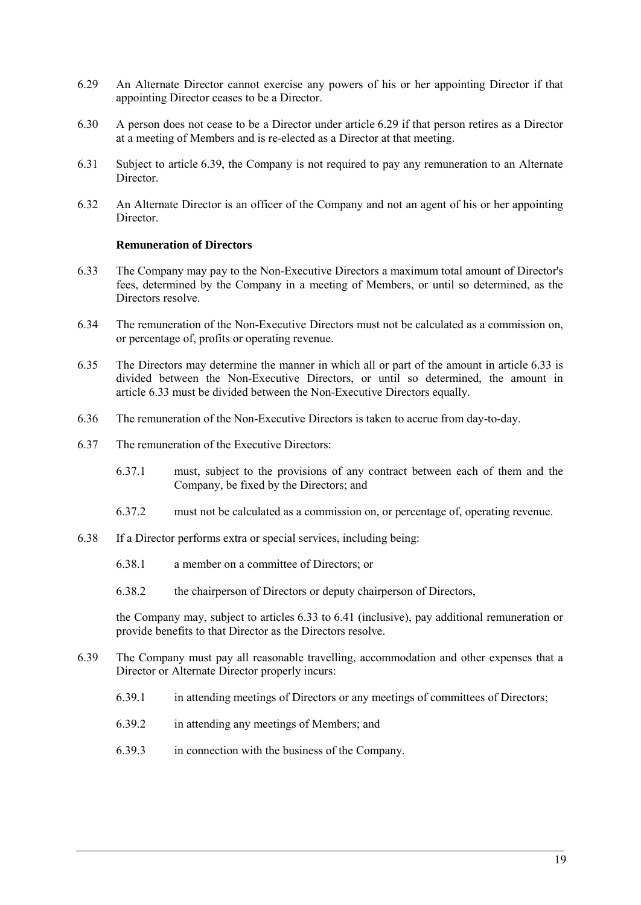6.29 An Alternate Director cannot exercise any powers of his or her appointing Director if that appointing Director ceases to be a Director.

6.30 A person does not cease to be a Director under article 6.29 if that person retires as a Director at a meeting of Members and is re-elected as a Director at that meeting.

6.31 Subject to article 6.39, the Company is not required to pay any remuneration to an Alternate Director.

6.32 An Alternate Director is an officer of the Company and not an agent of his or her appointing Director.

**Remuneration of Directors**

6.33 The Company may pay to the Non-Executive Directors a maximum total amount of Director's fees, determined by the Company in a meeting of Members, or until so determined, as the Directors resolve.

6.34 The remuneration of the Non-Executive Directors must not be calculated as a commission on, or percentage of, profits or operating revenue.

6.35 The Directors may determine the manner in which all or part of the amount in article 6.33 is divided between the Non-Executive Directors, or until so determined, the amount in article 6.33 must be divided between the Non-Executive Directors equally.

6.36 The remuneration of the Non-Executive Directors is taken to accrue from day-to-day.

6.37 The remuneration of the Executive Directors:

6.37.1 must, subject to the provisions of any contract between each of them and the Company, be fixed by the Directors; and

6.37.2 must not be calculated as a commission on, or percentage of, operating revenue.

6.38 If a Director performs extra or special services, including being:

6.38.1 a member on a committee of Directors; or

6.38.2 the chairperson of Directors or deputy chairperson of Directors,

the Company may, subject to articles 6.33 to 6.41 (inclusive), pay additional remuneration or provide benefits to that Director as the Directors resolve.

6.39 The Company must pay all reasonable travelling, accommodation and other expenses that a Director or Alternate Director properly incurs:

6.39.1 in attending meetings of Directors or any meetings of committees of Directors;

6.39.2 in attending any meetings of Members; and

6.39.3 in connection with the business of the Company.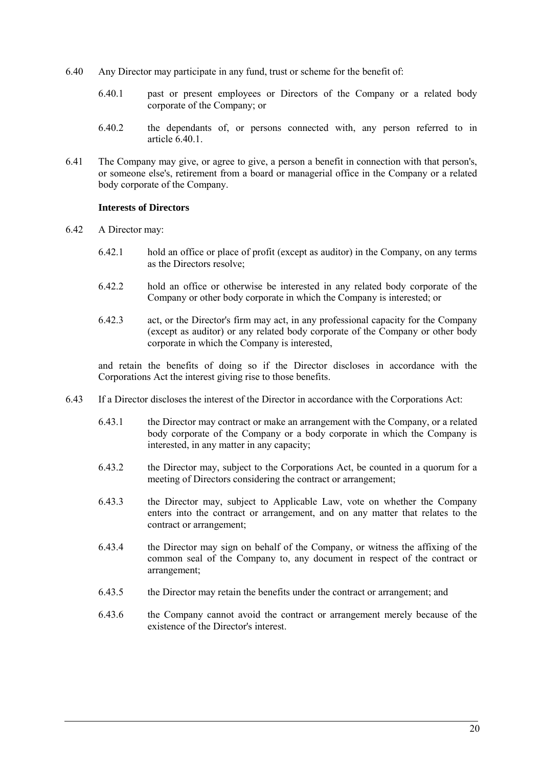6.40 Any Director may participate in any fund, trust or scheme for the benefit of:

6.40.1 past or present employees or Directors of the Company or a related body corporate of the Company; or

6.40.2 the dependants of, or persons connected with, any person referred to in article 6.40.1.

6.41 The Company may give, or agree to give, a person a benefit in connection with that person's, or someone else's, retirement from a board or managerial office in the Company or a related body corporate of the Company.

**Interests of Directors**

6.42 A Director may:

6.42.1 hold an office or place of profit (except as auditor) in the Company, on any terms as the Directors resolve;

6.42.2 hold an office or otherwise be interested in any related body corporate of the Company or other body corporate in which the Company is interested; or

6.42.3 act, or the Director's firm may act, in any professional capacity for the Company (except as auditor) or any related body corporate of the Company or other body corporate in which the Company is interested,

and retain the benefits of doing so if the Director discloses in accordance with the Corporations Act the interest giving rise to those benefits.

6.43 If a Director discloses the interest of the Director in accordance with the Corporations Act:

6.43.1 the Director may contract or make an arrangement with the Company, or a related body corporate of the Company or a body corporate in which the Company is interested, in any matter in any capacity;

6.43.2 the Director may, subject to the Corporations Act, be counted in a quorum for a meeting of Directors considering the contract or arrangement;

6.43.3 the Director may, subject to Applicable Law, vote on whether the Company enters into the contract or arrangement, and on any matter that relates to the contract or arrangement;

6.43.4 the Director may sign on behalf of the Company, or witness the affixing of the common seal of the Company to, any document in respect of the contract or arrangement;

6.43.5 the Director may retain the benefits under the contract or arrangement; and

6.43.6 the Company cannot avoid the contract or arrangement merely because of the existence of the Director's interest.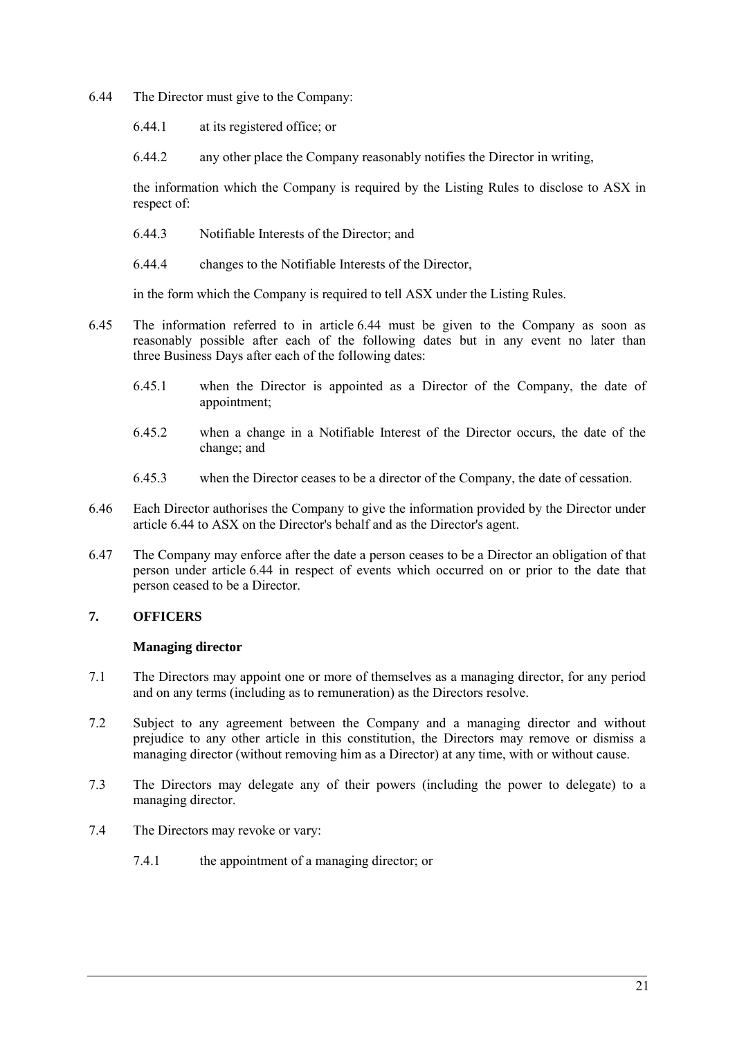6.44 The Director must give to the Company:

6.44.1 at its registered office; or

6.44.2 any other place the Company reasonably notifies the Director in writing,

the information which the Company is required by the Listing Rules to disclose to ASX in respect of:

6.44.3 Notifiable Interests of the Director; and

6.44.4 changes to the Notifiable Interests of the Director,

in the form which the Company is required to tell ASX under the Listing Rules.

6.45 The information referred to in article 6.44 must be given to the Company as soon as reasonably possible after each of the following dates but in any event no later than three Business Days after each of the following dates:

6.45.1 when the Director is appointed as a Director of the Company, the date of appointment;

6.45.2 when a change in a Notifiable Interest of the Director occurs, the date of the change; and

6.45.3 when the Director ceases to be a director of the Company, the date of cessation.

6.46 Each Director authorises the Company to give the information provided by the Director under article 6.44 to ASX on the Director's behalf and as the Director's agent.

6.47 The Company may enforce after the date a person ceases to be a Director an obligation of that person under article 6.44 in respect of events which occurred on or prior to the date that person ceased to be a Director.

## 7. OFFICERS

### Managing director

7.1 The Directors may appoint one or more of themselves as a managing director, for any period and on any terms (including as to remuneration) as the Directors resolve.

7.2 Subject to any agreement between the Company and a managing director and without prejudice to any other article in this constitution, the Directors may remove or dismiss a managing director (without removing him as a Director) at any time, with or without cause.

7.3 The Directors may delegate any of their powers (including the power to delegate) to a managing director.

7.4 The Directors may revoke or vary:

7.4.1 the appointment of a managing director; or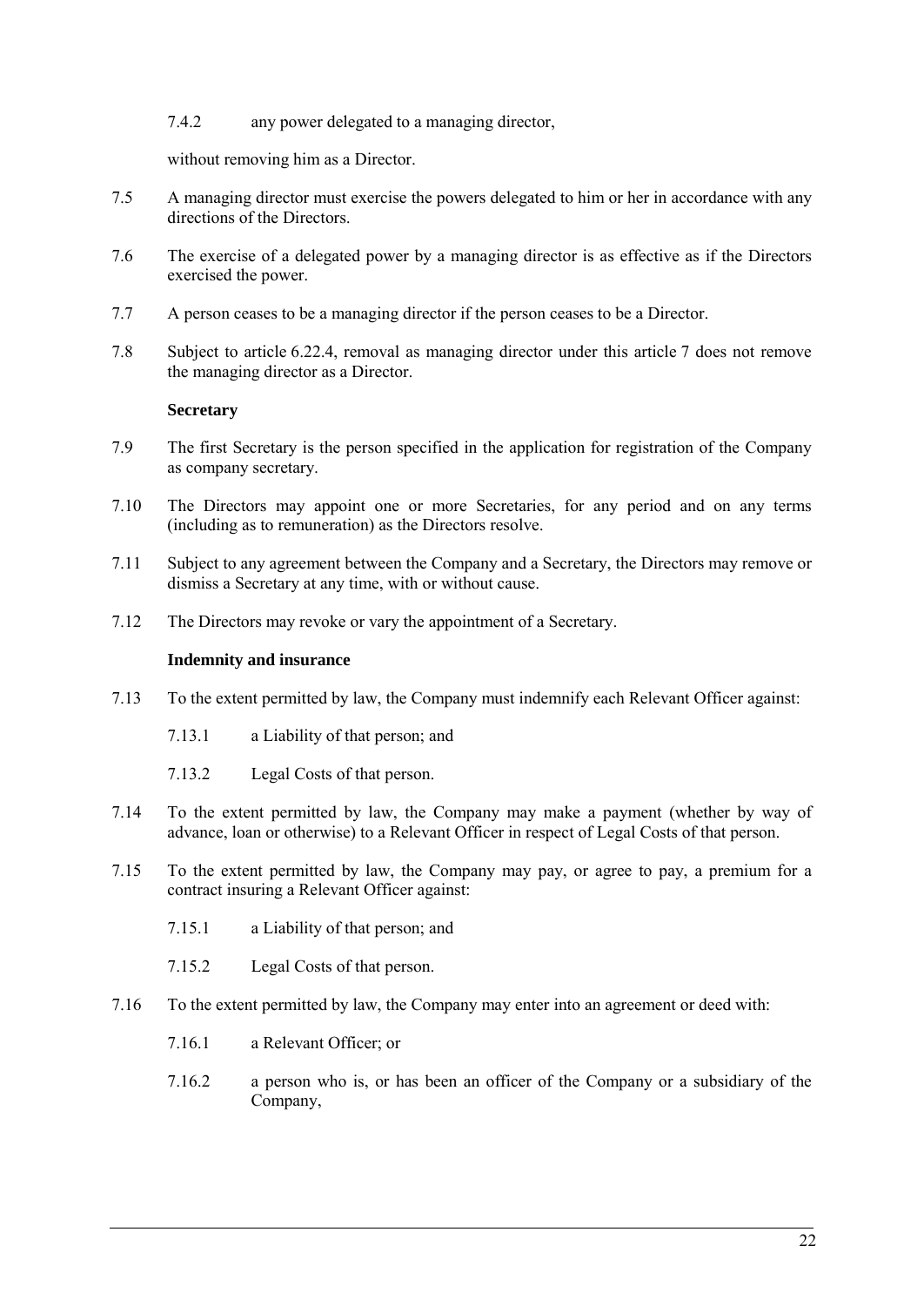7.4.2 any power delegated to a managing director,

without removing him as a Director.

7.5 A managing director must exercise the powers delegated to him or her in accordance with any directions of the Directors.

7.6 The exercise of a delegated power by a managing director is as effective as if the Directors exercised the power.

7.7 A person ceases to be a managing director if the person ceases to be a Director.

7.8 Subject to article 6.22.4, removal as managing director under this article 7 does not remove the managing director as a Director.

**Secretary**

7.9 The first Secretary is the person specified in the application for registration of the Company as company secretary.

7.10 The Directors may appoint one or more Secretaries, for any period and on any terms (including as to remuneration) as the Directors resolve.

7.11 Subject to any agreement between the Company and a Secretary, the Directors may remove or dismiss a Secretary at any time, with or without cause.

7.12 The Directors may revoke or vary the appointment of a Secretary.

**Indemnity and insurance**

7.13 To the extent permitted by law, the Company must indemnify each Relevant Officer against:

7.13.1 a Liability of that person; and

7.13.2 Legal Costs of that person.

7.14 To the extent permitted by law, the Company may make a payment (whether by way of advance, loan or otherwise) to a Relevant Officer in respect of Legal Costs of that person.

7.15 To the extent permitted by law, the Company may pay, or agree to pay, a premium for a contract insuring a Relevant Officer against:

7.15.1 a Liability of that person; and

7.15.2 Legal Costs of that person.

7.16 To the extent permitted by law, the Company may enter into an agreement or deed with:

7.16.1 a Relevant Officer; or

7.16.2 a person who is, or has been an officer of the Company or a subsidiary of the Company,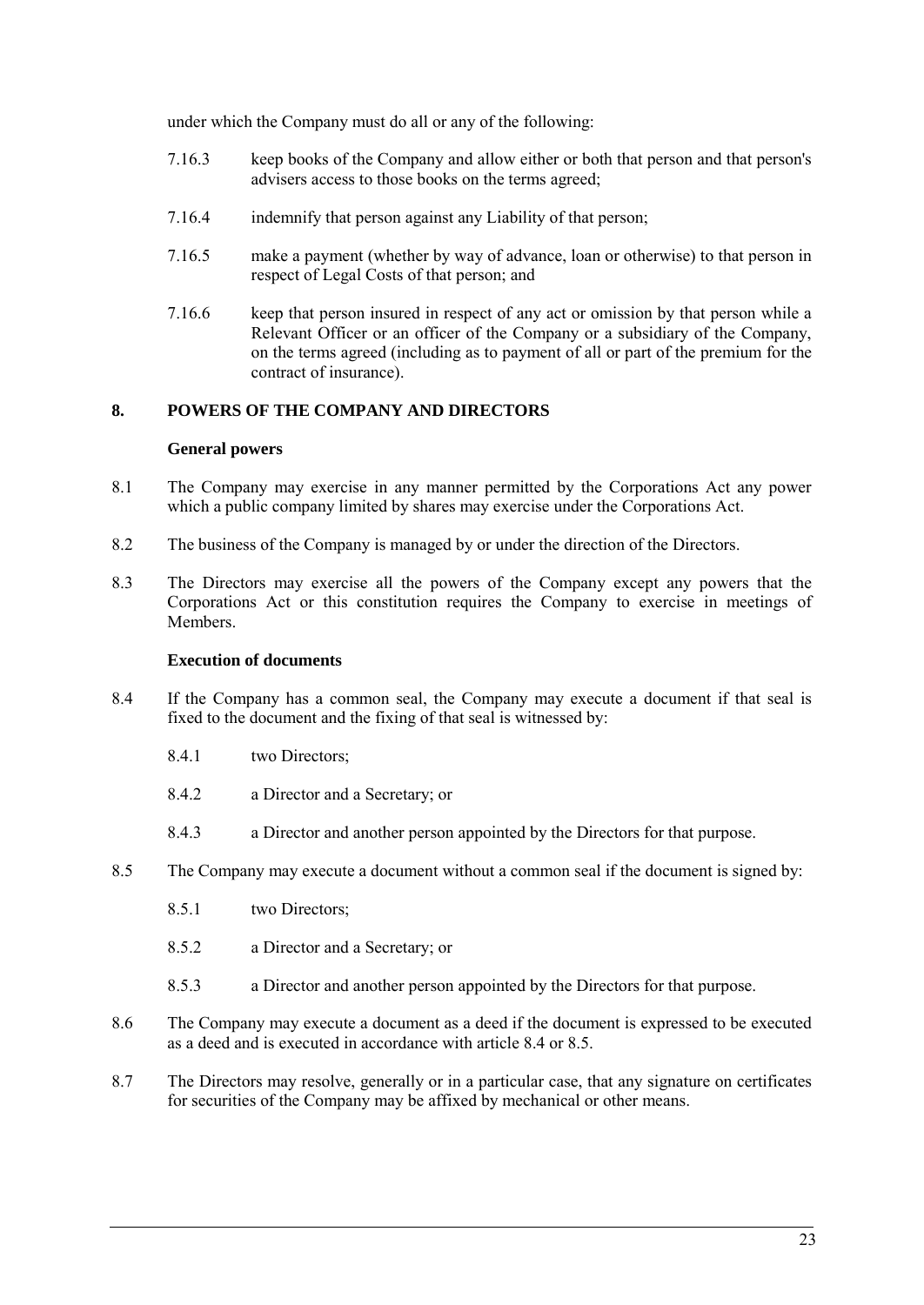under which the Company must do all or any of the following:

7.16.3 keep books of the Company and allow either or both that person and that person's advisers access to those books on the terms agreed;

7.16.4 indemnify that person against any Liability of that person;

7.16.5 make a payment (whether by way of advance, loan or otherwise) to that person in respect of Legal Costs of that person; and

7.16.6 keep that person insured in respect of any act or omission by that person while a Relevant Officer or an officer of the Company or a subsidiary of the Company, on the terms agreed (including as to payment of all or part of the premium for the contract of insurance).

## 8. POWERS OF THE COMPANY AND DIRECTORS

### General powers

8.1 The Company may exercise in any manner permitted by the Corporations Act any power which a public company limited by shares may exercise under the Corporations Act.

8.2 The business of the Company is managed by or under the direction of the Directors.

8.3 The Directors may exercise all the powers of the Company except any powers that the Corporations Act or this constitution requires the Company to exercise in meetings of Members.

### Execution of documents

8.4 If the Company has a common seal, the Company may execute a document if that seal is fixed to the document and the fixing of that seal is witnessed by:

8.4.1 two Directors;

8.4.2 a Director and a Secretary; or

8.4.3 a Director and another person appointed by the Directors for that purpose.

8.5 The Company may execute a document without a common seal if the document is signed by:

8.5.1 two Directors;

8.5.2 a Director and a Secretary; or

8.5.3 a Director and another person appointed by the Directors for that purpose.

8.6 The Company may execute a document as a deed if the document is expressed to be executed as a deed and is executed in accordance with article 8.4 or 8.5.

8.7 The Directors may resolve, generally or in a particular case, that any signature on certificates for securities of the Company may be affixed by mechanical or other means.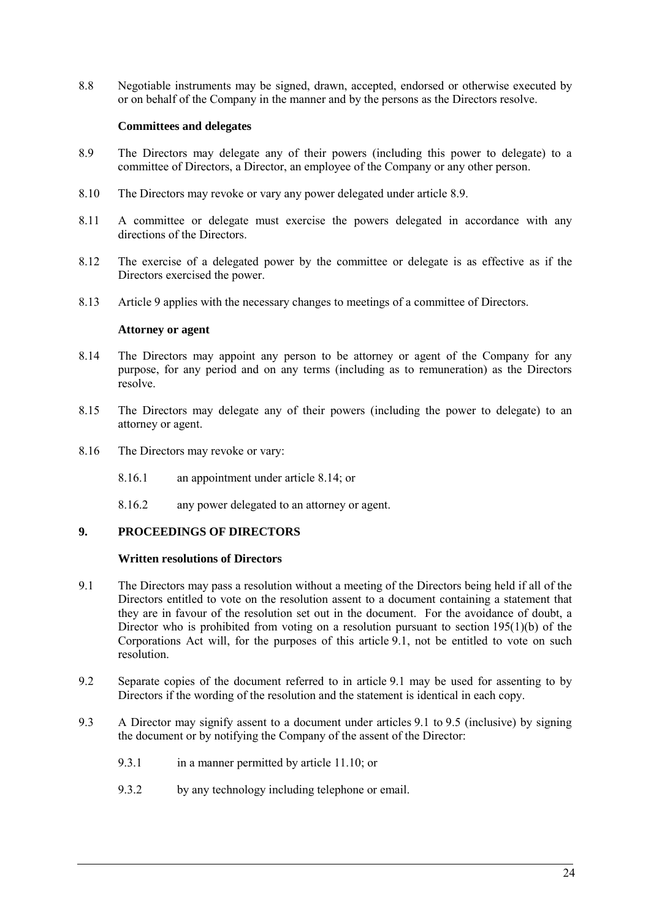8.8 Negotiable instruments may be signed, drawn, accepted, endorsed or otherwise executed by or on behalf of the Company in the manner and by the persons as the Directors resolve.

**Committees and delegates**

8.9 The Directors may delegate any of their powers (including this power to delegate) to a committee of Directors, a Director, an employee of the Company or any other person.

8.10 The Directors may revoke or vary any power delegated under article 8.9.

8.11 A committee or delegate must exercise the powers delegated in accordance with any directions of the Directors.

8.12 The exercise of a delegated power by the committee or delegate is as effective as if the Directors exercised the power.

8.13 Article 9 applies with the necessary changes to meetings of a committee of Directors.

**Attorney or agent**

8.14 The Directors may appoint any person to be attorney or agent of the Company for any purpose, for any period and on any terms (including as to remuneration) as the Directors resolve.

8.15 The Directors may delegate any of their powers (including the power to delegate) to an attorney or agent.

8.16 The Directors may revoke or vary:

8.16.1 an appointment under article 8.14; or

8.16.2 any power delegated to an attorney or agent.

## 9. PROCEEDINGS OF DIRECTORS

**Written resolutions of Directors**

9.1 The Directors may pass a resolution without a meeting of the Directors being held if all of the Directors entitled to vote on the resolution assent to a document containing a statement that they are in favour of the resolution set out in the document. For the avoidance of doubt, a Director who is prohibited from voting on a resolution pursuant to section 195(1)(b) of the Corporations Act will, for the purposes of this article 9.1, not be entitled to vote on such resolution.

9.2 Separate copies of the document referred to in article 9.1 may be used for assenting to by Directors if the wording of the resolution and the statement is identical in each copy.

9.3 A Director may signify assent to a document under articles 9.1 to 9.5 (inclusive) by signing the document or by notifying the Company of the assent of the Director:

9.3.1 in a manner permitted by article 11.10; or

9.3.2 by any technology including telephone or email.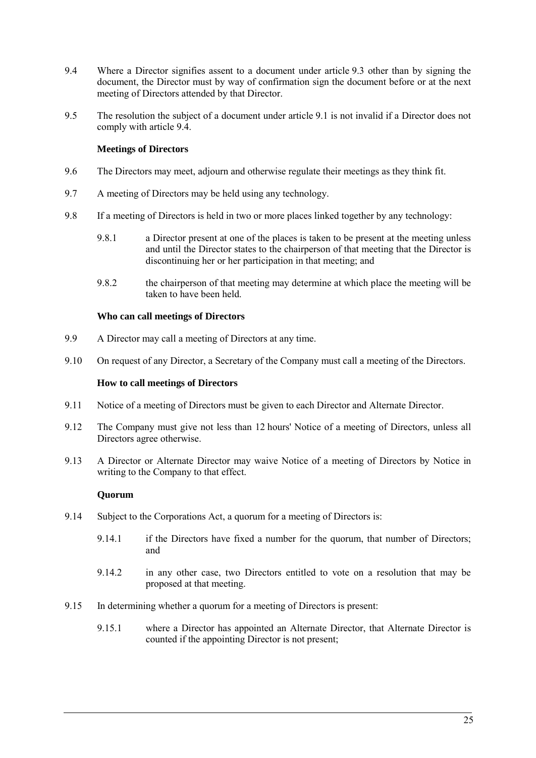9.4 Where a Director signifies assent to a document under article 9.3 other than by signing the document, the Director must by way of confirmation sign the document before or at the next meeting of Directors attended by that Director.

9.5 The resolution the subject of a document under article 9.1 is not invalid if a Director does not comply with article 9.4.

**Meetings of Directors**

9.6 The Directors may meet, adjourn and otherwise regulate their meetings as they think fit.

9.7 A meeting of Directors may be held using any technology.

9.8 If a meeting of Directors is held in two or more places linked together by any technology:

9.8.1 a Director present at one of the places is taken to be present at the meeting unless and until the Director states to the chairperson of that meeting that the Director is discontinuing her or her participation in that meeting; and

9.8.2 the chairperson of that meeting may determine at which place the meeting will be taken to have been held.

**Who can call meetings of Directors**

9.9 A Director may call a meeting of Directors at any time.

9.10 On request of any Director, a Secretary of the Company must call a meeting of the Directors.

**How to call meetings of Directors**

9.11 Notice of a meeting of Directors must be given to each Director and Alternate Director.

9.12 The Company must give not less than 12 hours' Notice of a meeting of Directors, unless all Directors agree otherwise.

9.13 A Director or Alternate Director may waive Notice of a meeting of Directors by Notice in writing to the Company to that effect.

**Quorum**

9.14 Subject to the Corporations Act, a quorum for a meeting of Directors is:

9.14.1 if the Directors have fixed a number for the quorum, that number of Directors; and

9.14.2 in any other case, two Directors entitled to vote on a resolution that may be proposed at that meeting.

9.15 In determining whether a quorum for a meeting of Directors is present:

9.15.1 where a Director has appointed an Alternate Director, that Alternate Director is counted if the appointing Director is not present;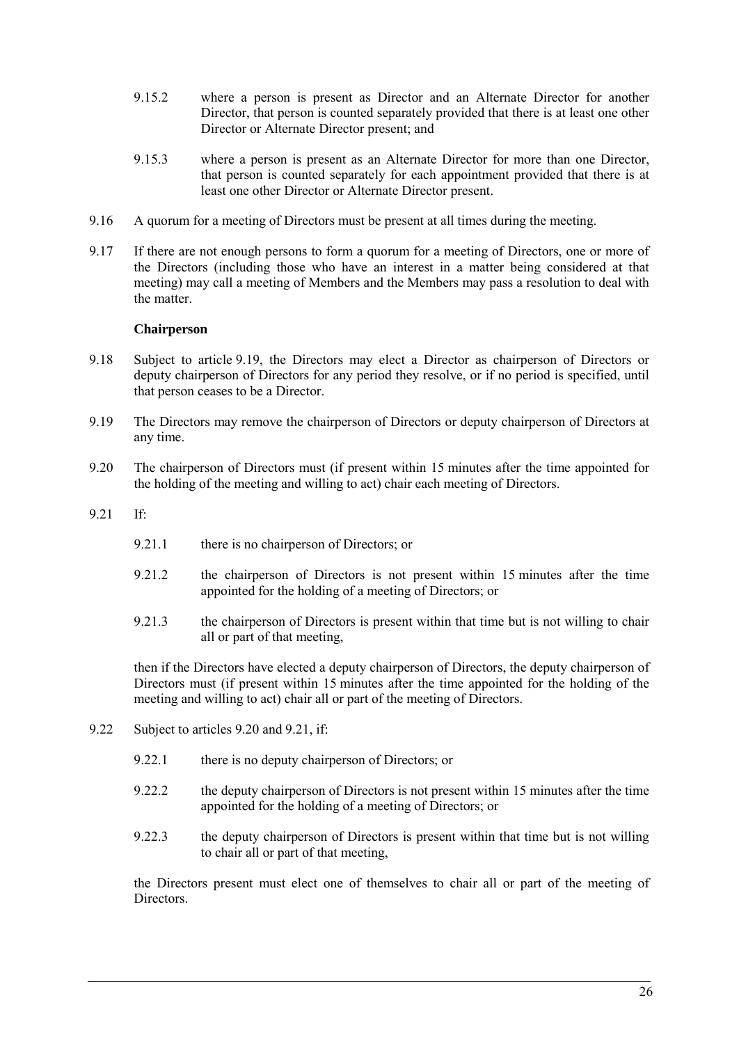9.15.2 where a person is present as Director and an Alternate Director for another Director, that person is counted separately provided that there is at least one other Director or Alternate Director present; and

9.15.3 where a person is present as an Alternate Director for more than one Director, that person is counted separately for each appointment provided that there is at least one other Director or Alternate Director present.

9.16 A quorum for a meeting of Directors must be present at all times during the meeting.

9.17 If there are not enough persons to form a quorum for a meeting of Directors, one or more of the Directors (including those who have an interest in a matter being considered at that meeting) may call a meeting of Members and the Members may pass a resolution to deal with the matter.

**Chairperson**

9.18 Subject to article 9.19, the Directors may elect a Director as chairperson of Directors or deputy chairperson of Directors for any period they resolve, or if no period is specified, until that person ceases to be a Director.

9.19 The Directors may remove the chairperson of Directors or deputy chairperson of Directors at any time.

9.20 The chairperson of Directors must (if present within 15 minutes after the time appointed for the holding of the meeting and willing to act) chair each meeting of Directors.

9.21 If:

9.21.1 there is no chairperson of Directors; or

9.21.2 the chairperson of Directors is not present within 15 minutes after the time appointed for the holding of a meeting of Directors; or

9.21.3 the chairperson of Directors is present within that time but is not willing to chair all or part of that meeting,

then if the Directors have elected a deputy chairperson of Directors, the deputy chairperson of Directors must (if present within 15 minutes after the time appointed for the holding of the meeting and willing to act) chair all or part of the meeting of Directors.

9.22 Subject to articles 9.20 and 9.21, if:

9.22.1 there is no deputy chairperson of Directors; or

9.22.2 the deputy chairperson of Directors is not present within 15 minutes after the time appointed for the holding of a meeting of Directors; or

9.22.3 the deputy chairperson of Directors is present within that time but is not willing to chair all or part of that meeting,

the Directors present must elect one of themselves to chair all or part of the meeting of Directors.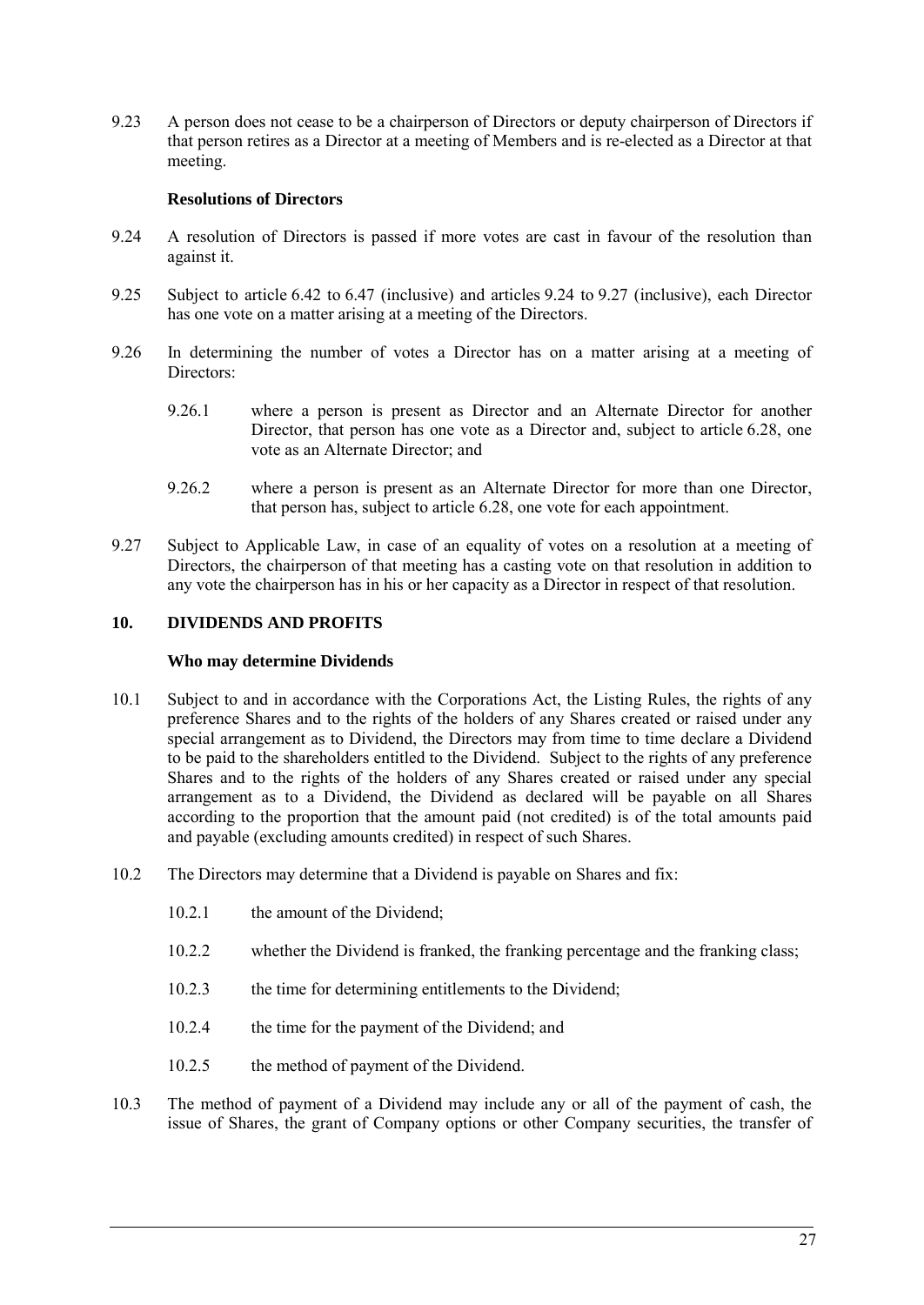9.23 A person does not cease to be a chairperson of Directors or deputy chairperson of Directors if that person retires as a Director at a meeting of Members and is re-elected as a Director at that meeting.

**Resolutions of Directors**

9.24 A resolution of Directors is passed if more votes are cast in favour of the resolution than against it.

9.25 Subject to article 6.42 to 6.47 (inclusive) and articles 9.24 to 9.27 (inclusive), each Director has one vote on a matter arising at a meeting of the Directors.

9.26 In determining the number of votes a Director has on a matter arising at a meeting of Directors:

9.26.1 where a person is present as Director and an Alternate Director for another Director, that person has one vote as a Director and, subject to article 6.28, one vote as an Alternate Director; and

9.26.2 where a person is present as an Alternate Director for more than one Director, that person has, subject to article 6.28, one vote for each appointment.

9.27 Subject to Applicable Law, in case of an equality of votes on a resolution at a meeting of Directors, the chairperson of that meeting has a casting vote on that resolution in addition to any vote the chairperson has in his or her capacity as a Director in respect of that resolution.

## 10. DIVIDENDS AND PROFITS

**Who may determine Dividends**

10.1 Subject to and in accordance with the Corporations Act, the Listing Rules, the rights of any preference Shares and to the rights of the holders of any Shares created or raised under any special arrangement as to Dividend, the Directors may from time to time declare a Dividend to be paid to the shareholders entitled to the Dividend. Subject to the rights of any preference Shares and to the rights of the holders of any Shares created or raised under any special arrangement as to a Dividend, the Dividend as declared will be payable on all Shares according to the proportion that the amount paid (not credited) is of the total amounts paid and payable (excluding amounts credited) in respect of such Shares.

10.2 The Directors may determine that a Dividend is payable on Shares and fix:

10.2.1 the amount of the Dividend;

10.2.2 whether the Dividend is franked, the franking percentage and the franking class;

10.2.3 the time for determining entitlements to the Dividend;

10.2.4 the time for the payment of the Dividend; and

10.2.5 the method of payment of the Dividend.

10.3 The method of payment of a Dividend may include any or all of the payment of cash, the issue of Shares, the grant of Company options or other Company securities, the transfer of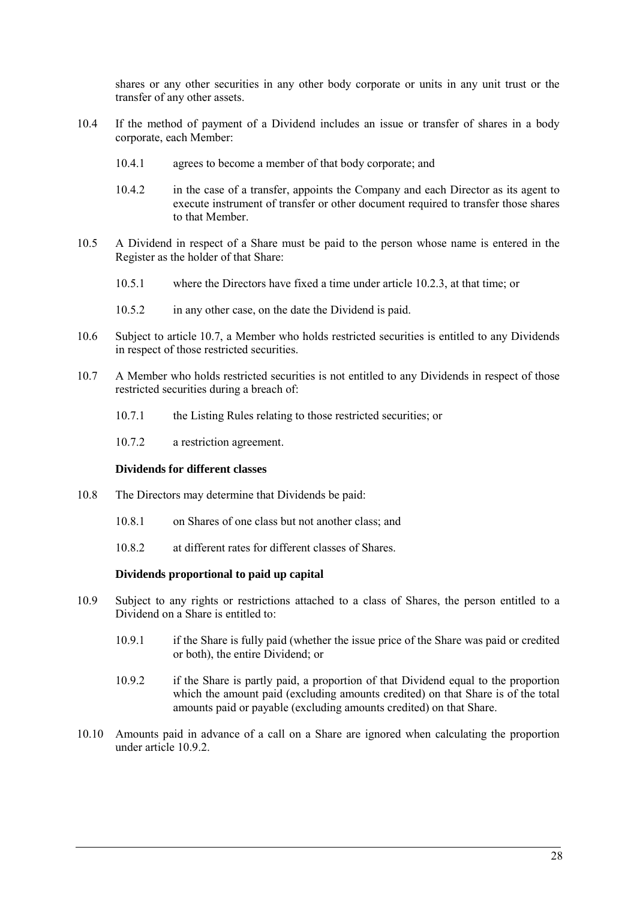shares or any other securities in any other body corporate or units in any unit trust or the transfer of any other assets.

10.4 If the method of payment of a Dividend includes an issue or transfer of shares in a body corporate, each Member:

10.4.1 agrees to become a member of that body corporate; and

10.4.2 in the case of a transfer, appoints the Company and each Director as its agent to execute instrument of transfer or other document required to transfer those shares to that Member.

10.5 A Dividend in respect of a Share must be paid to the person whose name is entered in the Register as the holder of that Share:

10.5.1 where the Directors have fixed a time under article 10.2.3, at that time; or

10.5.2 in any other case, on the date the Dividend is paid.

10.6 Subject to article 10.7, a Member who holds restricted securities is entitled to any Dividends in respect of those restricted securities.

10.7 A Member who holds restricted securities is not entitled to any Dividends in respect of those restricted securities during a breach of:

10.7.1 the Listing Rules relating to those restricted securities; or

10.7.2 a restriction agreement.

**Dividends for different classes**

10.8 The Directors may determine that Dividends be paid:

10.8.1 on Shares of one class but not another class; and

10.8.2 at different rates for different classes of Shares.

**Dividends proportional to paid up capital**

10.9 Subject to any rights or restrictions attached to a class of Shares, the person entitled to a Dividend on a Share is entitled to:

10.9.1 if the Share is fully paid (whether the issue price of the Share was paid or credited or both), the entire Dividend; or

10.9.2 if the Share is partly paid, a proportion of that Dividend equal to the proportion which the amount paid (excluding amounts credited) on that Share is of the total amounts paid or payable (excluding amounts credited) on that Share.

10.10 Amounts paid in advance of a call on a Share are ignored when calculating the proportion under article 10.9.2.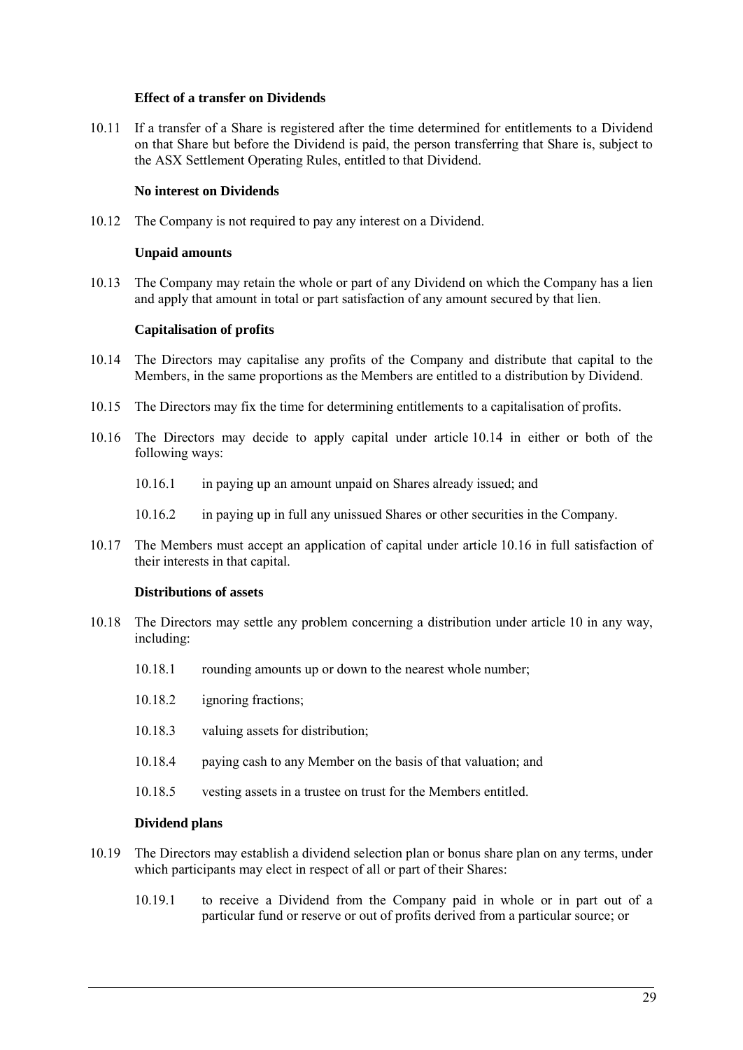**Effect of a transfer on Dividends**

10.11 If a transfer of a Share is registered after the time determined for entitlements to a Dividend on that Share but before the Dividend is paid, the person transferring that Share is, subject to the ASX Settlement Operating Rules, entitled to that Dividend.

**No interest on Dividends**

10.12 The Company is not required to pay any interest on a Dividend.

**Unpaid amounts**

10.13 The Company may retain the whole or part of any Dividend on which the Company has a lien and apply that amount in total or part satisfaction of any amount secured by that lien.

**Capitalisation of profits**

10.14 The Directors may capitalise any profits of the Company and distribute that capital to the Members, in the same proportions as the Members are entitled to a distribution by Dividend.

10.15 The Directors may fix the time for determining entitlements to a capitalisation of profits.

10.16 The Directors may decide to apply capital under article 10.14 in either or both of the following ways:

10.16.1 in paying up an amount unpaid on Shares already issued; and

10.16.2 in paying up in full any unissued Shares or other securities in the Company.

10.17 The Members must accept an application of capital under article 10.16 in full satisfaction of their interests in that capital.

**Distributions of assets**

10.18 The Directors may settle any problem concerning a distribution under article 10 in any way, including:

10.18.1 rounding amounts up or down to the nearest whole number;

10.18.2 ignoring fractions;

10.18.3 valuing assets for distribution;

10.18.4 paying cash to any Member on the basis of that valuation; and

10.18.5 vesting assets in a trustee on trust for the Members entitled.

**Dividend plans**

10.19 The Directors may establish a dividend selection plan or bonus share plan on any terms, under which participants may elect in respect of all or part of their Shares:

10.19.1 to receive a Dividend from the Company paid in whole or in part out of a particular fund or reserve or out of profits derived from a particular source; or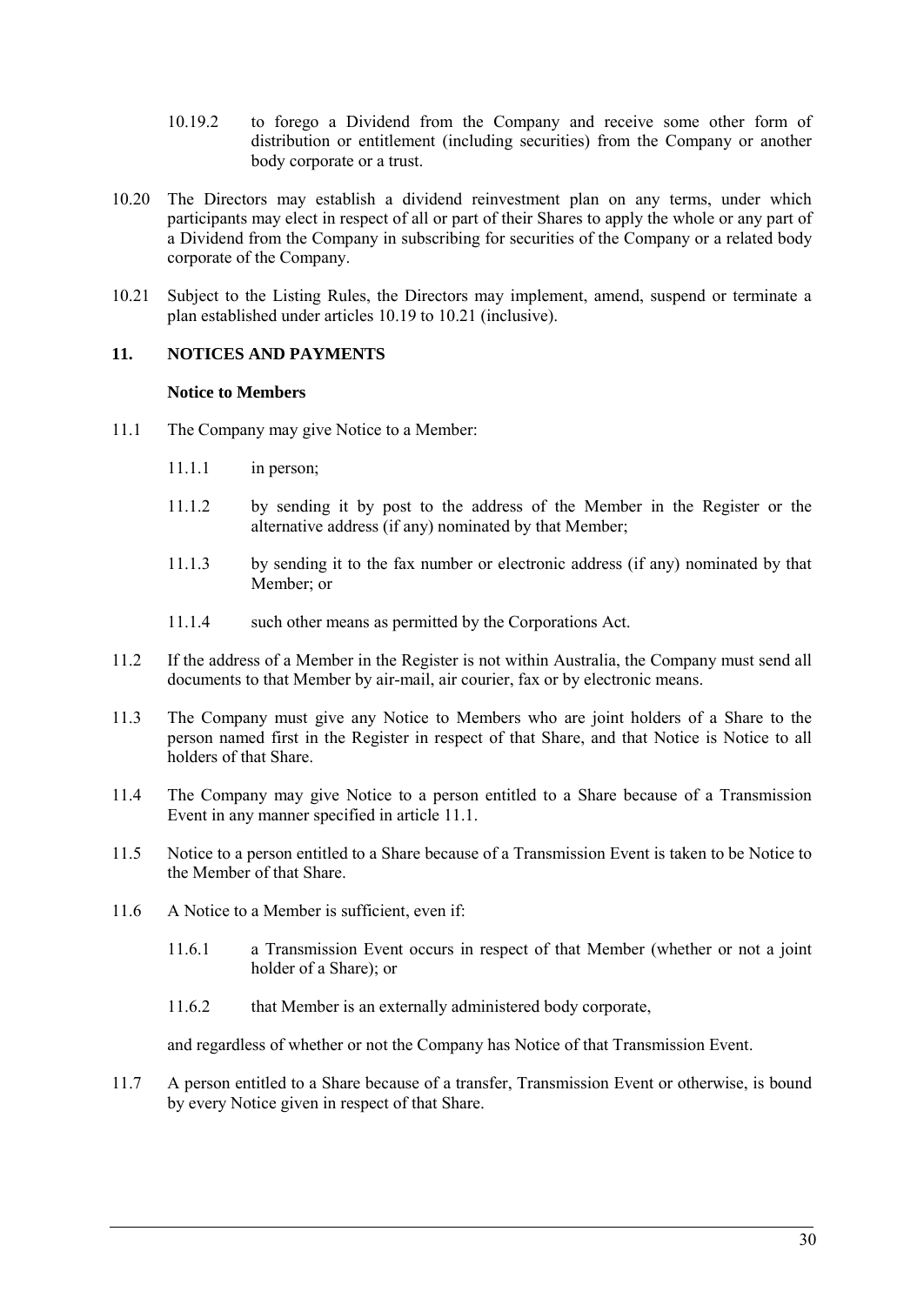10.19.2 to forego a Dividend from the Company and receive some other form of distribution or entitlement (including securities) from the Company or another body corporate or a trust.

10.20 The Directors may establish a dividend reinvestment plan on any terms, under which participants may elect in respect of all or part of their Shares to apply the whole or any part of a Dividend from the Company in subscribing for securities of the Company or a related body corporate of the Company.

10.21 Subject to the Listing Rules, the Directors may implement, amend, suspend or terminate a plan established under articles 10.19 to 10.21 (inclusive).

## 11. NOTICES AND PAYMENTS

**Notice to Members**

11.1 The Company may give Notice to a Member:

11.1.1 in person;

11.1.2 by sending it by post to the address of the Member in the Register or the alternative address (if any) nominated by that Member;

11.1.3 by sending it to the fax number or electronic address (if any) nominated by that Member; or

11.1.4 such other means as permitted by the Corporations Act.

11.2 If the address of a Member in the Register is not within Australia, the Company must send all documents to that Member by air-mail, air courier, fax or by electronic means.

11.3 The Company must give any Notice to Members who are joint holders of a Share to the person named first in the Register in respect of that Share, and that Notice is Notice to all holders of that Share.

11.4 The Company may give Notice to a person entitled to a Share because of a Transmission Event in any manner specified in article 11.1.

11.5 Notice to a person entitled to a Share because of a Transmission Event is taken to be Notice to the Member of that Share.

11.6 A Notice to a Member is sufficient, even if:

11.6.1 a Transmission Event occurs in respect of that Member (whether or not a joint holder of a Share); or

11.6.2 that Member is an externally administered body corporate,

and regardless of whether or not the Company has Notice of that Transmission Event.

11.7 A person entitled to a Share because of a transfer, Transmission Event or otherwise, is bound by every Notice given in respect of that Share.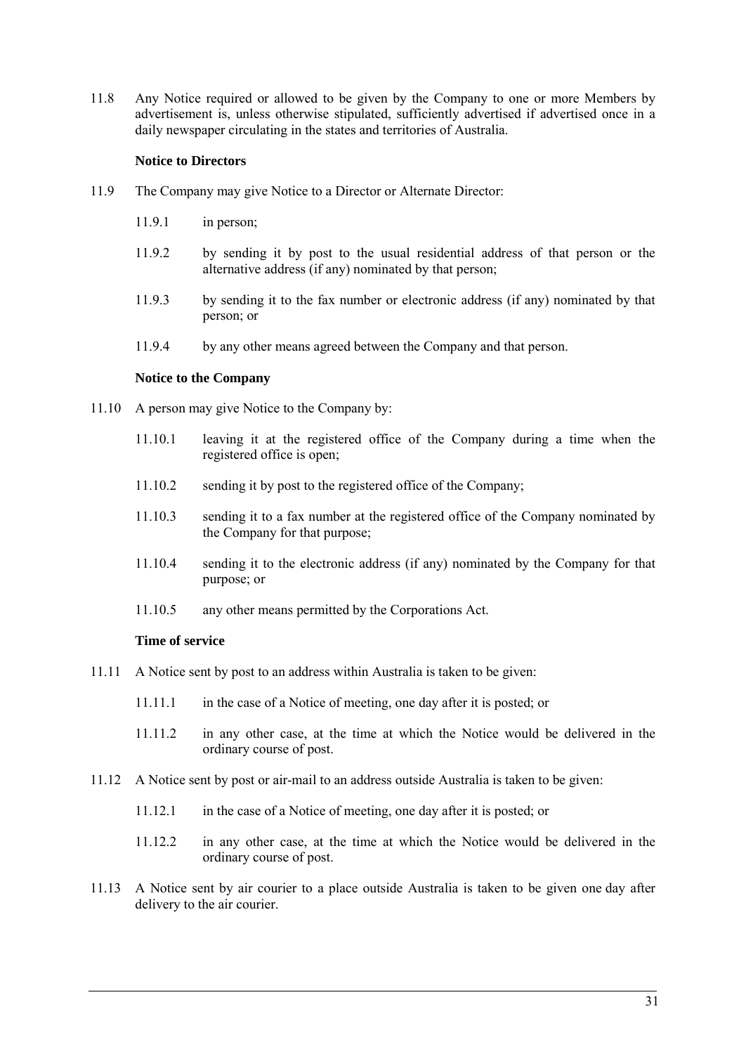11.8 Any Notice required or allowed to be given by the Company to one or more Members by advertisement is, unless otherwise stipulated, sufficiently advertised if advertised once in a daily newspaper circulating in the states and territories of Australia.

**Notice to Directors**

11.9 The Company may give Notice to a Director or Alternate Director:

11.9.1 in person;

11.9.2 by sending it by post to the usual residential address of that person or the alternative address (if any) nominated by that person;

11.9.3 by sending it to the fax number or electronic address (if any) nominated by that person; or

11.9.4 by any other means agreed between the Company and that person.

**Notice to the Company**

11.10 A person may give Notice to the Company by:

11.10.1 leaving it at the registered office of the Company during a time when the registered office is open;

11.10.2 sending it by post to the registered office of the Company;

11.10.3 sending it to a fax number at the registered office of the Company nominated by the Company for that purpose;

11.10.4 sending it to the electronic address (if any) nominated by the Company for that purpose; or

11.10.5 any other means permitted by the Corporations Act.

**Time of service**

11.11 A Notice sent by post to an address within Australia is taken to be given:

11.11.1 in the case of a Notice of meeting, one day after it is posted; or

11.11.2 in any other case, at the time at which the Notice would be delivered in the ordinary course of post.

11.12 A Notice sent by post or air-mail to an address outside Australia is taken to be given:

11.12.1 in the case of a Notice of meeting, one day after it is posted; or

11.12.2 in any other case, at the time at which the Notice would be delivered in the ordinary course of post.

11.13 A Notice sent by air courier to a place outside Australia is taken to be given one day after delivery to the air courier.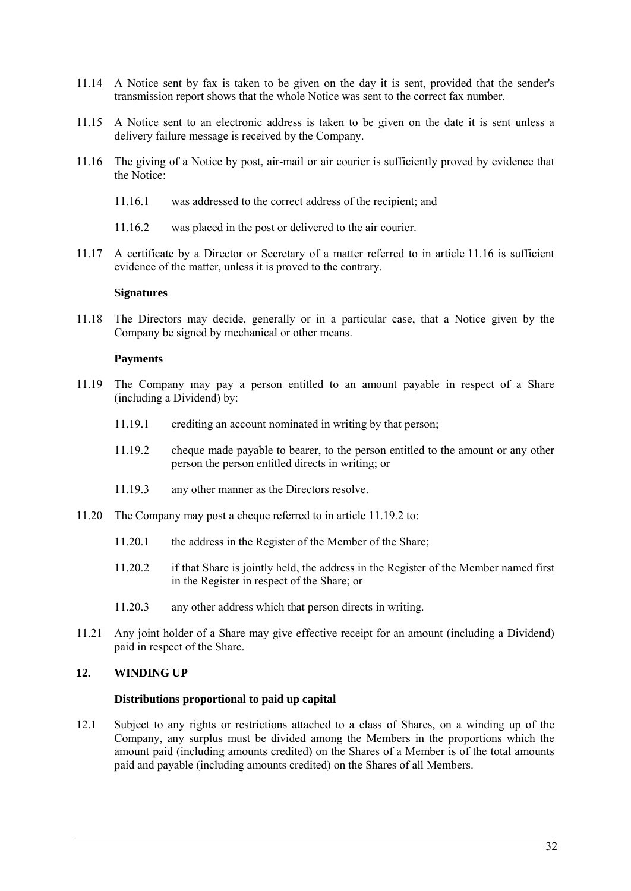11.14 A Notice sent by fax is taken to be given on the day it is sent, provided that the sender's transmission report shows that the whole Notice was sent to the correct fax number.

11.15 A Notice sent to an electronic address is taken to be given on the date it is sent unless a delivery failure message is received by the Company.

11.16 The giving of a Notice by post, air-mail or air courier is sufficiently proved by evidence that the Notice:

- 11.16.1 was addressed to the correct address of the recipient; and
- 11.16.2 was placed in the post or delivered to the air courier.

11.17 A certificate by a Director or Secretary of a matter referred to in article 11.16 is sufficient evidence of the matter, unless it is proved to the contrary.

**Signatures**

11.18 The Directors may decide, generally or in a particular case, that a Notice given by the Company be signed by mechanical or other means.

**Payments**

11.19 The Company may pay a person entitled to an amount payable in respect of a Share (including a Dividend) by:

- 11.19.1 crediting an account nominated in writing by that person;
- 11.19.2 cheque made payable to bearer, to the person entitled to the amount or any other person the person entitled directs in writing; or
- 11.19.3 any other manner as the Directors resolve.

11.20 The Company may post a cheque referred to in article 11.19.2 to:

- 11.20.1 the address in the Register of the Member of the Share;
- 11.20.2 if that Share is jointly held, the address in the Register of the Member named first in the Register in respect of the Share; or
- 11.20.3 any other address which that person directs in writing.

11.21 Any joint holder of a Share may give effective receipt for an amount (including a Dividend) paid in respect of the Share.

## 12. WINDING UP

**Distributions proportional to paid up capital**

12.1 Subject to any rights or restrictions attached to a class of Shares, on a winding up of the Company, any surplus must be divided among the Members in the proportions which the amount paid (including amounts credited) on the Shares of a Member is of the total amounts paid and payable (including amounts credited) on the Shares of all Members.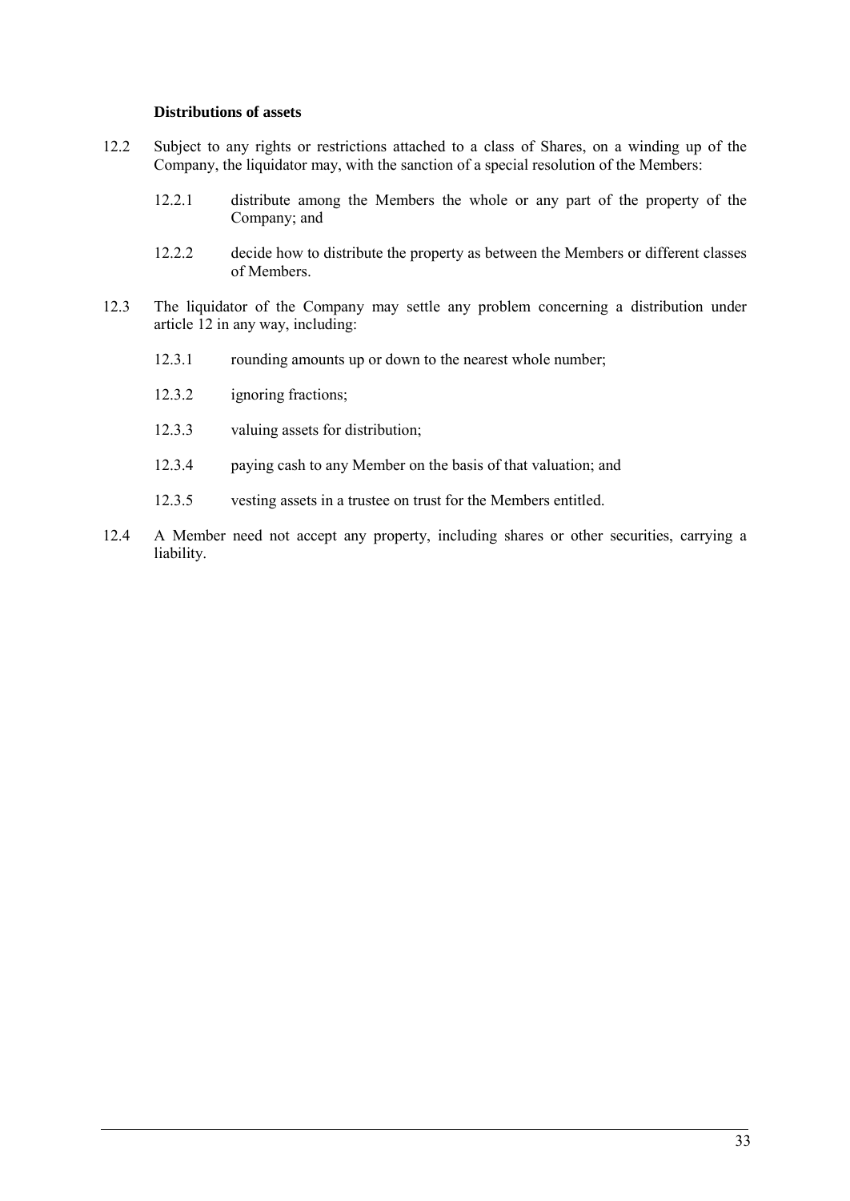**Distributions of assets**

12.2 Subject to any rights or restrictions attached to a class of Shares, on a winding up of the Company, the liquidator may, with the sanction of a special resolution of the Members:

12.2.1 distribute among the Members the whole or any part of the property of the Company; and

12.2.2 decide how to distribute the property as between the Members or different classes of Members.

12.3 The liquidator of the Company may settle any problem concerning a distribution under article 12 in any way, including:

12.3.1 rounding amounts up or down to the nearest whole number;

12.3.2 ignoring fractions;

12.3.3 valuing assets for distribution;

12.3.4 paying cash to any Member on the basis of that valuation; and

12.3.5 vesting assets in a trustee on trust for the Members entitled.

12.4 A Member need not accept any property, including shares or other securities, carrying a liability.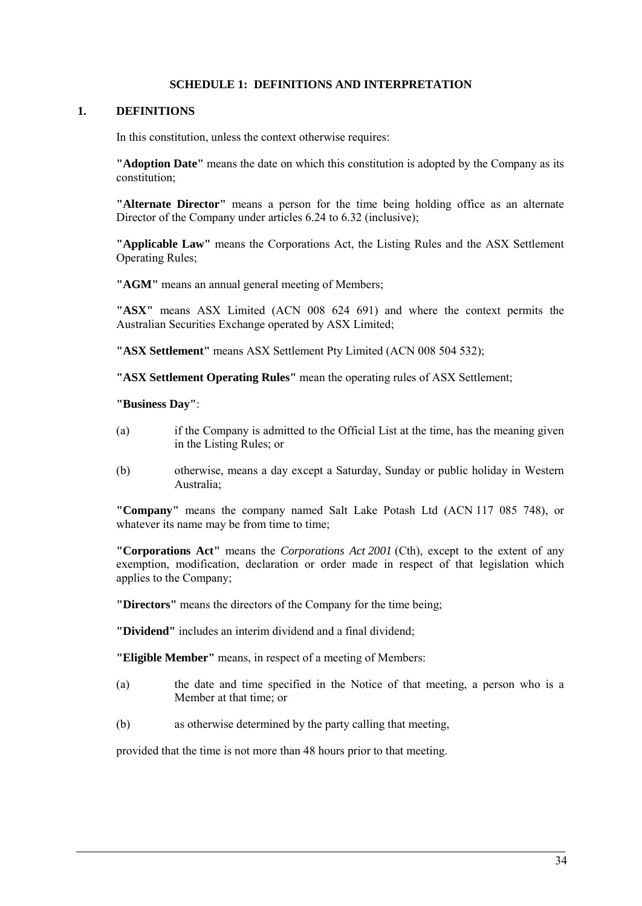# SCHEDULE 1: DEFINITIONS AND INTERPRETATION

## 1. DEFINITIONS

In this constitution, unless the context otherwise requires:

**"Adoption Date"** means the date on which this constitution is adopted by the Company as its constitution;

**"Alternate Director"** means a person for the time being holding office as an alternate Director of the Company under articles 6.24 to 6.32 (inclusive);

**"Applicable Law"** means the Corporations Act, the Listing Rules and the ASX Settlement Operating Rules;

**"AGM"** means an annual general meeting of Members;

**"ASX"** means ASX Limited (ACN 008 624 691) and where the context permits the Australian Securities Exchange operated by ASX Limited;

**"ASX Settlement"** means ASX Settlement Pty Limited (ACN 008 504 532);

**"ASX Settlement Operating Rules"** mean the operating rules of ASX Settlement;

**"Business Day"**:

(a) if the Company is admitted to the Official List at the time, has the meaning given in the Listing Rules; or

(b) otherwise, means a day except a Saturday, Sunday or public holiday in Western Australia;

**"Company"** means the company named Salt Lake Potash Ltd (ACN 117 085 748), or whatever its name may be from time to time;

**"Corporations Act"** means the *Corporations Act 2001* (Cth), except to the extent of any exemption, modification, declaration or order made in respect of that legislation which applies to the Company;

**"Directors"** means the directors of the Company for the time being;

**"Dividend"** includes an interim dividend and a final dividend;

**"Eligible Member"** means, in respect of a meeting of Members:

(a) the date and time specified in the Notice of that meeting, a person who is a Member at that time; or

(b) as otherwise determined by the party calling that meeting,

provided that the time is not more than 48 hours prior to that meeting.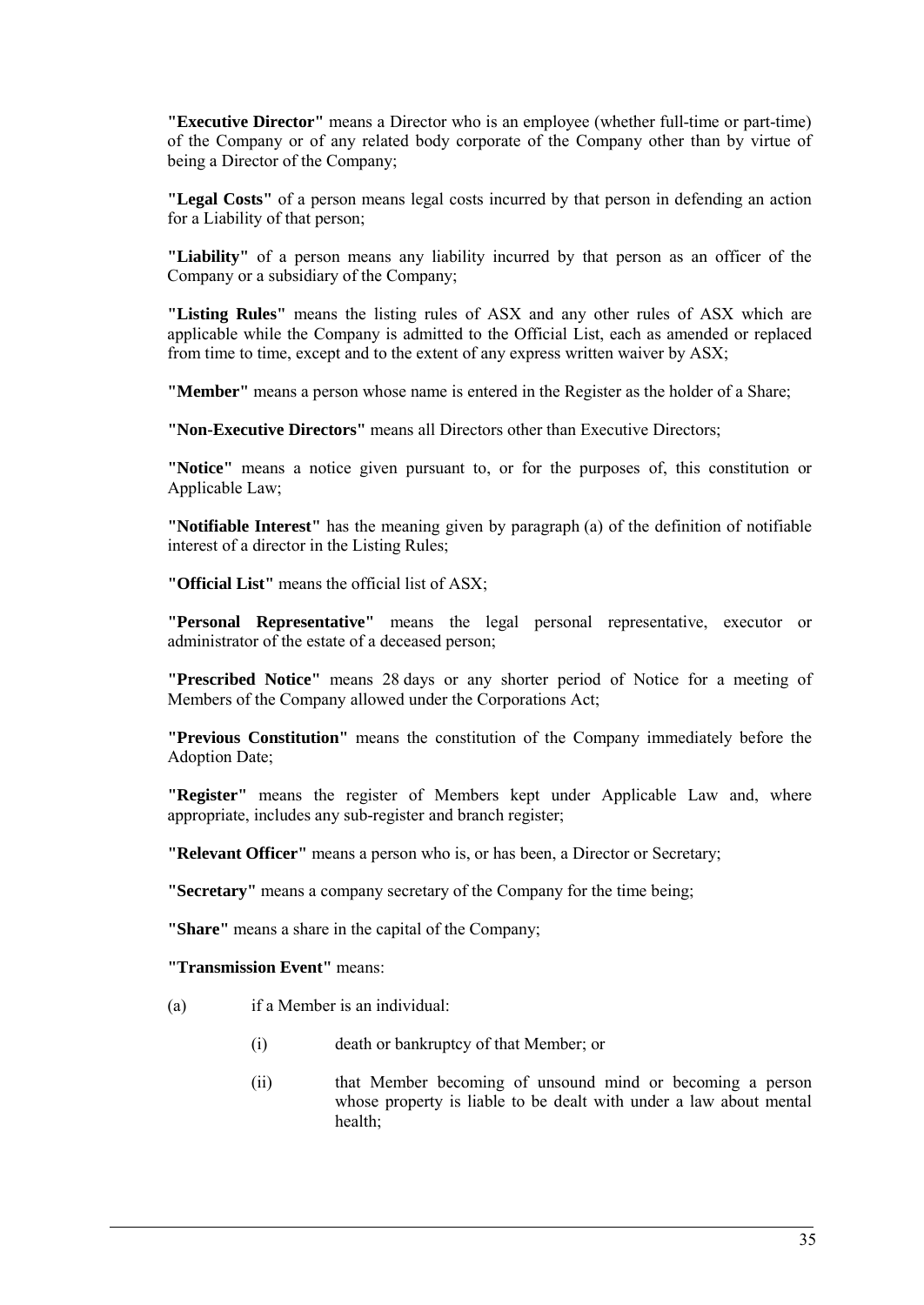**"Executive Director"** means a Director who is an employee (whether full-time or part-time) of the Company or of any related body corporate of the Company other than by virtue of being a Director of the Company;

**"Legal Costs"** of a person means legal costs incurred by that person in defending an action for a Liability of that person;

**"Liability"** of a person means any liability incurred by that person as an officer of the Company or a subsidiary of the Company;

**"Listing Rules"** means the listing rules of ASX and any other rules of ASX which are applicable while the Company is admitted to the Official List, each as amended or replaced from time to time, except and to the extent of any express written waiver by ASX;

**"Member"** means a person whose name is entered in the Register as the holder of a Share;

**"Non-Executive Directors"** means all Directors other than Executive Directors;

**"Notice"** means a notice given pursuant to, or for the purposes of, this constitution or Applicable Law;

**"Notifiable Interest"** has the meaning given by paragraph (a) of the definition of notifiable interest of a director in the Listing Rules;

**"Official List"** means the official list of ASX;

**"Personal Representative"** means the legal personal representative, executor or administrator of the estate of a deceased person;

**"Prescribed Notice"** means 28 days or any shorter period of Notice for a meeting of Members of the Company allowed under the Corporations Act;

**"Previous Constitution"** means the constitution of the Company immediately before the Adoption Date;

**"Register"** means the register of Members kept under Applicable Law and, where appropriate, includes any sub-register and branch register;

**"Relevant Officer"** means a person who is, or has been, a Director or Secretary;

**"Secretary"** means a company secretary of the Company for the time being;

**"Share"** means a share in the capital of the Company;

**"Transmission Event"** means:

(a) if a Member is an individual:

  (i) death or bankruptcy of that Member; or

  (ii) that Member becoming of unsound mind or becoming a person whose property is liable to be dealt with under a law about mental health;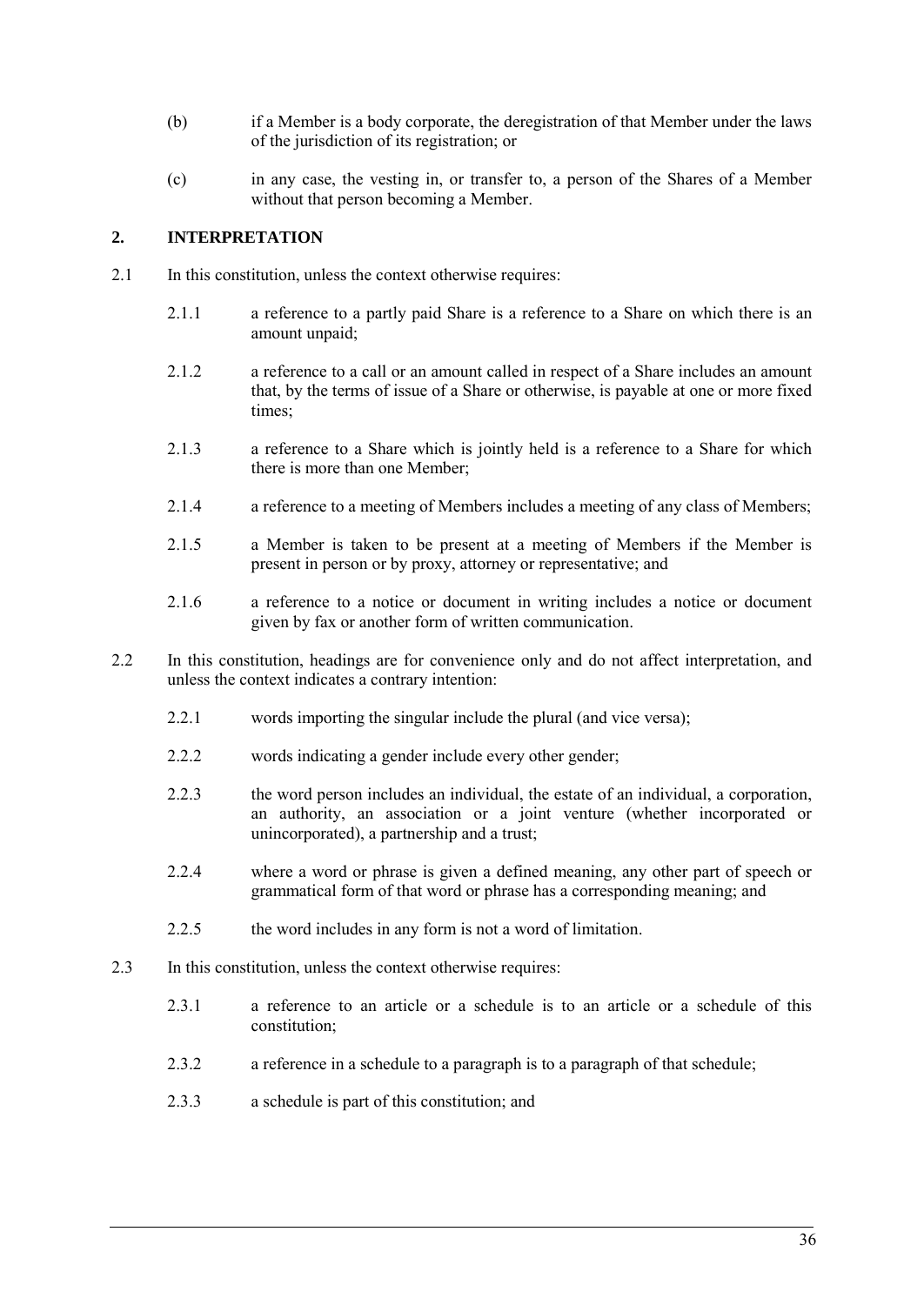(b) if a Member is a body corporate, the deregistration of that Member under the laws of the jurisdiction of its registration; or

(c) in any case, the vesting in, or transfer to, a person of the Shares of a Member without that person becoming a Member.

## 2. INTERPRETATION

2.1 In this constitution, unless the context otherwise requires:

2.1.1 a reference to a partly paid Share is a reference to a Share on which there is an amount unpaid;

2.1.2 a reference to a call or an amount called in respect of a Share includes an amount that, by the terms of issue of a Share or otherwise, is payable at one or more fixed times;

2.1.3 a reference to a Share which is jointly held is a reference to a Share for which there is more than one Member;

2.1.4 a reference to a meeting of Members includes a meeting of any class of Members;

2.1.5 a Member is taken to be present at a meeting of Members if the Member is present in person or by proxy, attorney or representative; and

2.1.6 a reference to a notice or document in writing includes a notice or document given by fax or another form of written communication.

2.2 In this constitution, headings are for convenience only and do not affect interpretation, and unless the context indicates a contrary intention:

2.2.1 words importing the singular include the plural (and vice versa);

2.2.2 words indicating a gender include every other gender;

2.2.3 the word person includes an individual, the estate of an individual, a corporation, an authority, an association or a joint venture (whether incorporated or unincorporated), a partnership and a trust;

2.2.4 where a word or phrase is given a defined meaning, any other part of speech or grammatical form of that word or phrase has a corresponding meaning; and

2.2.5 the word includes in any form is not a word of limitation.

2.3 In this constitution, unless the context otherwise requires:

2.3.1 a reference to an article or a schedule is to an article or a schedule of this constitution;

2.3.2 a reference in a schedule to a paragraph is to a paragraph of that schedule;

2.3.3 a schedule is part of this constitution; and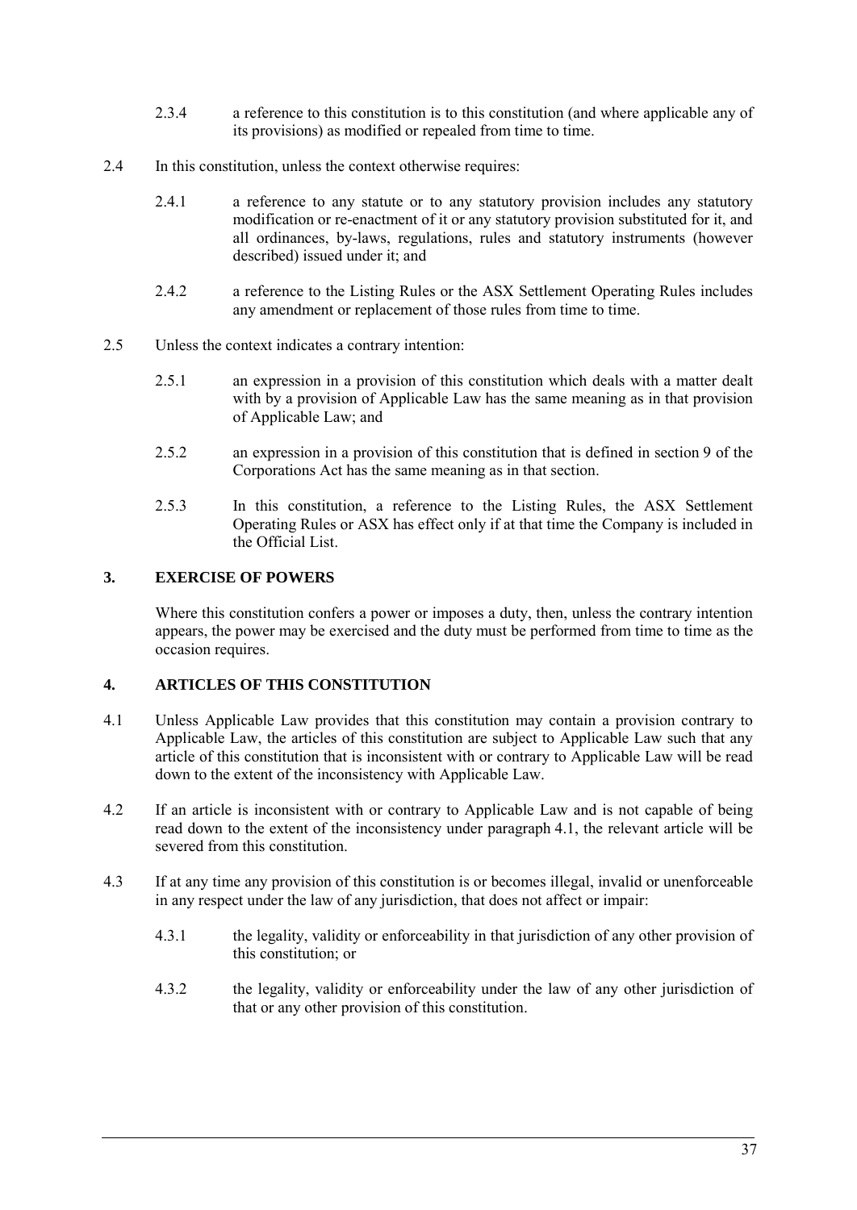2.3.4 a reference to this constitution is to this constitution (and where applicable any of its provisions) as modified or repealed from time to time.

2.4 In this constitution, unless the context otherwise requires:

2.4.1 a reference to any statute or to any statutory provision includes any statutory modification or re-enactment of it or any statutory provision substituted for it, and all ordinances, by-laws, regulations, rules and statutory instruments (however described) issued under it; and

2.4.2 a reference to the Listing Rules or the ASX Settlement Operating Rules includes any amendment or replacement of those rules from time to time.

2.5 Unless the context indicates a contrary intention:

2.5.1 an expression in a provision of this constitution which deals with a matter dealt with by a provision of Applicable Law has the same meaning as in that provision of Applicable Law; and

2.5.2 an expression in a provision of this constitution that is defined in section 9 of the Corporations Act has the same meaning as in that section.

2.5.3 In this constitution, a reference to the Listing Rules, the ASX Settlement Operating Rules or ASX has effect only if at that time the Company is included in the Official List.

## 3. EXERCISE OF POWERS

Where this constitution confers a power or imposes a duty, then, unless the contrary intention appears, the power may be exercised and the duty must be performed from time to time as the occasion requires.

## 4. ARTICLES OF THIS CONSTITUTION

4.1 Unless Applicable Law provides that this constitution may contain a provision contrary to Applicable Law, the articles of this constitution are subject to Applicable Law such that any article of this constitution that is inconsistent with or contrary to Applicable Law will be read down to the extent of the inconsistency with Applicable Law.

4.2 If an article is inconsistent with or contrary to Applicable Law and is not capable of being read down to the extent of the inconsistency under paragraph 4.1, the relevant article will be severed from this constitution.

4.3 If at any time any provision of this constitution is or becomes illegal, invalid or unenforceable in any respect under the law of any jurisdiction, that does not affect or impair:

4.3.1 the legality, validity or enforceability in that jurisdiction of any other provision of this constitution; or

4.3.2 the legality, validity or enforceability under the law of any other jurisdiction of that or any other provision of this constitution.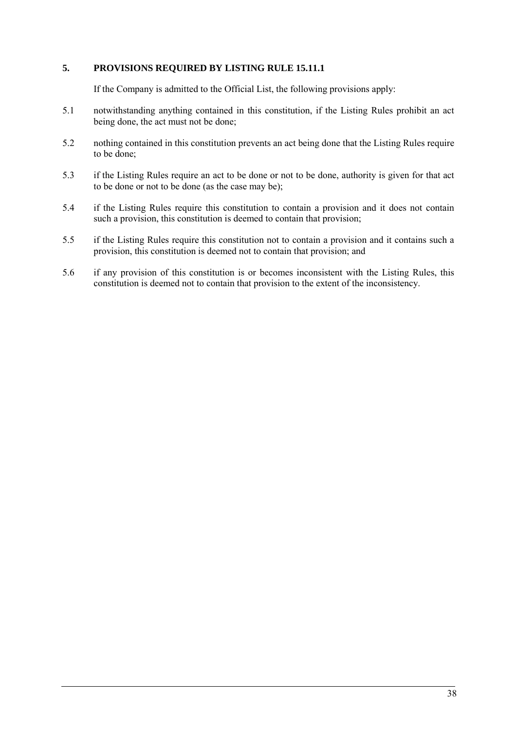## 5. PROVISIONS REQUIRED BY LISTING RULE 15.11.1

If the Company is admitted to the Official List, the following provisions apply:

5.1 notwithstanding anything contained in this constitution, if the Listing Rules prohibit an act being done, the act must not be done;

5.2 nothing contained in this constitution prevents an act being done that the Listing Rules require to be done;

5.3 if the Listing Rules require an act to be done or not to be done, authority is given for that act to be done or not to be done (as the case may be);

5.4 if the Listing Rules require this constitution to contain a provision and it does not contain such a provision, this constitution is deemed to contain that provision;

5.5 if the Listing Rules require this constitution not to contain a provision and it contains such a provision, this constitution is deemed not to contain that provision; and

5.6 if any provision of this constitution is or becomes inconsistent with the Listing Rules, this constitution is deemed not to contain that provision to the extent of the inconsistency.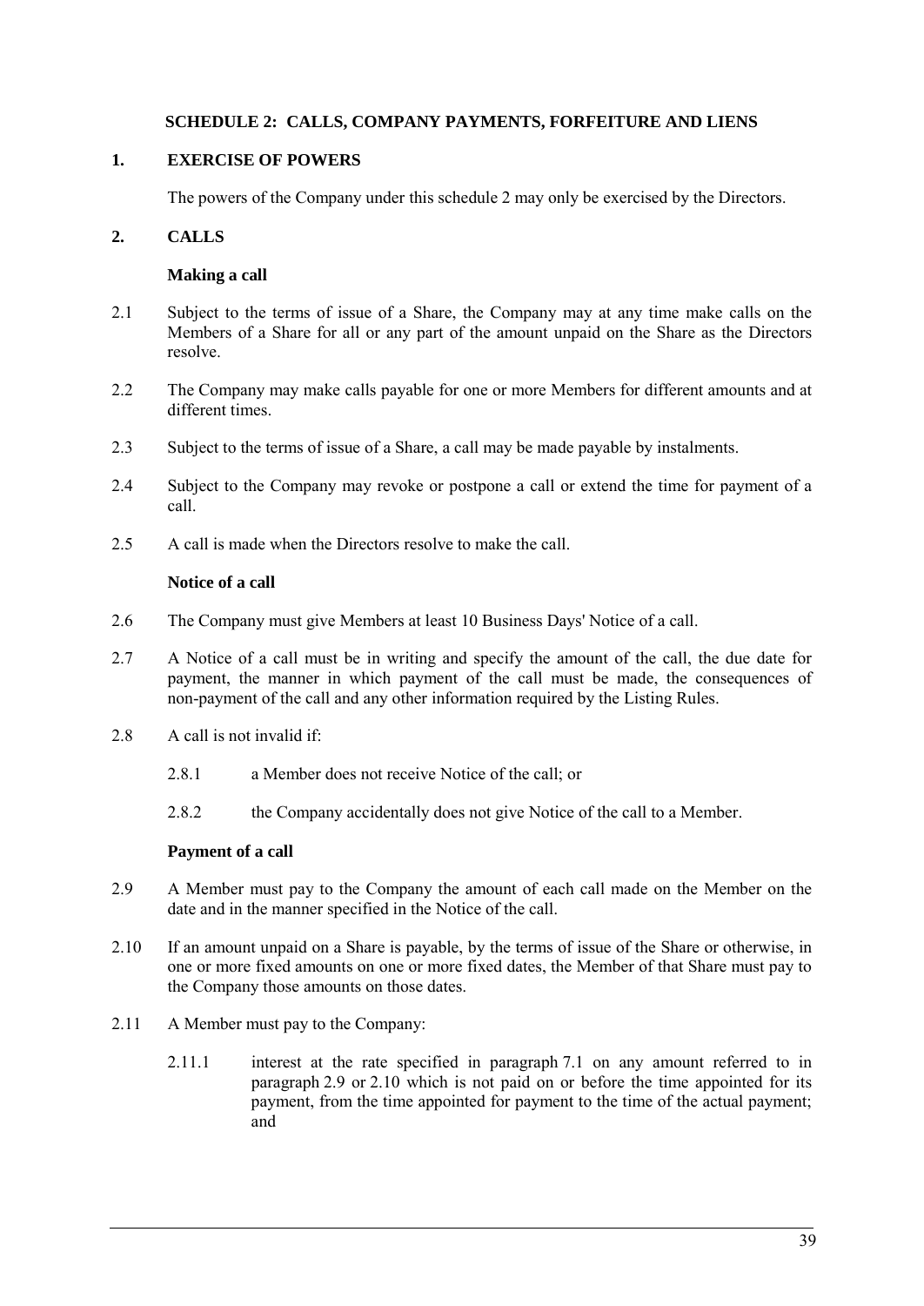## SCHEDULE 2: CALLS, COMPANY PAYMENTS, FORFEITURE AND LIENS

### 1. EXERCISE OF POWERS

The powers of the Company under this schedule 2 may only be exercised by the Directors.

### 2. CALLS

**Making a call**

2.1 Subject to the terms of issue of a Share, the Company may at any time make calls on the Members of a Share for all or any part of the amount unpaid on the Share as the Directors resolve.

2.2 The Company may make calls payable for one or more Members for different amounts and at different times.

2.3 Subject to the terms of issue of a Share, a call may be made payable by instalments.

2.4 Subject to the Company may revoke or postpone a call or extend the time for payment of a call.

2.5 A call is made when the Directors resolve to make the call.

**Notice of a call**

2.6 The Company must give Members at least 10 Business Days' Notice of a call.

2.7 A Notice of a call must be in writing and specify the amount of the call, the due date for payment, the manner in which payment of the call must be made, the consequences of non-payment of the call and any other information required by the Listing Rules.

2.8 A call is not invalid if:

2.8.1 a Member does not receive Notice of the call; or

2.8.2 the Company accidentally does not give Notice of the call to a Member.

**Payment of a call**

2.9 A Member must pay to the Company the amount of each call made on the Member on the date and in the manner specified in the Notice of the call.

2.10 If an amount unpaid on a Share is payable, by the terms of issue of the Share or otherwise, in one or more fixed amounts on one or more fixed dates, the Member of that Share must pay to the Company those amounts on those dates.

2.11 A Member must pay to the Company:

2.11.1 interest at the rate specified in paragraph 7.1 on any amount referred to in paragraph 2.9 or 2.10 which is not paid on or before the time appointed for its payment, from the time appointed for payment to the time of the actual payment; and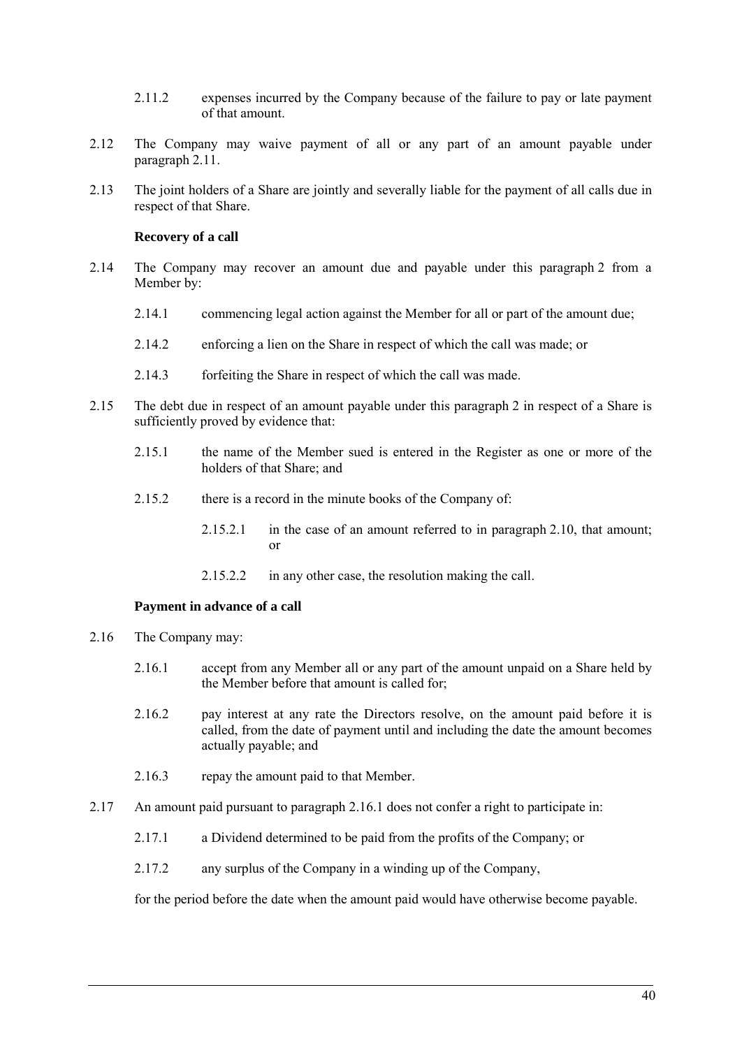2.11.2 expenses incurred by the Company because of the failure to pay or late payment of that amount.

2.12 The Company may waive payment of all or any part of an amount payable under paragraph 2.11.

2.13 The joint holders of a Share are jointly and severally liable for the payment of all calls due in respect of that Share.

**Recovery of a call**

2.14 The Company may recover an amount due and payable under this paragraph 2 from a Member by:

2.14.1 commencing legal action against the Member for all or part of the amount due;

2.14.2 enforcing a lien on the Share in respect of which the call was made; or

2.14.3 forfeiting the Share in respect of which the call was made.

2.15 The debt due in respect of an amount payable under this paragraph 2 in respect of a Share is sufficiently proved by evidence that:

2.15.1 the name of the Member sued is entered in the Register as one or more of the holders of that Share; and

2.15.2 there is a record in the minute books of the Company of:

2.15.2.1 in the case of an amount referred to in paragraph 2.10, that amount; or

2.15.2.2 in any other case, the resolution making the call.

**Payment in advance of a call**

2.16 The Company may:

2.16.1 accept from any Member all or any part of the amount unpaid on a Share held by the Member before that amount is called for;

2.16.2 pay interest at any rate the Directors resolve, on the amount paid before it is called, from the date of payment until and including the date the amount becomes actually payable; and

2.16.3 repay the amount paid to that Member.

2.17 An amount paid pursuant to paragraph 2.16.1 does not confer a right to participate in:

2.17.1 a Dividend determined to be paid from the profits of the Company; or

2.17.2 any surplus of the Company in a winding up of the Company,

for the period before the date when the amount paid would have otherwise become payable.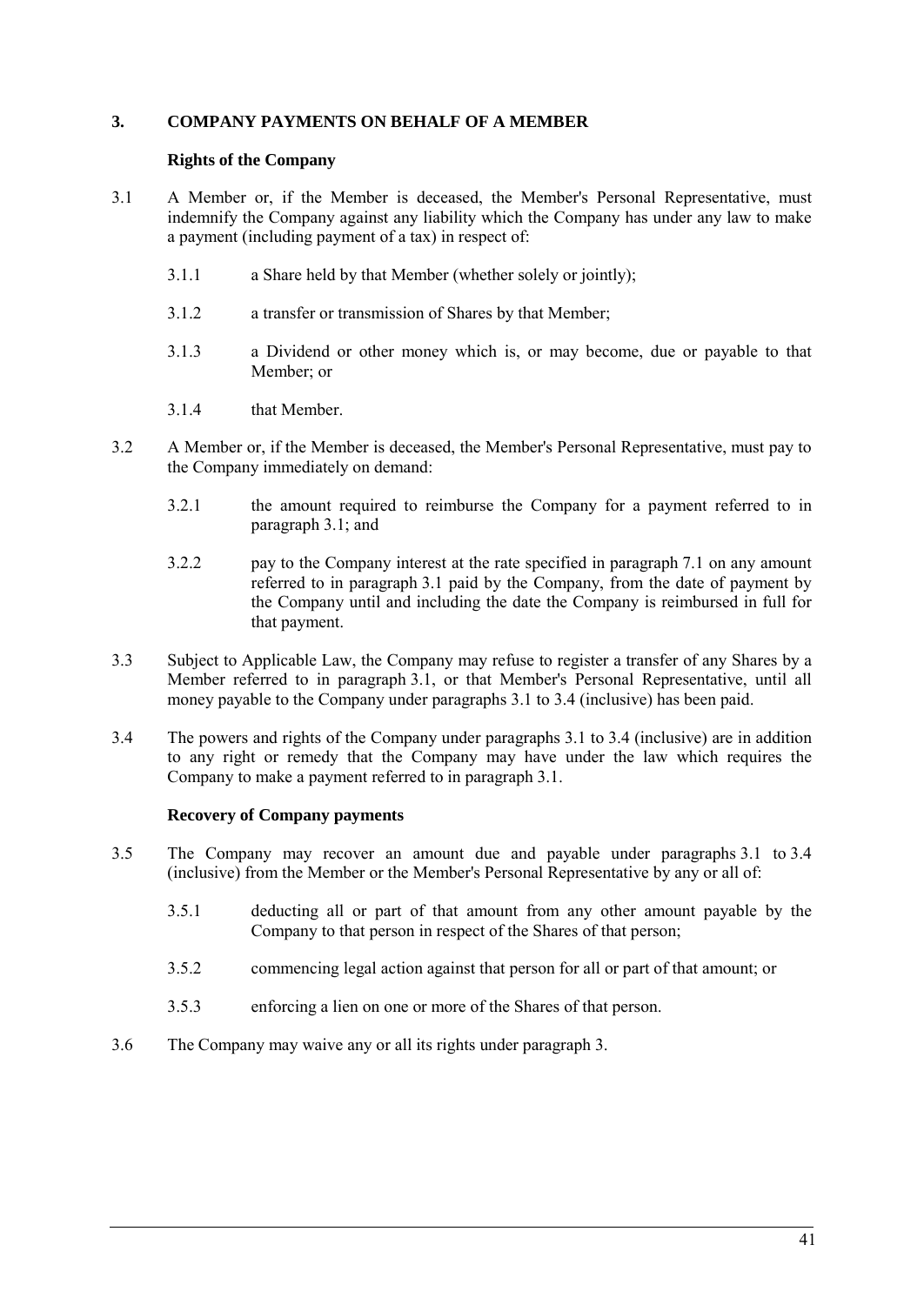## 3. COMPANY PAYMENTS ON BEHALF OF A MEMBER

### Rights of the Company

3.1 A Member or, if the Member is deceased, the Member's Personal Representative, must indemnify the Company against any liability which the Company has under any law to make a payment (including payment of a tax) in respect of:

3.1.1 a Share held by that Member (whether solely or jointly);

3.1.2 a transfer or transmission of Shares by that Member;

3.1.3 a Dividend or other money which is, or may become, due or payable to that Member; or

3.1.4 that Member.

3.2 A Member or, if the Member is deceased, the Member's Personal Representative, must pay to the Company immediately on demand:

3.2.1 the amount required to reimburse the Company for a payment referred to in paragraph 3.1; and

3.2.2 pay to the Company interest at the rate specified in paragraph 7.1 on any amount referred to in paragraph 3.1 paid by the Company, from the date of payment by the Company until and including the date the Company is reimbursed in full for that payment.

3.3 Subject to Applicable Law, the Company may refuse to register a transfer of any Shares by a Member referred to in paragraph 3.1, or that Member's Personal Representative, until all money payable to the Company under paragraphs 3.1 to 3.4 (inclusive) has been paid.

3.4 The powers and rights of the Company under paragraphs 3.1 to 3.4 (inclusive) are in addition to any right or remedy that the Company may have under the law which requires the Company to make a payment referred to in paragraph 3.1.

### Recovery of Company payments

3.5 The Company may recover an amount due and payable under paragraphs 3.1 to 3.4 (inclusive) from the Member or the Member's Personal Representative by any or all of:

3.5.1 deducting all or part of that amount from any other amount payable by the Company to that person in respect of the Shares of that person;

3.5.2 commencing legal action against that person for all or part of that amount; or

3.5.3 enforcing a lien on one or more of the Shares of that person.

3.6 The Company may waive any or all its rights under paragraph 3.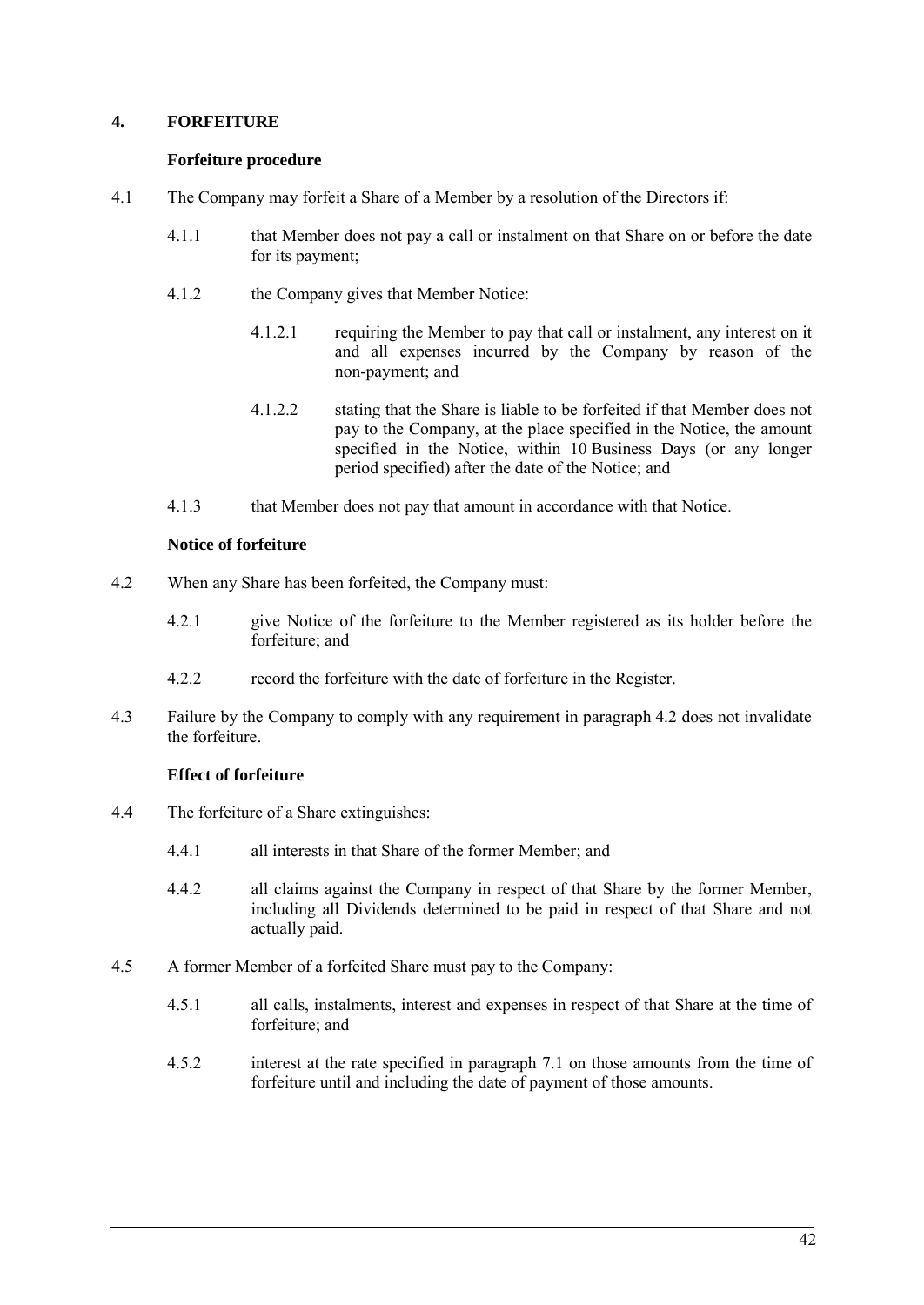## 4. FORFEITURE

### Forfeiture procedure

4.1 The Company may forfeit a Share of a Member by a resolution of the Directors if:

4.1.1 that Member does not pay a call or instalment on that Share on or before the date for its payment;

4.1.2 the Company gives that Member Notice:

4.1.2.1 requiring the Member to pay that call or instalment, any interest on it and all expenses incurred by the Company by reason of the non-payment; and

4.1.2.2 stating that the Share is liable to be forfeited if that Member does not pay to the Company, at the place specified in the Notice, the amount specified in the Notice, within 10 Business Days (or any longer period specified) after the date of the Notice; and

4.1.3 that Member does not pay that amount in accordance with that Notice.

### Notice of forfeiture

4.2 When any Share has been forfeited, the Company must:

4.2.1 give Notice of the forfeiture to the Member registered as its holder before the forfeiture; and

4.2.2 record the forfeiture with the date of forfeiture in the Register.

4.3 Failure by the Company to comply with any requirement in paragraph 4.2 does not invalidate the forfeiture.

### Effect of forfeiture

4.4 The forfeiture of a Share extinguishes:

4.4.1 all interests in that Share of the former Member; and

4.4.2 all claims against the Company in respect of that Share by the former Member, including all Dividends determined to be paid in respect of that Share and not actually paid.

4.5 A former Member of a forfeited Share must pay to the Company:

4.5.1 all calls, instalments, interest and expenses in respect of that Share at the time of forfeiture; and

4.5.2 interest at the rate specified in paragraph 7.1 on those amounts from the time of forfeiture until and including the date of payment of those amounts.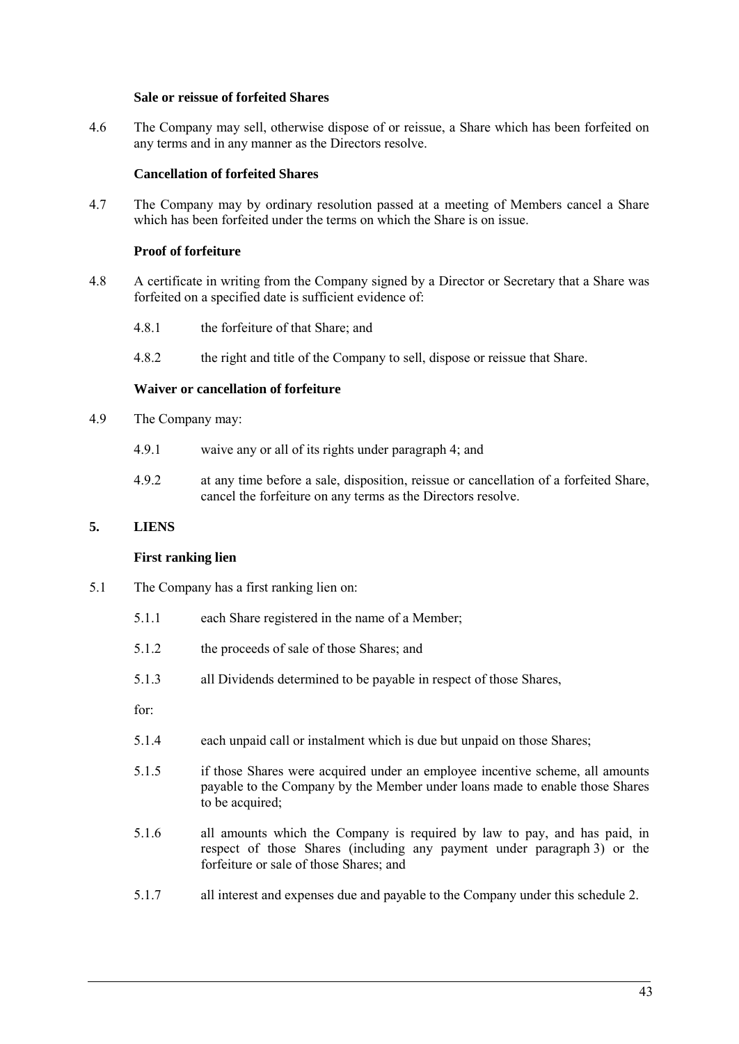**Sale or reissue of forfeited Shares**

4.6 The Company may sell, otherwise dispose of or reissue, a Share which has been forfeited on any terms and in any manner as the Directors resolve.

**Cancellation of forfeited Shares**

4.7 The Company may by ordinary resolution passed at a meeting of Members cancel a Share which has been forfeited under the terms on which the Share is on issue.

**Proof of forfeiture**

4.8 A certificate in writing from the Company signed by a Director or Secretary that a Share was forfeited on a specified date is sufficient evidence of:

4.8.1 the forfeiture of that Share; and

4.8.2 the right and title of the Company to sell, dispose or reissue that Share.

**Waiver or cancellation of forfeiture**

4.9 The Company may:

4.9.1 waive any or all of its rights under paragraph 4; and

4.9.2 at any time before a sale, disposition, reissue or cancellation of a forfeited Share, cancel the forfeiture on any terms as the Directors resolve.

## 5. LIENS

**First ranking lien**

5.1 The Company has a first ranking lien on:

5.1.1 each Share registered in the name of a Member;

5.1.2 the proceeds of sale of those Shares; and

5.1.3 all Dividends determined to be payable in respect of those Shares,

for:

5.1.4 each unpaid call or instalment which is due but unpaid on those Shares;

5.1.5 if those Shares were acquired under an employee incentive scheme, all amounts payable to the Company by the Member under loans made to enable those Shares to be acquired;

5.1.6 all amounts which the Company is required by law to pay, and has paid, in respect of those Shares (including any payment under paragraph 3) or the forfeiture or sale of those Shares; and

5.1.7 all interest and expenses due and payable to the Company under this schedule 2.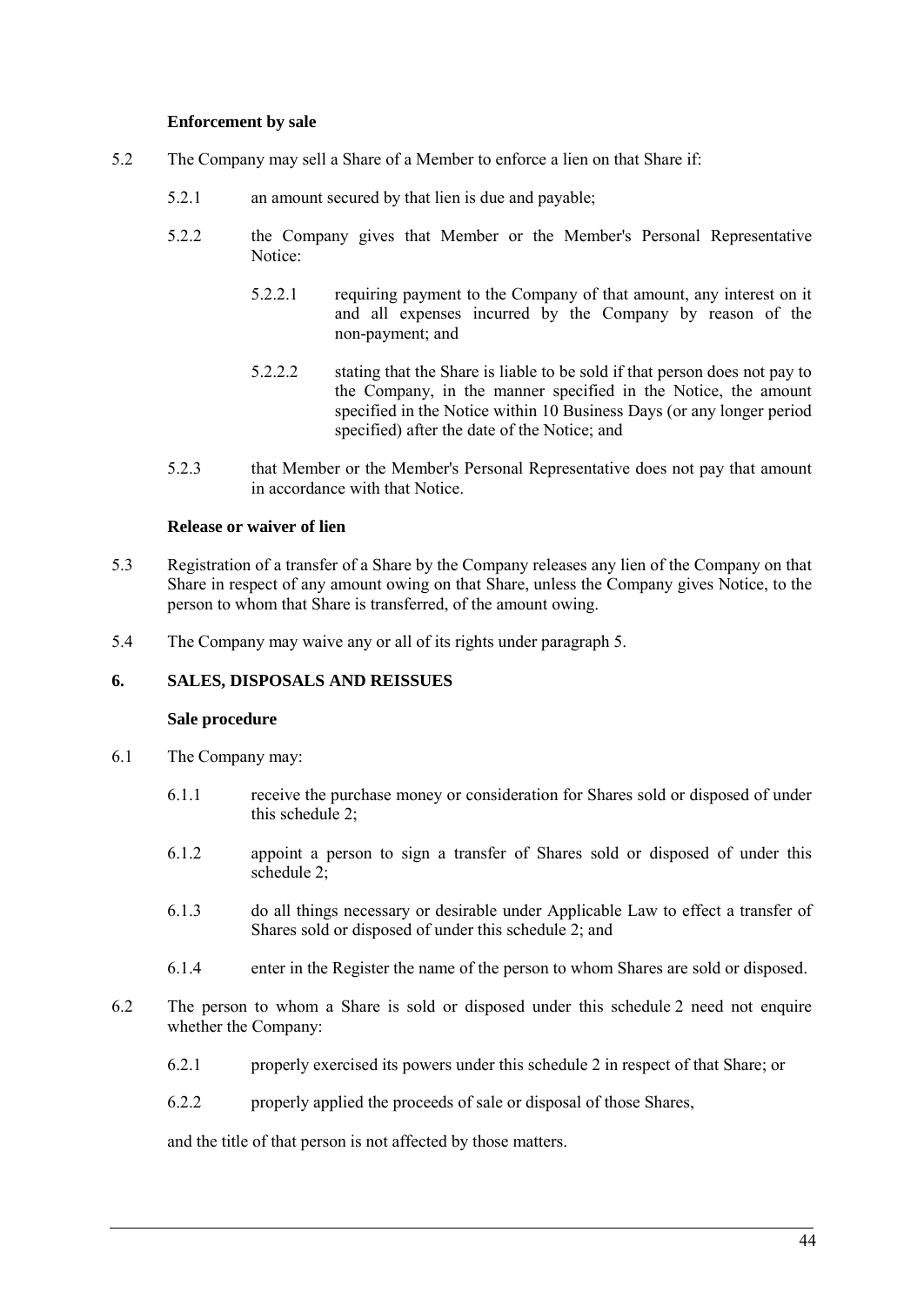**Enforcement by sale**

5.2 The Company may sell a Share of a Member to enforce a lien on that Share if:

5.2.1 an amount secured by that lien is due and payable;

5.2.2 the Company gives that Member or the Member's Personal Representative Notice:

5.2.2.1 requiring payment to the Company of that amount, any interest on it and all expenses incurred by the Company by reason of the non-payment; and

5.2.2.2 stating that the Share is liable to be sold if that person does not pay to the Company, in the manner specified in the Notice, the amount specified in the Notice within 10 Business Days (or any longer period specified) after the date of the Notice; and

5.2.3 that Member or the Member's Personal Representative does not pay that amount in accordance with that Notice.

**Release or waiver of lien**

5.3 Registration of a transfer of a Share by the Company releases any lien of the Company on that Share in respect of any amount owing on that Share, unless the Company gives Notice, to the person to whom that Share is transferred, of the amount owing.

5.4 The Company may waive any or all of its rights under paragraph 5.

## 6. SALES, DISPOSALS AND REISSUES

**Sale procedure**

6.1 The Company may:

6.1.1 receive the purchase money or consideration for Shares sold or disposed of under this schedule 2;

6.1.2 appoint a person to sign a transfer of Shares sold or disposed of under this schedule 2;

6.1.3 do all things necessary or desirable under Applicable Law to effect a transfer of Shares sold or disposed of under this schedule 2; and

6.1.4 enter in the Register the name of the person to whom Shares are sold or disposed.

6.2 The person to whom a Share is sold or disposed under this schedule 2 need not enquire whether the Company:

6.2.1 properly exercised its powers under this schedule 2 in respect of that Share; or

6.2.2 properly applied the proceeds of sale or disposal of those Shares,

and the title of that person is not affected by those matters.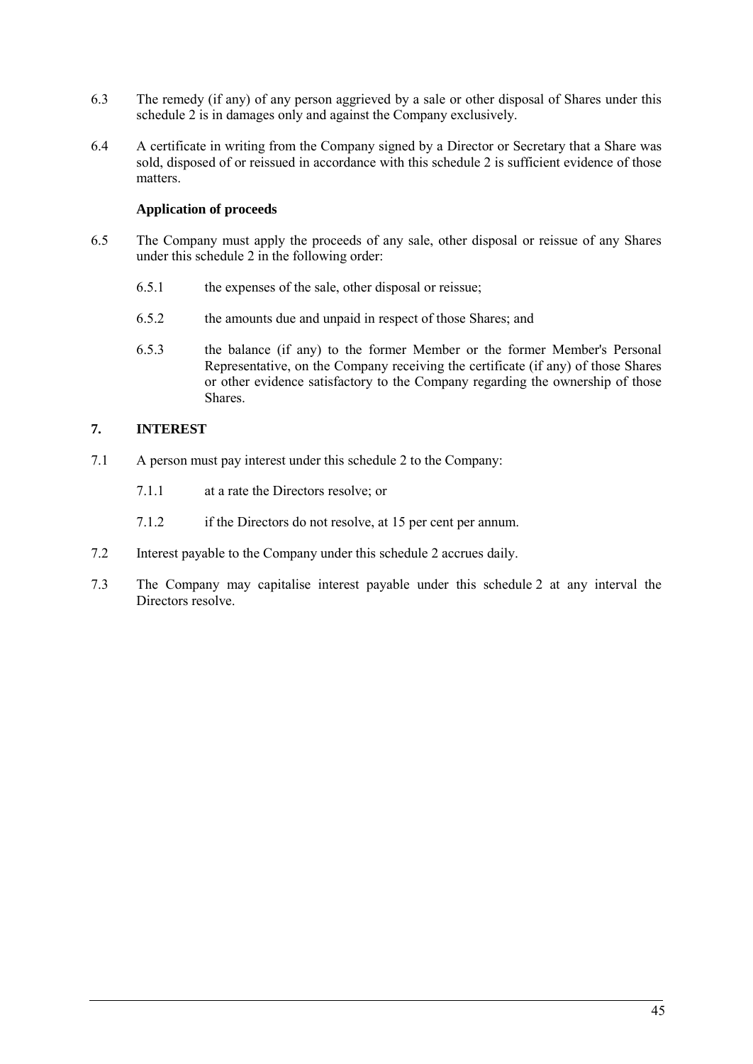6.3 The remedy (if any) of any person aggrieved by a sale or other disposal of Shares under this schedule 2 is in damages only and against the Company exclusively.

6.4 A certificate in writing from the Company signed by a Director or Secretary that a Share was sold, disposed of or reissued in accordance with this schedule 2 is sufficient evidence of those matters.

**Application of proceeds**

6.5 The Company must apply the proceeds of any sale, other disposal or reissue of any Shares under this schedule 2 in the following order:

6.5.1 the expenses of the sale, other disposal or reissue;

6.5.2 the amounts due and unpaid in respect of those Shares; and

6.5.3 the balance (if any) to the former Member or the former Member's Personal Representative, on the Company receiving the certificate (if any) of those Shares or other evidence satisfactory to the Company regarding the ownership of those Shares.

## 7. INTEREST

7.1 A person must pay interest under this schedule 2 to the Company:

7.1.1 at a rate the Directors resolve; or

7.1.2 if the Directors do not resolve, at 15 per cent per annum.

7.2 Interest payable to the Company under this schedule 2 accrues daily.

7.3 The Company may capitalise interest payable under this schedule 2 at any interval the Directors resolve.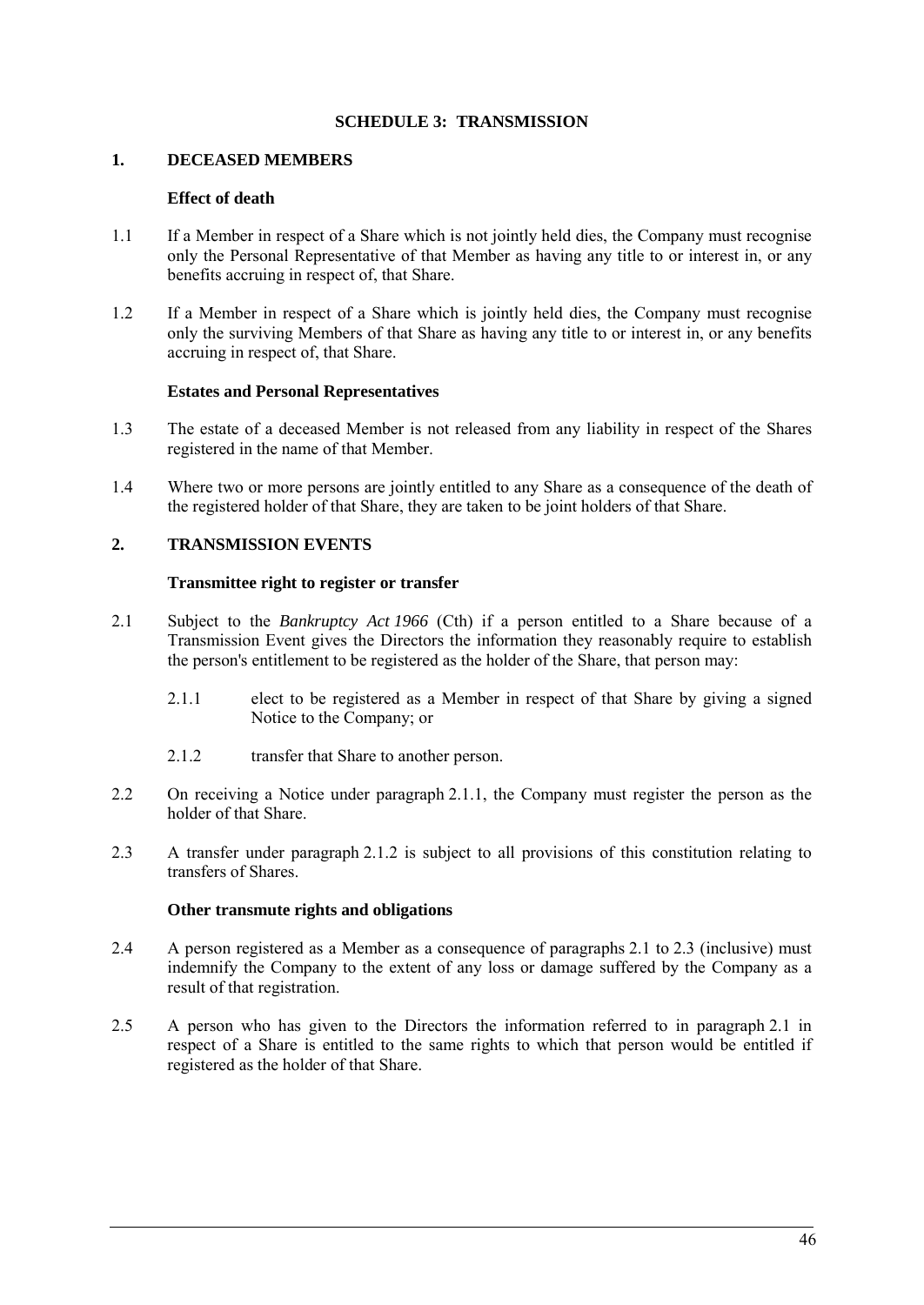# SCHEDULE 3: TRANSMISSION

## 1. DECEASED MEMBERS

### Effect of death

1.1 If a Member in respect of a Share which is not jointly held dies, the Company must recognise only the Personal Representative of that Member as having any title to or interest in, or any benefits accruing in respect of, that Share.

1.2 If a Member in respect of a Share which is jointly held dies, the Company must recognise only the surviving Members of that Share as having any title to or interest in, or any benefits accruing in respect of, that Share.

### Estates and Personal Representatives

1.3 The estate of a deceased Member is not released from any liability in respect of the Shares registered in the name of that Member.

1.4 Where two or more persons are jointly entitled to any Share as a consequence of the death of the registered holder of that Share, they are taken to be joint holders of that Share.

## 2. TRANSMISSION EVENTS

### Transmittee right to register or transfer

2.1 Subject to the *Bankruptcy Act 1966* (Cth) if a person entitled to a Share because of a Transmission Event gives the Directors the information they reasonably require to establish the person's entitlement to be registered as the holder of the Share, that person may:

2.1.1 elect to be registered as a Member in respect of that Share by giving a signed Notice to the Company; or

2.1.2 transfer that Share to another person.

2.2 On receiving a Notice under paragraph 2.1.1, the Company must register the person as the holder of that Share.

2.3 A transfer under paragraph 2.1.2 is subject to all provisions of this constitution relating to transfers of Shares.

### Other transmute rights and obligations

2.4 A person registered as a Member as a consequence of paragraphs 2.1 to 2.3 (inclusive) must indemnify the Company to the extent of any loss or damage suffered by the Company as a result of that registration.

2.5 A person who has given to the Directors the information referred to in paragraph 2.1 in respect of a Share is entitled to the same rights to which that person would be entitled if registered as the holder of that Share.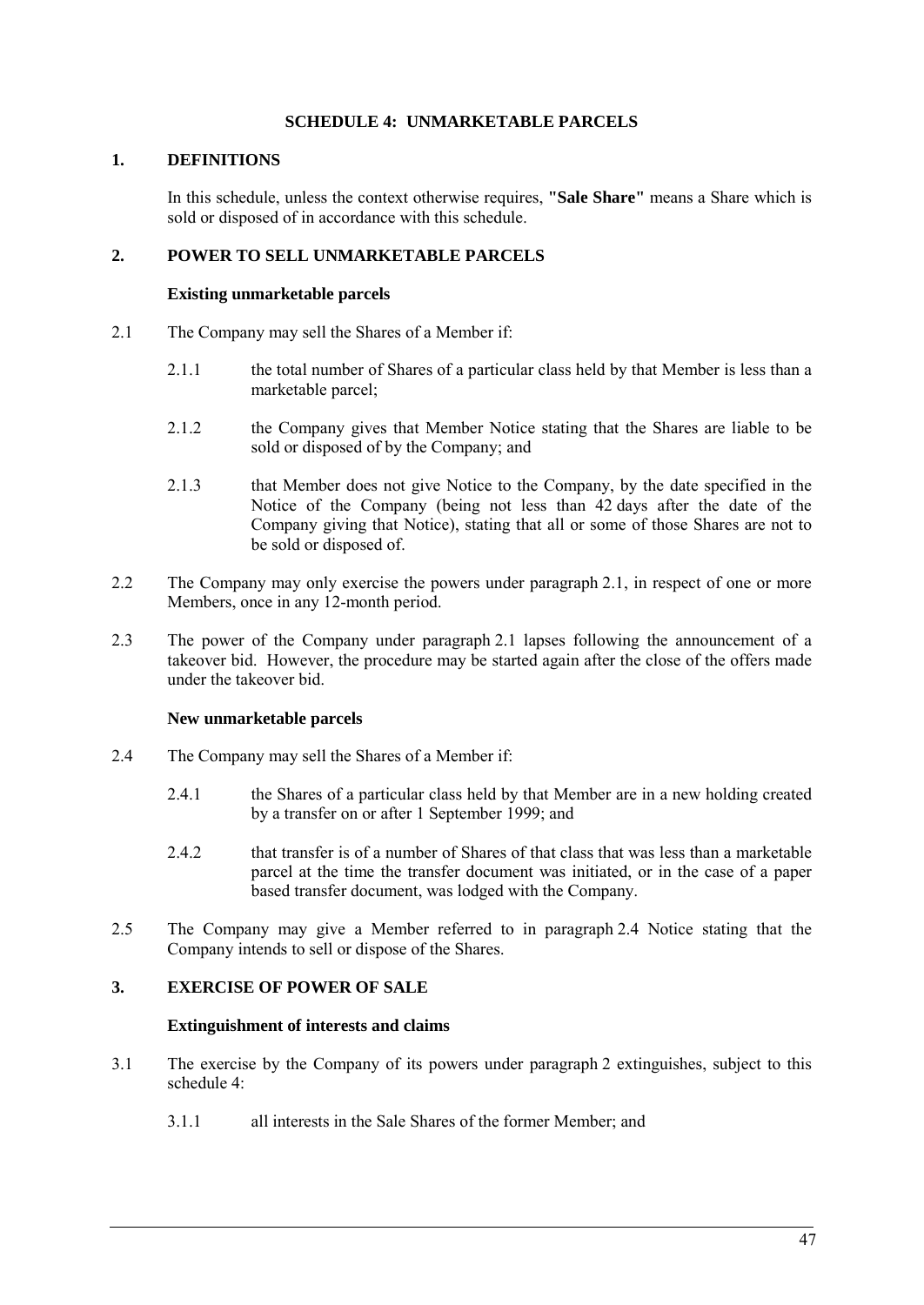# SCHEDULE 4: UNMARKETABLE PARCELS

## 1. DEFINITIONS

In this schedule, unless the context otherwise requires, **"Sale Share"** means a Share which is sold or disposed of in accordance with this schedule.

## 2. POWER TO SELL UNMARKETABLE PARCELS

**Existing unmarketable parcels**

2.1 The Company may sell the Shares of a Member if:

2.1.1 the total number of Shares of a particular class held by that Member is less than a marketable parcel;

2.1.2 the Company gives that Member Notice stating that the Shares are liable to be sold or disposed of by the Company; and

2.1.3 that Member does not give Notice to the Company, by the date specified in the Notice of the Company (being not less than 42 days after the date of the Company giving that Notice), stating that all or some of those Shares are not to be sold or disposed of.

2.2 The Company may only exercise the powers under paragraph 2.1, in respect of one or more Members, once in any 12-month period.

2.3 The power of the Company under paragraph 2.1 lapses following the announcement of a takeover bid. However, the procedure may be started again after the close of the offers made under the takeover bid.

**New unmarketable parcels**

2.4 The Company may sell the Shares of a Member if:

2.4.1 the Shares of a particular class held by that Member are in a new holding created by a transfer on or after 1 September 1999; and

2.4.2 that transfer is of a number of Shares of that class that was less than a marketable parcel at the time the transfer document was initiated, or in the case of a paper based transfer document, was lodged with the Company.

2.5 The Company may give a Member referred to in paragraph 2.4 Notice stating that the Company intends to sell or dispose of the Shares.

## 3. EXERCISE OF POWER OF SALE

**Extinguishment of interests and claims**

3.1 The exercise by the Company of its powers under paragraph 2 extinguishes, subject to this schedule 4:

3.1.1 all interests in the Sale Shares of the former Member; and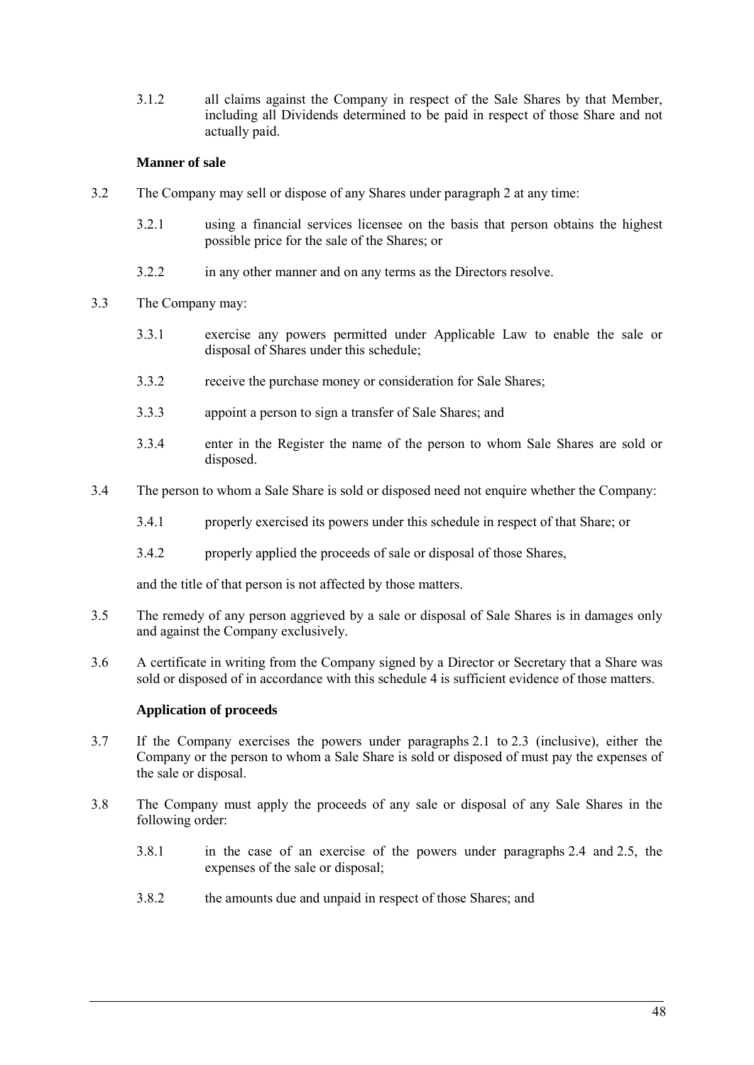3.1.2 all claims against the Company in respect of the Sale Shares by that Member, including all Dividends determined to be paid in respect of those Share and not actually paid.

**Manner of sale**

3.2 The Company may sell or dispose of any Shares under paragraph 2 at any time:

3.2.1 using a financial services licensee on the basis that person obtains the highest possible price for the sale of the Shares; or

3.2.2 in any other manner and on any terms as the Directors resolve.

3.3 The Company may:

3.3.1 exercise any powers permitted under Applicable Law to enable the sale or disposal of Shares under this schedule;

3.3.2 receive the purchase money or consideration for Sale Shares;

3.3.3 appoint a person to sign a transfer of Sale Shares; and

3.3.4 enter in the Register the name of the person to whom Sale Shares are sold or disposed.

3.4 The person to whom a Sale Share is sold or disposed need not enquire whether the Company:

3.4.1 properly exercised its powers under this schedule in respect of that Share; or

3.4.2 properly applied the proceeds of sale or disposal of those Shares,

and the title of that person is not affected by those matters.

3.5 The remedy of any person aggrieved by a sale or disposal of Sale Shares is in damages only and against the Company exclusively.

3.6 A certificate in writing from the Company signed by a Director or Secretary that a Share was sold or disposed of in accordance with this schedule 4 is sufficient evidence of those matters.

**Application of proceeds**

3.7 If the Company exercises the powers under paragraphs 2.1 to 2.3 (inclusive), either the Company or the person to whom a Sale Share is sold or disposed of must pay the expenses of the sale or disposal.

3.8 The Company must apply the proceeds of any sale or disposal of any Sale Shares in the following order:

3.8.1 in the case of an exercise of the powers under paragraphs 2.4 and 2.5, the expenses of the sale or disposal;

3.8.2 the amounts due and unpaid in respect of those Shares; and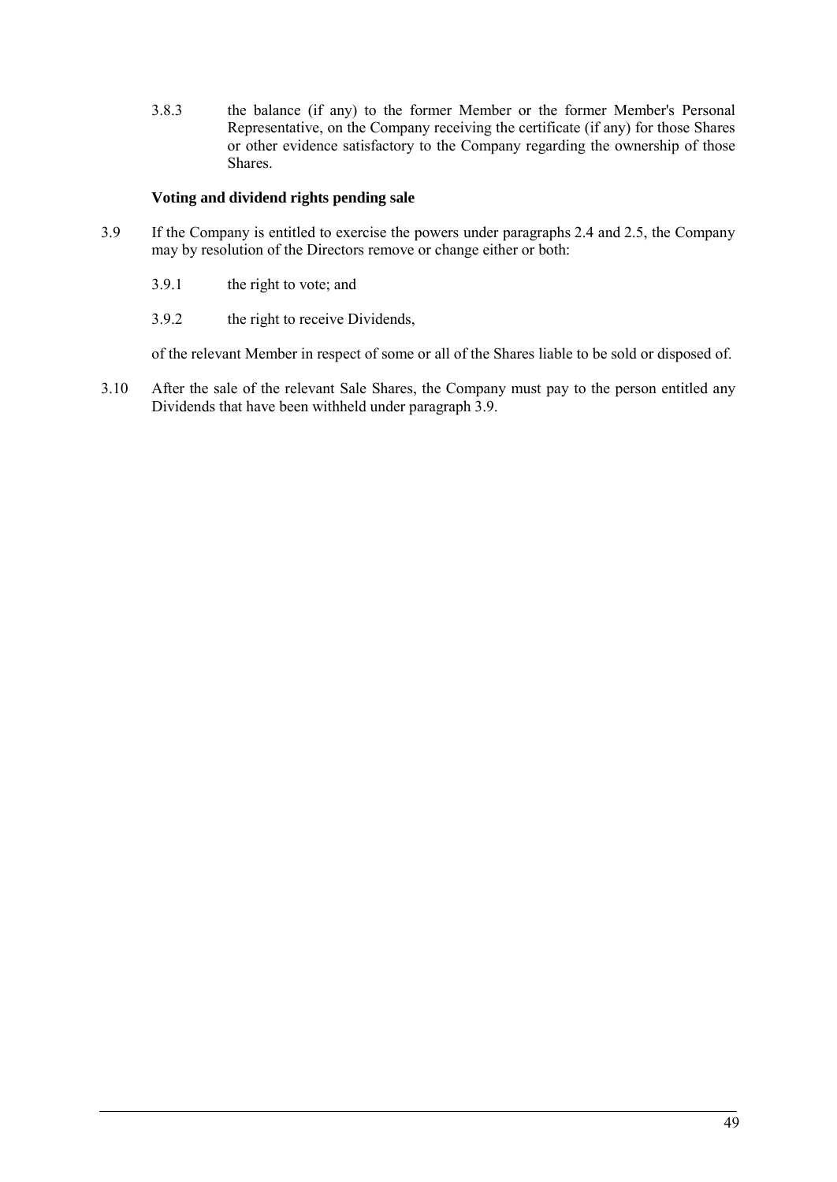3.8.3 the balance (if any) to the former Member or the former Member's Personal Representative, on the Company receiving the certificate (if any) for those Shares or other evidence satisfactory to the Company regarding the ownership of those Shares.

**Voting and dividend rights pending sale**

3.9 If the Company is entitled to exercise the powers under paragraphs 2.4 and 2.5, the Company may by resolution of the Directors remove or change either or both:

3.9.1 the right to vote; and

3.9.2 the right to receive Dividends,

of the relevant Member in respect of some or all of the Shares liable to be sold or disposed of.

3.10 After the sale of the relevant Sale Shares, the Company must pay to the person entitled any Dividends that have been withheld under paragraph 3.9.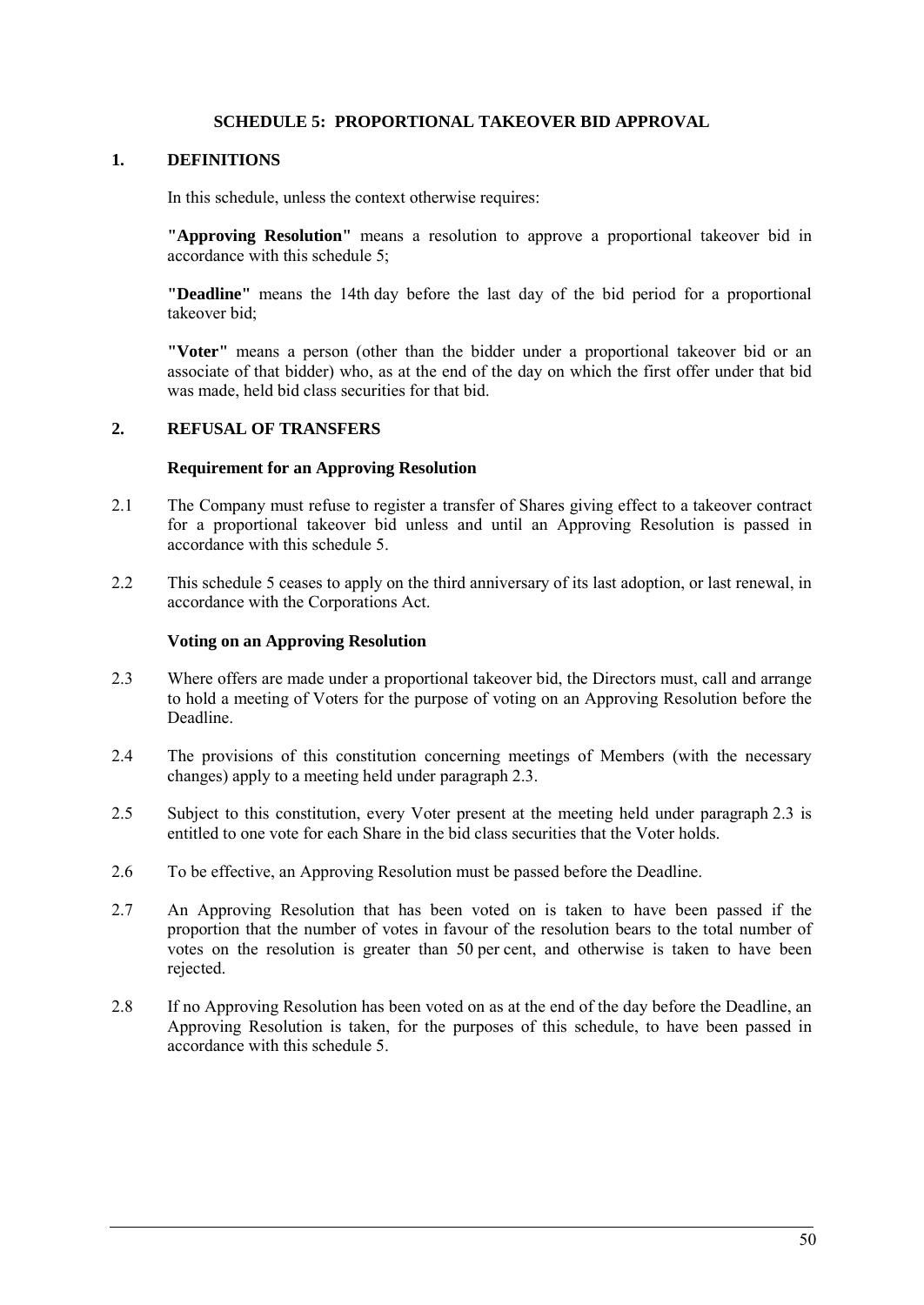## SCHEDULE 5: PROPORTIONAL TAKEOVER BID APPROVAL

### 1. DEFINITIONS

In this schedule, unless the context otherwise requires:

**"Approving Resolution"** means a resolution to approve a proportional takeover bid in accordance with this schedule 5;

**"Deadline"** means the 14th day before the last day of the bid period for a proportional takeover bid;

**"Voter"** means a person (other than the bidder under a proportional takeover bid or an associate of that bidder) who, as at the end of the day on which the first offer under that bid was made, held bid class securities for that bid.

### 2. REFUSAL OF TRANSFERS

**Requirement for an Approving Resolution**

2.1 The Company must refuse to register a transfer of Shares giving effect to a takeover contract for a proportional takeover bid unless and until an Approving Resolution is passed in accordance with this schedule 5.

2.2 This schedule 5 ceases to apply on the third anniversary of its last adoption, or last renewal, in accordance with the Corporations Act.

**Voting on an Approving Resolution**

2.3 Where offers are made under a proportional takeover bid, the Directors must, call and arrange to hold a meeting of Voters for the purpose of voting on an Approving Resolution before the Deadline.

2.4 The provisions of this constitution concerning meetings of Members (with the necessary changes) apply to a meeting held under paragraph 2.3.

2.5 Subject to this constitution, every Voter present at the meeting held under paragraph 2.3 is entitled to one vote for each Share in the bid class securities that the Voter holds.

2.6 To be effective, an Approving Resolution must be passed before the Deadline.

2.7 An Approving Resolution that has been voted on is taken to have been passed if the proportion that the number of votes in favour of the resolution bears to the total number of votes on the resolution is greater than 50 per cent, and otherwise is taken to have been rejected.

2.8 If no Approving Resolution has been voted on as at the end of the day before the Deadline, an Approving Resolution is taken, for the purposes of this schedule, to have been passed in accordance with this schedule 5.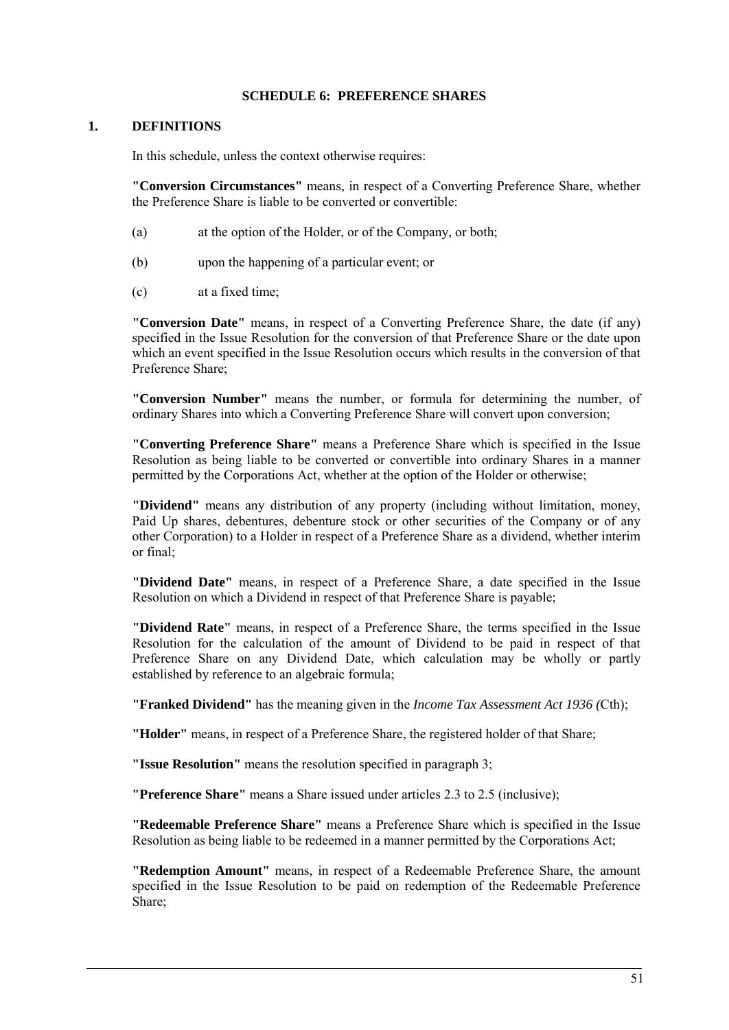## SCHEDULE 6: PREFERENCE SHARES

### 1. DEFINITIONS

In this schedule, unless the context otherwise requires:

**"Conversion Circumstances"** means, in respect of a Converting Preference Share, whether the Preference Share is liable to be converted or convertible:

(a) at the option of the Holder, or of the Company, or both;

(b) upon the happening of a particular event; or

(c) at a fixed time;

**"Conversion Date"** means, in respect of a Converting Preference Share, the date (if any) specified in the Issue Resolution for the conversion of that Preference Share or the date upon which an event specified in the Issue Resolution occurs which results in the conversion of that Preference Share;

**"Conversion Number"** means the number, or formula for determining the number, of ordinary Shares into which a Converting Preference Share will convert upon conversion;

**"Converting Preference Share"** means a Preference Share which is specified in the Issue Resolution as being liable to be converted or convertible into ordinary Shares in a manner permitted by the Corporations Act, whether at the option of the Holder or otherwise;

**"Dividend"** means any distribution of any property (including without limitation, money, Paid Up shares, debentures, debenture stock or other securities of the Company or of any other Corporation) to a Holder in respect of a Preference Share as a dividend, whether interim or final;

**"Dividend Date"** means, in respect of a Preference Share, a date specified in the Issue Resolution on which a Dividend in respect of that Preference Share is payable;

**"Dividend Rate"** means, in respect of a Preference Share, the terms specified in the Issue Resolution for the calculation of the amount of Dividend to be paid in respect of that Preference Share on any Dividend Date, which calculation may be wholly or partly established by reference to an algebraic formula;

**"Franked Dividend"** has the meaning given in the *Income Tax Assessment Act 1936 (*Cth);

**"Holder"** means, in respect of a Preference Share, the registered holder of that Share;

**"Issue Resolution"** means the resolution specified in paragraph 3;

**"Preference Share"** means a Share issued under articles 2.3 to 2.5 (inclusive);

**"Redeemable Preference Share"** means a Preference Share which is specified in the Issue Resolution as being liable to be redeemed in a manner permitted by the Corporations Act;

**"Redemption Amount"** means, in respect of a Redeemable Preference Share, the amount specified in the Issue Resolution to be paid on redemption of the Redeemable Preference Share;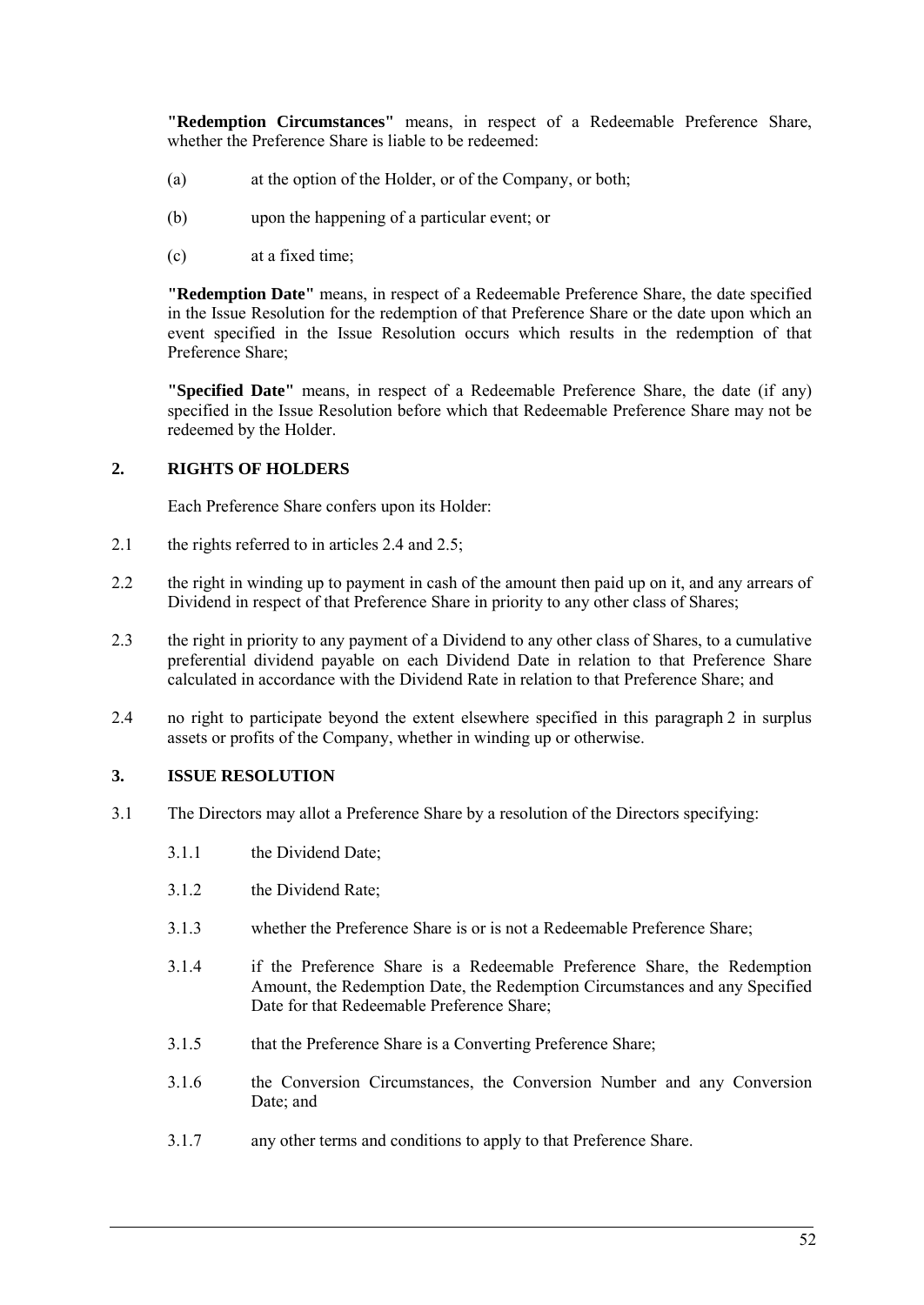**"Redemption Circumstances"** means, in respect of a Redeemable Preference Share, whether the Preference Share is liable to be redeemed:

(a) at the option of the Holder, or of the Company, or both;

(b) upon the happening of a particular event; or

(c) at a fixed time;

**"Redemption Date"** means, in respect of a Redeemable Preference Share, the date specified in the Issue Resolution for the redemption of that Preference Share or the date upon which an event specified in the Issue Resolution occurs which results in the redemption of that Preference Share;

**"Specified Date"** means, in respect of a Redeemable Preference Share, the date (if any) specified in the Issue Resolution before which that Redeemable Preference Share may not be redeemed by the Holder.

## 2. RIGHTS OF HOLDERS

Each Preference Share confers upon its Holder:

2.1 the rights referred to in articles 2.4 and 2.5;

2.2 the right in winding up to payment in cash of the amount then paid up on it, and any arrears of Dividend in respect of that Preference Share in priority to any other class of Shares;

2.3 the right in priority to any payment of a Dividend to any other class of Shares, to a cumulative preferential dividend payable on each Dividend Date in relation to that Preference Share calculated in accordance with the Dividend Rate in relation to that Preference Share; and

2.4 no right to participate beyond the extent elsewhere specified in this paragraph 2 in surplus assets or profits of the Company, whether in winding up or otherwise.

## 3. ISSUE RESOLUTION

3.1 The Directors may allot a Preference Share by a resolution of the Directors specifying:

3.1.1 the Dividend Date;

3.1.2 the Dividend Rate;

3.1.3 whether the Preference Share is or is not a Redeemable Preference Share;

3.1.4 if the Preference Share is a Redeemable Preference Share, the Redemption Amount, the Redemption Date, the Redemption Circumstances and any Specified Date for that Redeemable Preference Share;

3.1.5 that the Preference Share is a Converting Preference Share;

3.1.6 the Conversion Circumstances, the Conversion Number and any Conversion Date; and

3.1.7 any other terms and conditions to apply to that Preference Share.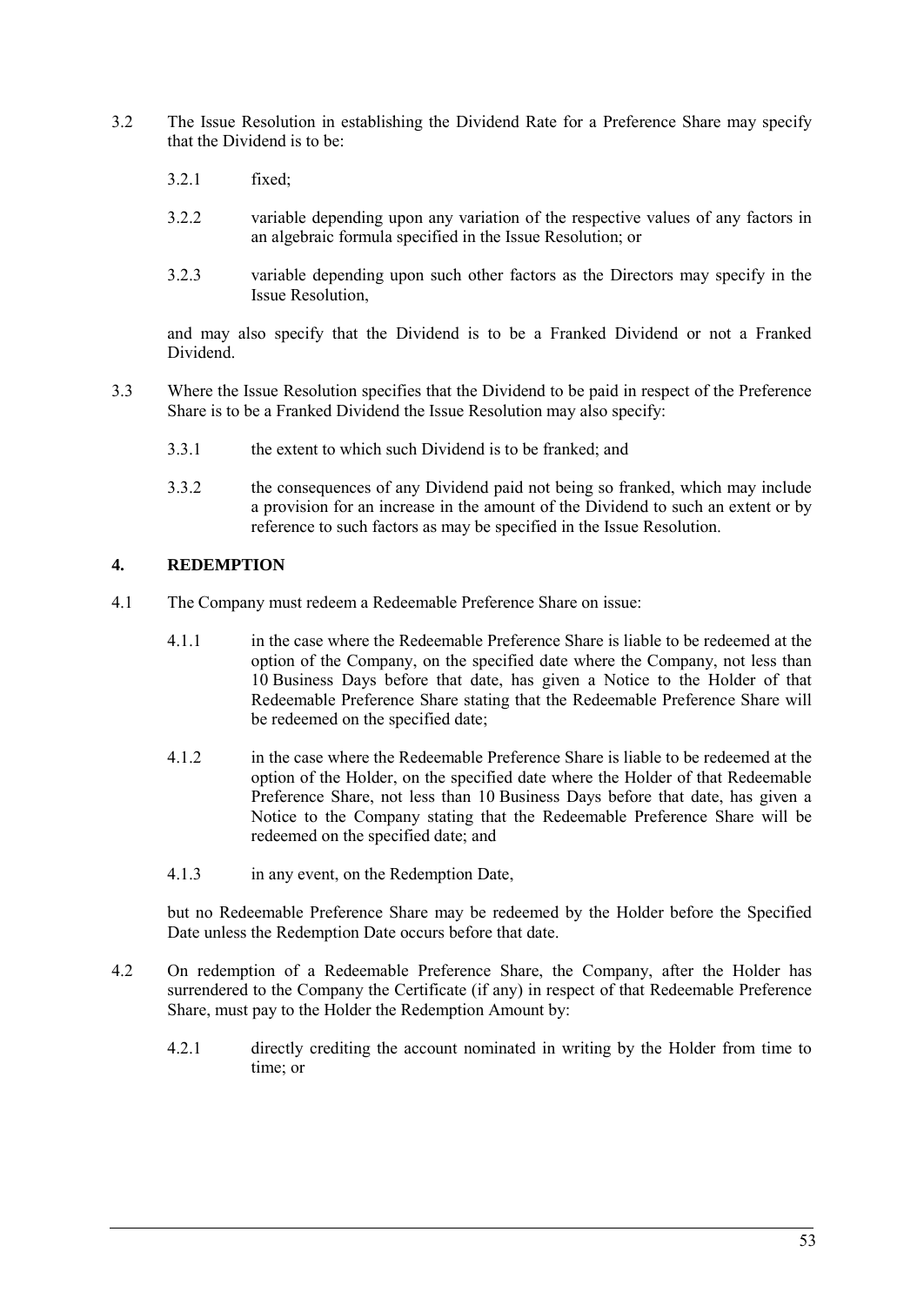3.2 The Issue Resolution in establishing the Dividend Rate for a Preference Share may specify that the Dividend is to be:

3.2.1 fixed;

3.2.2 variable depending upon any variation of the respective values of any factors in an algebraic formula specified in the Issue Resolution; or

3.2.3 variable depending upon such other factors as the Directors may specify in the Issue Resolution,

and may also specify that the Dividend is to be a Franked Dividend or not a Franked Dividend.

3.3 Where the Issue Resolution specifies that the Dividend to be paid in respect of the Preference Share is to be a Franked Dividend the Issue Resolution may also specify:

3.3.1 the extent to which such Dividend is to be franked; and

3.3.2 the consequences of any Dividend paid not being so franked, which may include a provision for an increase in the amount of the Dividend to such an extent or by reference to such factors as may be specified in the Issue Resolution.

## 4. REDEMPTION

4.1 The Company must redeem a Redeemable Preference Share on issue:

4.1.1 in the case where the Redeemable Preference Share is liable to be redeemed at the option of the Company, on the specified date where the Company, not less than 10 Business Days before that date, has given a Notice to the Holder of that Redeemable Preference Share stating that the Redeemable Preference Share will be redeemed on the specified date;

4.1.2 in the case where the Redeemable Preference Share is liable to be redeemed at the option of the Holder, on the specified date where the Holder of that Redeemable Preference Share, not less than 10 Business Days before that date, has given a Notice to the Company stating that the Redeemable Preference Share will be redeemed on the specified date; and

4.1.3 in any event, on the Redemption Date,

but no Redeemable Preference Share may be redeemed by the Holder before the Specified Date unless the Redemption Date occurs before that date.

4.2 On redemption of a Redeemable Preference Share, the Company, after the Holder has surrendered to the Company the Certificate (if any) in respect of that Redeemable Preference Share, must pay to the Holder the Redemption Amount by:

4.2.1 directly crediting the account nominated in writing by the Holder from time to time; or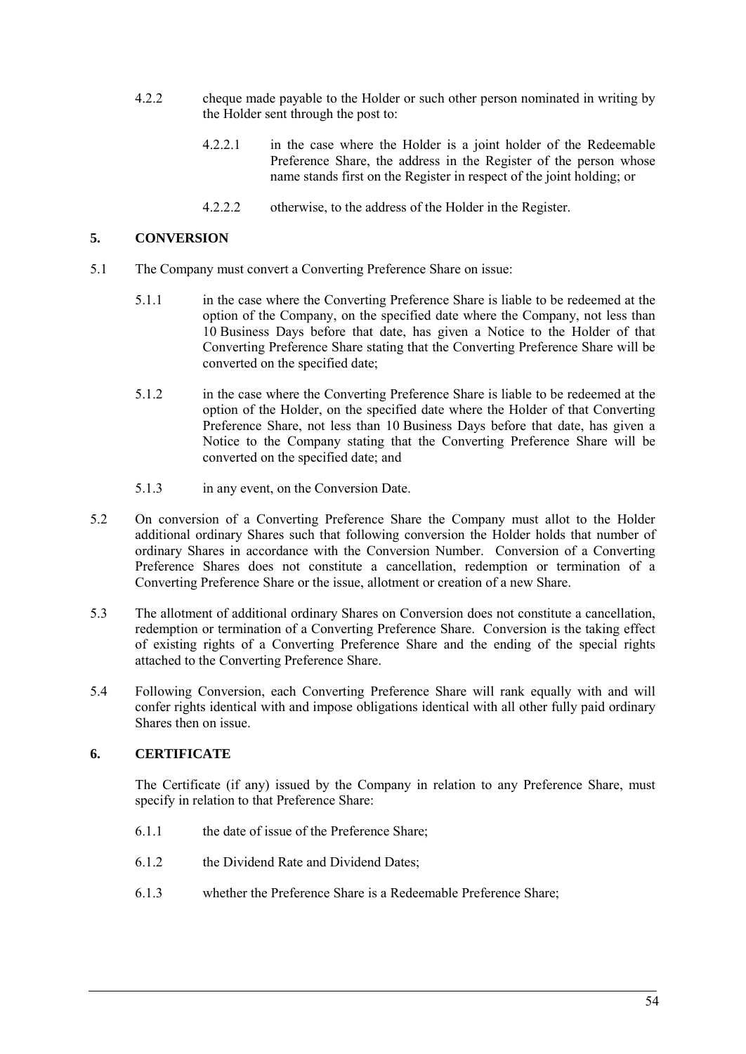4.2.2 cheque made payable to the Holder or such other person nominated in writing by the Holder sent through the post to:

4.2.2.1 in the case where the Holder is a joint holder of the Redeemable Preference Share, the address in the Register of the person whose name stands first on the Register in respect of the joint holding; or

4.2.2.2 otherwise, to the address of the Holder in the Register.

## 5. CONVERSION

5.1 The Company must convert a Converting Preference Share on issue:

5.1.1 in the case where the Converting Preference Share is liable to be redeemed at the option of the Company, on the specified date where the Company, not less than 10 Business Days before that date, has given a Notice to the Holder of that Converting Preference Share stating that the Converting Preference Share will be converted on the specified date;

5.1.2 in the case where the Converting Preference Share is liable to be redeemed at the option of the Holder, on the specified date where the Holder of that Converting Preference Share, not less than 10 Business Days before that date, has given a Notice to the Company stating that the Converting Preference Share will be converted on the specified date; and

5.1.3 in any event, on the Conversion Date.

5.2 On conversion of a Converting Preference Share the Company must allot to the Holder additional ordinary Shares such that following conversion the Holder holds that number of ordinary Shares in accordance with the Conversion Number. Conversion of a Converting Preference Shares does not constitute a cancellation, redemption or termination of a Converting Preference Share or the issue, allotment or creation of a new Share.

5.3 The allotment of additional ordinary Shares on Conversion does not constitute a cancellation, redemption or termination of a Converting Preference Share. Conversion is the taking effect of existing rights of a Converting Preference Share and the ending of the special rights attached to the Converting Preference Share.

5.4 Following Conversion, each Converting Preference Share will rank equally with and will confer rights identical with and impose obligations identical with all other fully paid ordinary Shares then on issue.

## 6. CERTIFICATE

The Certificate (if any) issued by the Company in relation to any Preference Share, must specify in relation to that Preference Share:

6.1.1 the date of issue of the Preference Share;

6.1.2 the Dividend Rate and Dividend Dates;

6.1.3 whether the Preference Share is a Redeemable Preference Share;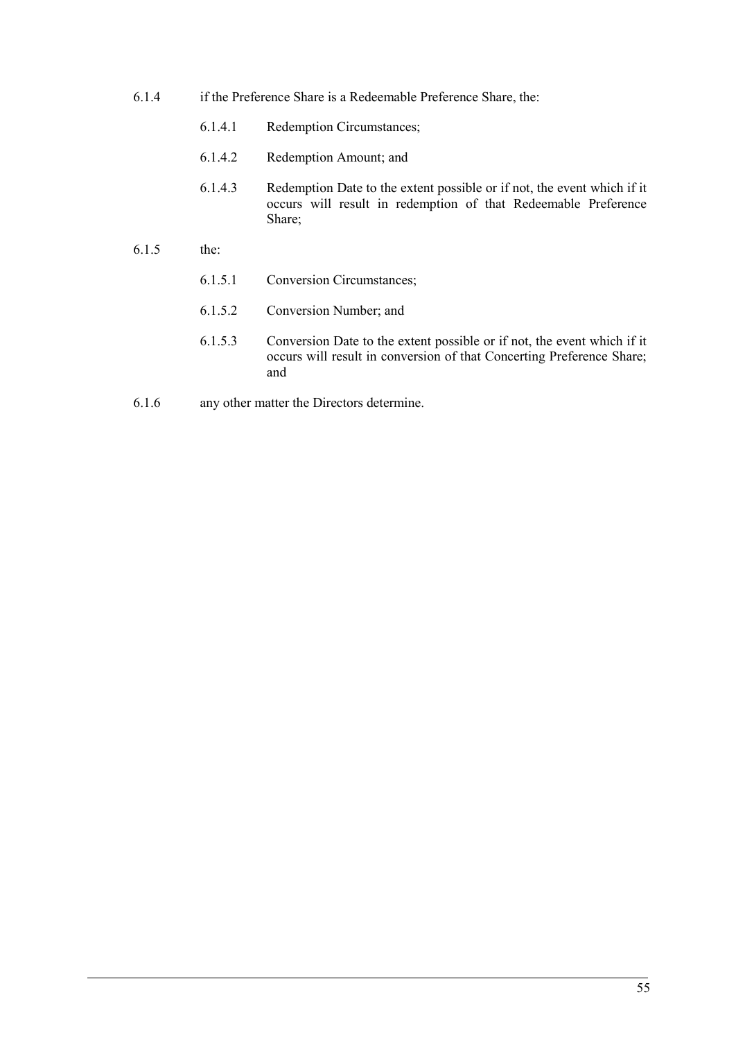6.1.4 if the Preference Share is a Redeemable Preference Share, the:

6.1.4.1 Redemption Circumstances;

6.1.4.2 Redemption Amount; and

6.1.4.3 Redemption Date to the extent possible or if not, the event which if it occurs will result in redemption of that Redeemable Preference Share;

6.1.5 the:

6.1.5.1 Conversion Circumstances;

6.1.5.2 Conversion Number; and

6.1.5.3 Conversion Date to the extent possible or if not, the event which if it occurs will result in conversion of that Concerting Preference Share; and

6.1.6 any other matter the Directors determine.